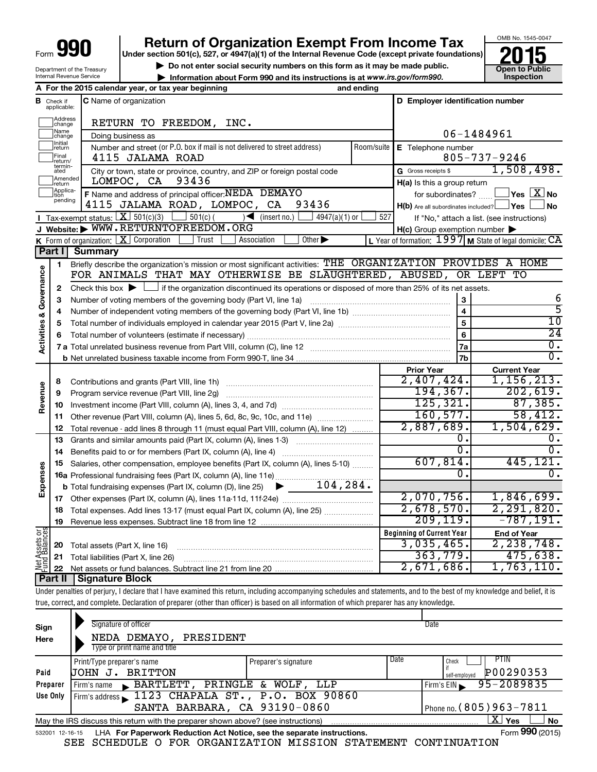Form **990**

# Return of Organization Exempt From Income Tax

**Under section 501(c), 527, or 4947(a)(1) of the Internal Revenue Code (except private foundations)**

▶ Do not enter social security numbers on this form as it may be made public.

▶ Information about Form 990 and its instructions is at www.irs.gov/form990.

Department of the Treasury
Internal Revenue Service

OMB No. 1545-0047

**2015**

**Open to Public Inspection**

**A** For the 2015 calendar year, or tax year beginning and ending

**B** Check if applicable: Address change, Name change, Initial return, Final return/terminated, Amended return, Application pending

**C** Name of organization: RETURN TO FREEDOM, INC.

Doing business as

Number and street (or P.O. box if mail is not delivered to street address): 4115 JALAMA ROAD | Room/suite

City or town, state or province, country, and ZIP or foreign postal code: LOMPOC, CA 93436

**D** Employer identification number: 06-1484961

**E** Telephone number: 805-737-9246

**G** Gross receipts $ 1,508,498.

**F** Name and address of principal officer: NEDA DEMAYO, 4115 JALAMA ROAD, LOMPOC, CA 93436

**H(a)** Is this a group return for subordinates? Yes [X] No

**H(b)** Are all subordinates included? Yes No

If "No," attach a list. (see instructions)

**H(c)** Group exemption number ▶

**I** Tax-exempt status: [X] 501(c)(3) 501(c) ( ) ◀ (insert no.) 4947(a)(1) or 527

**J** Website: ▶ WWW.RETURNTOFREEDOM.ORG

**K** Form of organization: [X] Corporation Trust Association Other ▶

**L** Year of formation: 1997 **M** State of legal domicile: CA

## Part I Summary

**Activities & Governance**

1 Briefly describe the organization's mission or most significant activities: THE ORGANIZATION PROVIDES A HOME FOR ANIMALS THAT MAY OTHERWISE BE SLAUGHTERED, ABUSED, OR LEFT TO

2 Check this box ▶ if the organization discontinued its operations or disposed of more than 25% of its net assets.

| | | | |
|---|---|---|---|
| 3 | Number of voting members of the governing body (Part VI, line 1a) | 3 | 6 |
| 4 | Number of independent voting members of the governing body (Part VI, line 1b) | 4 | 5 |
| 5 | Total number of individuals employed in calendar year 2015 (Part V, line 2a) | 5 | 10 |
| 6 | Total number of volunteers (estimate if necessary) | 6 | 24 |
| 7a | Total unrelated business revenue from Part VIII, column (C), line 12 | 7a | 0. |
| b | Net unrelated business taxable income from Form 990-T, line 34 | 7b | 0. |

| | | | Prior Year | Current Year |
|---|---|---|---|---|
| **Revenue** | 8 | Contributions and grants (Part VIII, line 1h) | 2,407,424. | 1,156,213. |
| | 9 | Program service revenue (Part VIII, line 2g) | 194,367. | 202,619. |
| | 10 | Investment income (Part VIII, column (A), lines 3, 4, and 7d) | 125,321. | 87,385. |
| | 11 | Other revenue (Part VIII, column (A), lines 5, 6d, 8c, 9c, 10c, and 11e) | 160,577. | 58,412. |
| | 12 | Total revenue - add lines 8 through 11 (must equal Part VIII, column (A), line 12) | 2,887,689. | 1,504,629. |
| **Expenses** | 13 | Grants and similar amounts paid (Part IX, column (A), lines 1-3) | 0. | 0. |
| | 14 | Benefits paid to or for members (Part IX, column (A), line 4) | 0. | 0. |
| | 15 | Salaries, other compensation, employee benefits (Part IX, column (A), lines 5-10) | 607,814. | 445,121. |
| | 16a | Professional fundraising fees (Part IX, column (A), line 11e) | 0. | 0. |
| | b | Total fundraising expenses (Part IX, column (D), line 25) ▶ 104,284. | | |
| | 17 | Other expenses (Part IX, column (A), lines 11a-11d, 11f-24e) | 2,070,756. | 1,846,699. |
| | 18 | Total expenses. Add lines 13-17 (must equal Part IX, column (A), line 25) | 2,678,570. | 2,291,820. |
| | 19 | Revenue less expenses. Subtract line 18 from line 12 | 209,119. | -787,191. |

| | | | Beginning of Current Year | End of Year |
|---|---|---|---|---|
| **Net Assets or Fund Balances** | 20 | Total assets (Part X, line 16) | 3,035,465. | 2,238,748. |
| | 21 | Total liabilities (Part X, line 26) | 363,779. | 475,638. |
| | 22 | Net assets or fund balances. Subtract line 21 from line 20 | 2,671,686. | 1,763,110. |

## Part II Signature Block

Under penalties of perjury, I declare that I have examined this return, including accompanying schedules and statements, and to the best of my knowledge and belief, it is true, correct, and complete. Declaration of preparer (other than officer) is based on all information of which preparer has any knowledge.

**Sign Here**

Signature of officer | Date

NEDA DEMAYO, PRESIDENT

Type or print name and title

**Paid Preparer Use Only**

| Print/Type preparer's name | Preparer's signature | Date | Check if self-employed | PTIN |
|---|---|---|---|---|
| JOHN J. BRITTON | | | | P00290353 |

Firm's name ▶ BARTLETT, PRINGLE & WOLF, LLP | Firm's EIN ▶ 95-2089835

Firm's address ▶ 1123 CHAPALA ST., P.O. BOX 90860, SANTA BARBARA, CA 93190-0860 | Phone no. (805)963-7811

May the IRS discuss this return with the preparer shown above? (see instructions) [X] Yes No

532001 12-16-15 LHA For Paperwork Reduction Act Notice, see the separate instructions. Form **990** (2015)

SEE SCHEDULE O FOR ORGANIZATION MISSION STATEMENT CONTINUATION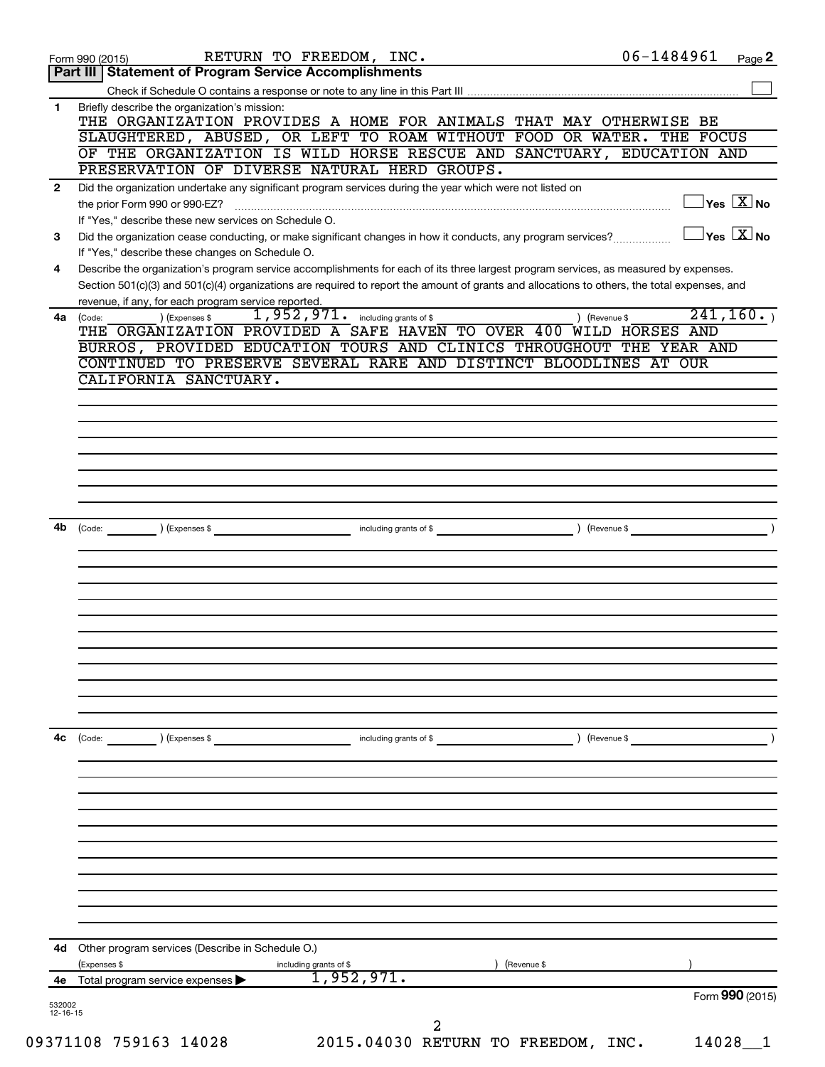Form 990 (2015) RETURN TO FREEDOM, INC. 06-1484961 Page **2**

## Part III | Statement of Program Service Accomplishments

Check if Schedule O contains a response or note to any line in this Part III ☐

**1** Briefly describe the organization's mission:

THE ORGANIZATION PROVIDES A HOME FOR ANIMALS THAT MAY OTHERWISE BE SLAUGHTERED, ABUSED, OR LEFT TO ROAM WITHOUT FOOD OR WATER. THE FOCUS OF THE ORGANIZATION IS WILD HORSE RESCUE AND SANCTUARY, EDUCATION AND PRESERVATION OF DIVERSE NATURAL HERD GROUPS.

**2** Did the organization undertake any significant program services during the year which were not listed on the prior Form 990 or 990-EZ? ☐ Yes ☒ No

If "Yes," describe these new services on Schedule O.

**3** Did the organization cease conducting, or make significant changes in how it conducts, any program services? ☐ Yes ☒ No

If "Yes," describe these changes on Schedule O.

**4** Describe the organization's program service accomplishments for each of its three largest program services, as measured by expenses. Section 501(c)(3) and 501(c)(4) organizations are required to report the amount of grants and allocations to others, the total expenses, and revenue, if any, for each program service reported.

**4a** (Code: ) (Expenses $ 1,952,971. including grants of $ ) (Revenue $ 241,160. )

THE ORGANIZATION PROVIDED A SAFE HAVEN TO OVER 400 WILD HORSES AND BURROS, PROVIDED EDUCATION TOURS AND CLINICS THROUGHOUT THE YEAR AND CONTINUED TO PRESERVE SEVERAL RARE AND DISTINCT BLOODLINES AT OUR CALIFORNIA SANCTUARY.

**4b** (Code: ) (Expenses $ including grants of $ ) (Revenue $ )

**4c** (Code: ) (Expenses $ including grants of $ ) (Revenue $ )

**4d** Other program services (Describe in Schedule O.)

(Expenses $ including grants of $ ) (Revenue $ )

**4e** Total program service expenses ▶ 1,952,971.

Form **990** (2015)

532002 12-16-15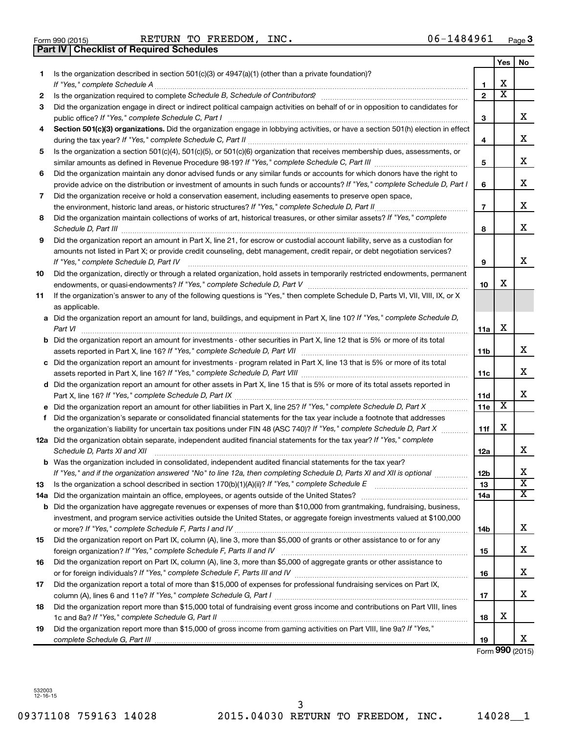Form 990 (2015) RETURN TO FREEDOM, INC. 06-1484961 Page 3

**Part IV | Checklist of Required Schedules**

| | | | Yes | No |
|---|---|---|---|---|
| 1 | Is the organization described in section 501(c)(3) or 4947(a)(1) (other than a private foundation)? *If "Yes," complete Schedule A* | 1 | X | |
| 2 | Is the organization required to complete *Schedule B, Schedule of Contributors*? | 2 | X | |
| 3 | Did the organization engage in direct or indirect political campaign activities on behalf of or in opposition to candidates for public office? *If "Yes," complete Schedule C, Part I* | 3 | | X |
| 4 | **Section 501(c)(3) organizations.** Did the organization engage in lobbying activities, or have a section 501(h) election in effect during the tax year? *If "Yes," complete Schedule C, Part II* | 4 | | X |
| 5 | Is the organization a section 501(c)(4), 501(c)(5), or 501(c)(6) organization that receives membership dues, assessments, or similar amounts as defined in Revenue Procedure 98-19? *If "Yes," complete Schedule C, Part III* | 5 | | X |
| 6 | Did the organization maintain any donor advised funds or any similar funds or accounts for which donors have the right to provide advice on the distribution or investment of amounts in such funds or accounts? *If "Yes," complete Schedule D, Part I* | 6 | | X |
| 7 | Did the organization receive or hold a conservation easement, including easements to preserve open space, the environment, historic land areas, or historic structures? *If "Yes," complete Schedule D, Part II* | 7 | | X |
| 8 | Did the organization maintain collections of works of art, historical treasures, or other similar assets? *If "Yes," complete Schedule D, Part III* | 8 | | X |
| 9 | Did the organization report an amount in Part X, line 21, for escrow or custodial account liability, serve as a custodian for amounts not listed in Part X; or provide credit counseling, debt management, credit repair, or debt negotiation services? *If "Yes," complete Schedule D, Part IV* | 9 | | X |
| 10 | Did the organization, directly or through a related organization, hold assets in temporarily restricted endowments, permanent endowments, or quasi-endowments? *If "Yes," complete Schedule D, Part V* | 10 | X | |
| 11 | If the organization's answer to any of the following questions is "Yes," then complete Schedule D, Parts VI, VII, VIII, IX, or X as applicable. | | | |
| a | Did the organization report an amount for land, buildings, and equipment in Part X, line 10? *If "Yes," complete Schedule D, Part VI* | 11a | X | |
| b | Did the organization report an amount for investments - other securities in Part X, line 12 that is 5% or more of its total assets reported in Part X, line 16? *If "Yes," complete Schedule D, Part VII* | 11b | | X |
| c | Did the organization report an amount for investments - program related in Part X, line 13 that is 5% or more of its total assets reported in Part X, line 16? *If "Yes," complete Schedule D, Part VIII* | 11c | | X |
| d | Did the organization report an amount for other assets in Part X, line 15 that is 5% or more of its total assets reported in Part X, line 16? *If "Yes," complete Schedule D, Part IX* | 11d | | X |
| e | Did the organization report an amount for other liabilities in Part X, line 25? *If "Yes," complete Schedule D, Part X* | 11e | X | |
| f | Did the organization's separate or consolidated financial statements for the tax year include a footnote that addresses the organization's liability for uncertain tax positions under FIN 48 (ASC 740)? *If "Yes," complete Schedule D, Part X* | 11f | X | |
| 12a | Did the organization obtain separate, independent audited financial statements for the tax year? *If "Yes," complete Schedule D, Parts XI and XII* | 12a | | X |
| b | Was the organization included in consolidated, independent audited financial statements for the tax year? *If "Yes," and if the organization answered "No" to line 12a, then completing Schedule D, Parts XI and XII is optional* | 12b | | X |
| 13 | Is the organization a school described in section 170(b)(1)(A)(ii)? *If "Yes," complete Schedule E* | 13 | | X |
| 14a | Did the organization maintain an office, employees, or agents outside of the United States? | 14a | | X |
| b | Did the organization have aggregate revenues or expenses of more than $10,000 from grantmaking, fundraising, business, investment, and program service activities outside the United States, or aggregate foreign investments valued at $100,000 or more? *If "Yes," complete Schedule F, Parts I and IV* | 14b | | X |
| 15 | Did the organization report on Part IX, column (A), line 3, more than $5,000 of grants or other assistance to or for any foreign organization? *If "Yes," complete Schedule F, Parts II and IV* | 15 | | X |
| 16 | Did the organization report on Part IX, column (A), line 3, more than $5,000 of aggregate grants or other assistance to or for foreign individuals? *If "Yes," complete Schedule F, Parts III and IV* | 16 | | X |
| 17 | Did the organization report a total of more than $15,000 of expenses for professional fundraising services on Part IX, column (A), lines 6 and 11e? *If "Yes," complete Schedule G, Part I* | 17 | | X |
| 18 | Did the organization report more than $15,000 total of fundraising event gross income and contributions on Part VIII, lines 1c and 8a? *If "Yes," complete Schedule G, Part II* | 18 | X | |
| 19 | Did the organization report more than $15,000 of gross income from gaming activities on Part VIII, line 9a? *If "Yes," complete Schedule G, Part III* | 19 | | X |

Form **990** (2015)

532003 12-16-15

09371108 759163 14028 2015.04030 RETURN TO FREEDOM, INC. 14028__1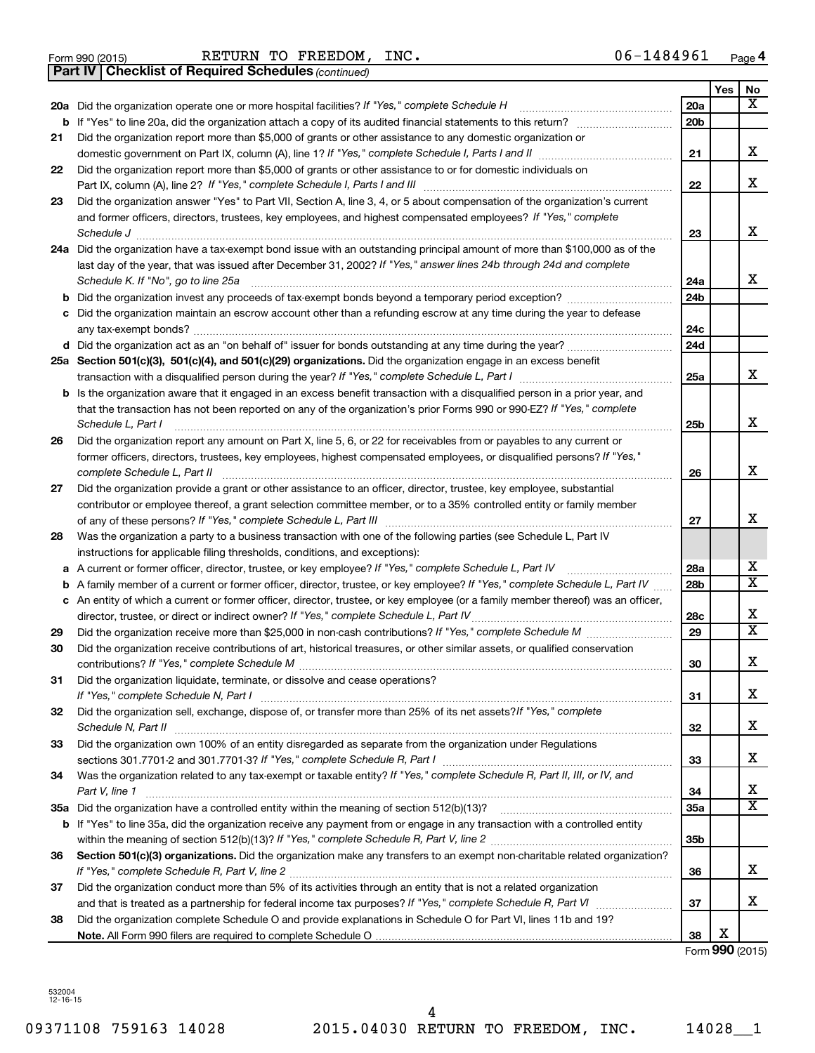Form 990 (2015) RETURN TO FREEDOM, INC. 06-1484961

**Part IV | Checklist of Required Schedules** *(continued)*

| | | | Yes | No |
|---|---|---|---|---|
| **20a** | Did the organization operate one or more hospital facilities? *If "Yes," complete Schedule H* | 20a | | X |
| **b** | If "Yes" to line 20a, did the organization attach a copy of its audited financial statements to this return? | 20b | | |
| **21** | Did the organization report more than $5,000 of grants or other assistance to any domestic organization or domestic government on Part IX, column (A), line 1? *If "Yes," complete Schedule I, Parts I and II* | 21 | | X |
| **22** | Did the organization report more than $5,000 of grants or other assistance to or for domestic individuals on Part IX, column (A), line 2? *If "Yes," complete Schedule I, Parts I and III* | 22 | | X |
| **23** | Did the organization answer "Yes" to Part VII, Section A, line 3, 4, or 5 about compensation of the organization's current and former officers, directors, trustees, key employees, and highest compensated employees? *If "Yes," complete Schedule J* | 23 | | X |
| **24a** | Did the organization have a tax-exempt bond issue with an outstanding principal amount of more than $100,000 as of the last day of the year, that was issued after December 31, 2002? *If "Yes," answer lines 24b through 24d and complete Schedule K. If "No", go to line 25a* | 24a | | X |
| **b** | Did the organization invest any proceeds of tax-exempt bonds beyond a temporary period exception? | 24b | | |
| **c** | Did the organization maintain an escrow account other than a refunding escrow at any time during the year to defease any tax-exempt bonds? | 24c | | |
| **d** | Did the organization act as an "on behalf of" issuer for bonds outstanding at any time during the year? | 24d | | |
| **25a** | **Section 501(c)(3), 501(c)(4), and 501(c)(29) organizations.** Did the organization engage in an excess benefit transaction with a disqualified person during the year? *If "Yes," complete Schedule L, Part I* | 25a | | X |
| **b** | Is the organization aware that it engaged in an excess benefit transaction with a disqualified person in a prior year, and that the transaction has not been reported on any of the organization's prior Forms 990 or 990-EZ? *If "Yes," complete Schedule L, Part I* | 25b | | X |
| **26** | Did the organization report any amount on Part X, line 5, 6, or 22 for receivables from or payables to any current or former officers, directors, trustees, key employees, highest compensated employees, or disqualified persons? *If "Yes," complete Schedule L, Part II* | 26 | | X |
| **27** | Did the organization provide a grant or other assistance to an officer, director, trustee, key employee, substantial contributor or employee thereof, a grant selection committee member, or to a 35% controlled entity or family member of any of these persons? *If "Yes," complete Schedule L, Part III* | 27 | | X |
| **28** | Was the organization a party to a business transaction with one of the following parties (see Schedule L, Part IV instructions for applicable filing thresholds, conditions, and exceptions): | | | |
| **a** | A current or former officer, director, trustee, or key employee? *If "Yes," complete Schedule L, Part IV* | 28a | | X |
| **b** | A family member of a current or former officer, director, trustee, or key employee? *If "Yes," complete Schedule L, Part IV* | 28b | | X |
| **c** | An entity of which a current or former officer, director, trustee, or key employee (or a family member thereof) was an officer, director, trustee, or direct or indirect owner? *If "Yes," complete Schedule L, Part IV* | 28c | | X |
| **29** | Did the organization receive more than $25,000 in non-cash contributions? *If "Yes," complete Schedule M* | 29 | | X |
| **30** | Did the organization receive contributions of art, historical treasures, or other similar assets, or qualified conservation contributions? *If "Yes," complete Schedule M* | 30 | | X |
| **31** | Did the organization liquidate, terminate, or dissolve and cease operations? *If "Yes," complete Schedule N, Part I* | 31 | | X |
| **32** | Did the organization sell, exchange, dispose of, or transfer more than 25% of its net assets? *If "Yes," complete Schedule N, Part II* | 32 | | X |
| **33** | Did the organization own 100% of an entity disregarded as separate from the organization under Regulations sections 301.7701-2 and 301.7701-3? *If "Yes," complete Schedule R, Part I* | 33 | | X |
| **34** | Was the organization related to any tax-exempt or taxable entity? *If "Yes," complete Schedule R, Part II, III, or IV, and Part V, line 1* | 34 | | X |
| **35a** | Did the organization have a controlled entity within the meaning of section 512(b)(13)? | 35a | | X |
| **b** | If "Yes" to line 35a, did the organization receive any payment from or engage in any transaction with a controlled entity within the meaning of section 512(b)(13)? *If "Yes," complete Schedule R, Part V, line 2* | 35b | | |
| **36** | **Section 501(c)(3) organizations.** Did the organization make any transfers to an exempt non-charitable related organization? *If "Yes," complete Schedule R, Part V, line 2* | 36 | | X |
| **37** | Did the organization conduct more than 5% of its activities through an entity that is not a related organization and that is treated as a partnership for federal income tax purposes? *If "Yes," complete Schedule R, Part VI* | 37 | | X |
| **38** | Did the organization complete Schedule O and provide explanations in Schedule O for Part VI, lines 11b and 19? **Note.** All Form 990 filers are required to complete Schedule O | 38 | X | |

Form **990** (2015)

532004 12-16-15

09371108 759163 14028 2015.04030 RETURN TO FREEDOM, INC. 14028__1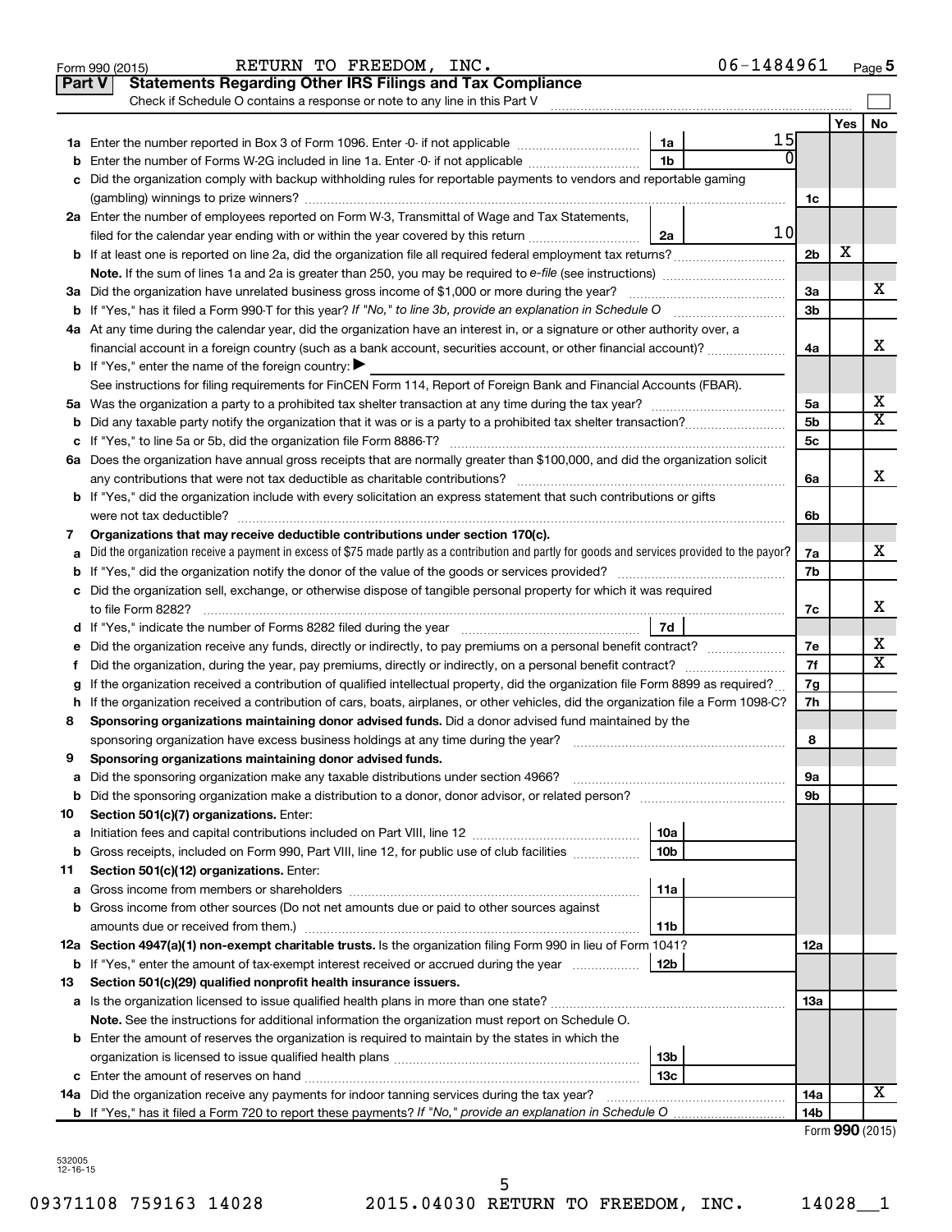Form 990 (2015) RETURN TO FREEDOM, INC. 06-1484961 Page 5

## Part V Statements Regarding Other IRS Filings and Tax Compliance

Check if Schedule O contains a response or note to any line in this Part V

| | | | | | Yes | No |
|---|---|---|---|---|---|---|
| **1a** | Enter the number reported in Box 3 of Form 1096. Enter -0- if not applicable | 1a | 15 | | | |
| **b** | Enter the number of Forms W-2G included in line 1a. Enter -0- if not applicable | 1b | 0 | | | |
| **c** | Did the organization comply with backup withholding rules for reportable payments to vendors and reportable gaming (gambling) winnings to prize winners? | | | 1c | | |
| **2a** | Enter the number of employees reported on Form W-3, Transmittal of Wage and Tax Statements, filed for the calendar year ending with or within the year covered by this return | 2a | 10 | | | |
| **b** | If at least one is reported on line 2a, did the organization file all required federal employment tax returns? | | | 2b | X | |
| | **Note.** If the sum of lines 1a and 2a is greater than 250, you may be required to *e-file* (see instructions) | | | | | |
| **3a** | Did the organization have unrelated business gross income of $1,000 or more during the year? | | | 3a | | X |
| **b** | If "Yes," has it filed a Form 990-T for this year? *If "No," to line 3b, provide an explanation in Schedule O* | | | 3b | | |
| **4a** | At any time during the calendar year, did the organization have an interest in, or a signature or other authority over, a financial account in a foreign country (such as a bank account, securities account, or other financial account)? | | | 4a | | X |
| **b** | If "Yes," enter the name of the foreign country: ▶ | | | | | |
| | See instructions for filing requirements for FinCEN Form 114, Report of Foreign Bank and Financial Accounts (FBAR). | | | | | |
| **5a** | Was the organization a party to a prohibited tax shelter transaction at any time during the tax year? | | | 5a | | X |
| **b** | Did any taxable party notify the organization that it was or is a party to a prohibited tax shelter transaction? | | | 5b | | X |
| **c** | If "Yes," to line 5a or 5b, did the organization file Form 8886-T? | | | 5c | | |
| **6a** | Does the organization have annual gross receipts that are normally greater than $100,000, and did the organization solicit any contributions that were not tax deductible as charitable contributions? | | | 6a | | X |
| **b** | If "Yes," did the organization include with every solicitation an express statement that such contributions or gifts were not tax deductible? | | | 6b | | |
| **7** | **Organizations that may receive deductible contributions under section 170(c).** | | | | | |
| **a** | Did the organization receive a payment in excess of $75 made partly as a contribution and partly for goods and services provided to the payor? | | | 7a | | X |
| **b** | If "Yes," did the organization notify the donor of the value of the goods or services provided? | | | 7b | | |
| **c** | Did the organization sell, exchange, or otherwise dispose of tangible personal property for which it was required to file Form 8282? | | | 7c | | X |
| **d** | If "Yes," indicate the number of Forms 8282 filed during the year | 7d | | | | |
| **e** | Did the organization receive any funds, directly or indirectly, to pay premiums on a personal benefit contract? | | | 7e | | X |
| **f** | Did the organization, during the year, pay premiums, directly or indirectly, on a personal benefit contract? | | | 7f | | X |
| **g** | If the organization received a contribution of qualified intellectual property, did the organization file Form 8899 as required? | | | 7g | | |
| **h** | If the organization received a contribution of cars, boats, airplanes, or other vehicles, did the organization file a Form 1098-C? | | | 7h | | |
| **8** | **Sponsoring organizations maintaining donor advised funds.** Did a donor advised fund maintained by the sponsoring organization have excess business holdings at any time during the year? | | | 8 | | |
| **9** | **Sponsoring organizations maintaining donor advised funds.** | | | | | |
| **a** | Did the sponsoring organization make any taxable distributions under section 4966? | | | 9a | | |
| **b** | Did the sponsoring organization make a distribution to a donor, donor advisor, or related person? | | | 9b | | |
| **10** | **Section 501(c)(7) organizations.** Enter: | | | | | |
| **a** | Initiation fees and capital contributions included on Part VIII, line 12 | 10a | | | | |
| **b** | Gross receipts, included on Form 990, Part VIII, line 12, for public use of club facilities | 10b | | | | |
| **11** | **Section 501(c)(12) organizations.** Enter: | | | | | |
| **a** | Gross income from members or shareholders | 11a | | | | |
| **b** | Gross income from other sources (Do not net amounts due or paid to other sources against amounts due or received from them.) | 11b | | | | |
| **12a** | **Section 4947(a)(1) non-exempt charitable trusts.** Is the organization filing Form 990 in lieu of Form 1041? | | | 12a | | |
| **b** | If "Yes," enter the amount of tax-exempt interest received or accrued during the year | 12b | | | | |
| **13** | **Section 501(c)(29) qualified nonprofit health insurance issuers.** | | | | | |
| **a** | Is the organization licensed to issue qualified health plans in more than one state? | | | 13a | | |
| | **Note.** See the instructions for additional information the organization must report on Schedule O. | | | | | |
| **b** | Enter the amount of reserves the organization is required to maintain by the states in which the organization is licensed to issue qualified health plans | 13b | | | | |
| **c** | Enter the amount of reserves on hand | 13c | | | | |
| **14a** | Did the organization receive any payments for indoor tanning services during the tax year? | | | 14a | | X |
| **b** | If "Yes," has it filed a Form 720 to report these payments? *If "No," provide an explanation in Schedule O* | | | 14b | | |

Form **990** (2015)

532005 12-16-15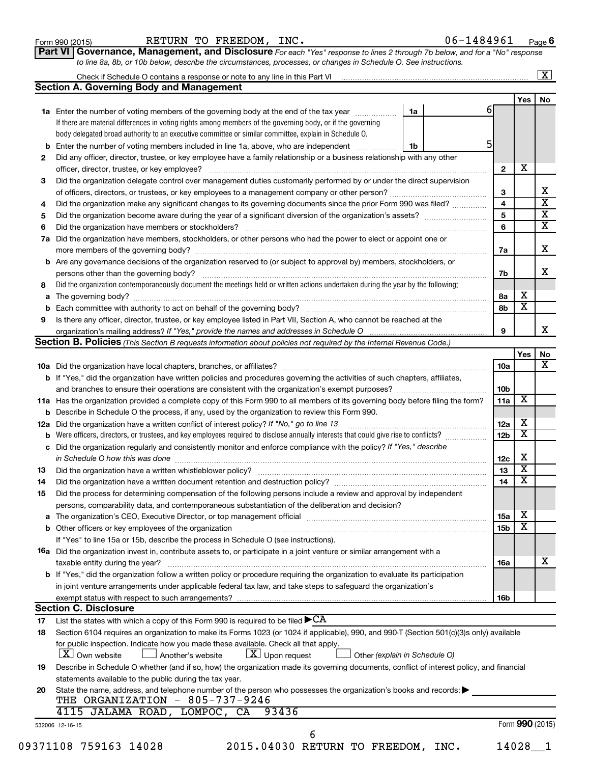Form 990 (2015) RETURN TO FREEDOM, INC. 06-1484961 Page 6

**Part VI Governance, Management, and Disclosure** *For each "Yes" response to lines 2 through 7b below, and for a "No" response to line 8a, 8b, or 10b below, describe the circumstances, processes, or changes in Schedule O. See instructions.*

Check if Schedule O contains a response or note to any line in this Part VI [X]

## Section A. Governing Body and Management

| | | | Yes | No |
|---|---|---|---|---|
| 1a | Enter the number of voting members of the governing body at the end of the tax year ... 1a: 6. If there are material differences in voting rights among members of the governing body, or if the governing body delegated broad authority to an executive committee or similar committee, explain in Schedule O. | | | |
| b | Enter the number of voting members included in line 1a, above, who are independent ... 1b: 5 | | | |
| 2 | Did any officer, director, trustee, or key employee have a family relationship or a business relationship with any other officer, director, trustee, or key employee? | 2 | X | |
| 3 | Did the organization delegate control over management duties customarily performed by or under the direct supervision of officers, directors, or trustees, or key employees to a management company or other person? | 3 | | X |
| 4 | Did the organization make any significant changes to its governing documents since the prior Form 990 was filed? | 4 | | X |
| 5 | Did the organization become aware during the year of a significant diversion of the organization's assets? | 5 | | X |
| 6 | Did the organization have members or stockholders? | 6 | | X |
| 7a | Did the organization have members, stockholders, or other persons who had the power to elect or appoint one or more members of the governing body? | 7a | | X |
| b | Are any governance decisions of the organization reserved to (or subject to approval by) members, stockholders, or persons other than the governing body? | 7b | | X |
| 8 | Did the organization contemporaneously document the meetings held or written actions undertaken during the year by the following: | | | |
| a | The governing body? | 8a | X | |
| b | Each committee with authority to act on behalf of the governing body? | 8b | X | |
| 9 | Is there any officer, director, trustee, or key employee listed in Part VII, Section A, who cannot be reached at the organization's mailing address? *If "Yes," provide the names and addresses in Schedule O* | 9 | | X |

## Section B. Policies *(This Section B requests information about policies not required by the Internal Revenue Code.)*

| | | | Yes | No |
|---|---|---|---|---|
| 10a | Did the organization have local chapters, branches, or affiliates? | 10a | | X |
| b | If "Yes," did the organization have written policies and procedures governing the activities of such chapters, affiliates, and branches to ensure their operations are consistent with the organization's exempt purposes? | 10b | | |
| 11a | Has the organization provided a complete copy of this Form 990 to all members of its governing body before filing the form? | 11a | X | |
| b | Describe in Schedule O the process, if any, used by the organization to review this Form 990. | | | |
| 12a | Did the organization have a written conflict of interest policy? *If "No," go to line 13* | 12a | X | |
| b | Were officers, directors, or trustees, and key employees required to disclose annually interests that could give rise to conflicts? | 12b | X | |
| c | Did the organization regularly and consistently monitor and enforce compliance with the policy? *If "Yes," describe in Schedule O how this was done* | 12c | X | |
| 13 | Did the organization have a written whistleblower policy? | 13 | X | |
| 14 | Did the organization have a written document retention and destruction policy? | 14 | X | |
| 15 | Did the process for determining compensation of the following persons include a review and approval by independent persons, comparability data, and contemporaneous substantiation of the deliberation and decision? | | | |
| a | The organization's CEO, Executive Director, or top management official | 15a | X | |
| b | Other officers or key employees of the organization | 15b | X | |
| | If "Yes" to line 15a or 15b, describe the process in Schedule O (see instructions). | | | |
| 16a | Did the organization invest in, contribute assets to, or participate in a joint venture or similar arrangement with a taxable entity during the year? | 16a | | X |
| b | If "Yes," did the organization follow a written policy or procedure requiring the organization to evaluate its participation in joint venture arrangements under applicable federal tax law, and take steps to safeguard the organization's exempt status with respect to such arrangements? | 16b | | |

## Section C. Disclosure

17 List the states with which a copy of this Form 990 is required to be filed ▶ CA

18 Section 6104 requires an organization to make its Forms 1023 (or 1024 if applicable), 990, and 990-T (Section 501(c)(3)s only) available for public inspection. Indicate how you made these available. Check all that apply.
[X] Own website [ ] Another's website [X] Upon request [ ] Other *(explain in Schedule O)*

19 Describe in Schedule O whether (and if so, how) the organization made its governing documents, conflict of interest policy, and financial statements available to the public during the tax year.

20 State the name, address, and telephone number of the person who possesses the organization's books and records: ▶
THE ORGANIZATION - 805-737-9246
4115 JALAMA ROAD, LOMPOC, CA 93436

532006 12-16-15 Form **990** (2015)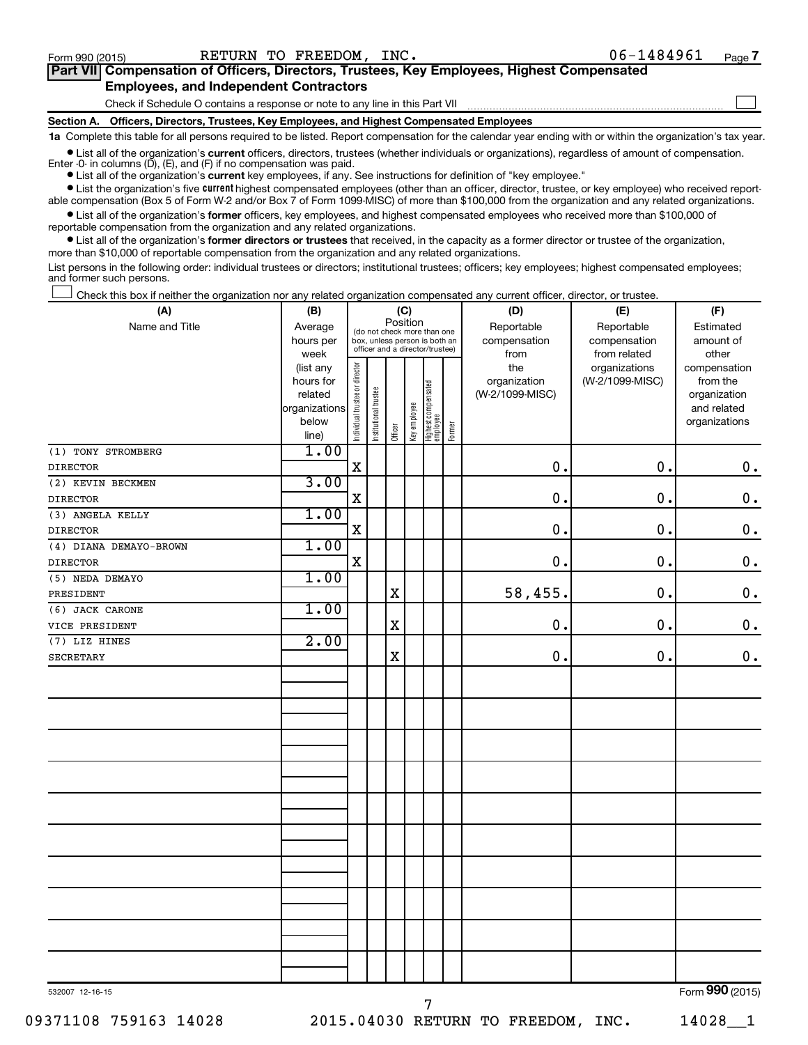Form 990 (2015) RETURN TO FREEDOM, INC. 06-1484961

**Part VII Compensation of Officers, Directors, Trustees, Key Employees, Highest Compensated Employees, and Independent Contractors**

Check if Schedule O contains a response or note to any line in this Part VII ☐

**Section A. Officers, Directors, Trustees, Key Employees, and Highest Compensated Employees**

**1a** Complete this table for all persons required to be listed. Report compensation for the calendar year ending with or within the organization's tax year.

- List all of the organization's **current** officers, directors, trustees (whether individuals or organizations), regardless of amount of compensation. Enter -0- in columns (D), (E), and (F) if no compensation was paid.
- List all of the organization's **current** key employees, if any. See instructions for definition of "key employee."
- List the organization's five **current** highest compensated employees (other than an officer, director, trustee, or key employee) who received reportable compensation (Box 5 of Form W-2 and/or Box 7 of Form 1099-MISC) of more than $100,000 from the organization and any related organizations.
- List all of the organization's **former** officers, key employees, and highest compensated employees who received more than $100,000 of reportable compensation from the organization and any related organizations.
- List all of the organization's **former directors or trustees** that received, in the capacity as a former director or trustee of the organization, more than $10,000 of reportable compensation from the organization and any related organizations.

List persons in the following order: individual trustees or directors; institutional trustees; officers; key employees; highest compensated employees; and former such persons.

☐ Check this box if neither the organization nor any related organization compensated any current officer, director, or trustee.

| (A) Name and Title | (B) Average hours per week (list any hours for related organizations below line) | (C) Position: Individual trustee or director | Institutional trustee | Officer | Key employee | Highest compensated employee | Former | (D) Reportable compensation from the organization (W-2/1099-MISC) | (E) Reportable compensation from related organizations (W-2/1099-MISC) | (F) Estimated amount of other compensation from the organization and related organizations |
|---|---|---|---|---|---|---|---|---|---|---|
| (1) TONY STROMBERG<br>DIRECTOR | 1.00 | X | | | | | | 0. | 0. | 0. |
| (2) KEVIN BECKMEN<br>DIRECTOR | 3.00 | X | | | | | | 0. | 0. | 0. |
| (3) ANGELA KELLY<br>DIRECTOR | 1.00 | X | | | | | | 0. | 0. | 0. |
| (4) DIANA DEMAYO-BROWN<br>DIRECTOR | 1.00 | X | | | | | | 0. | 0. | 0. |
| (5) NEDA DEMAYO<br>PRESIDENT | 1.00 | | | X | | | | 58,455. | 0. | 0. |
| (6) JACK CARONE<br>VICE PRESIDENT | 1.00 | | | X | | | | 0. | 0. | 0. |
| (7) LIZ HINES<br>SECRETARY | 2.00 | | | X | | | | 0. | 0. | 0. |

532007 12-16-15 Form **990** (2015)

09371108 759163 14028 2015.04030 RETURN TO FREEDOM, INC. 14028__1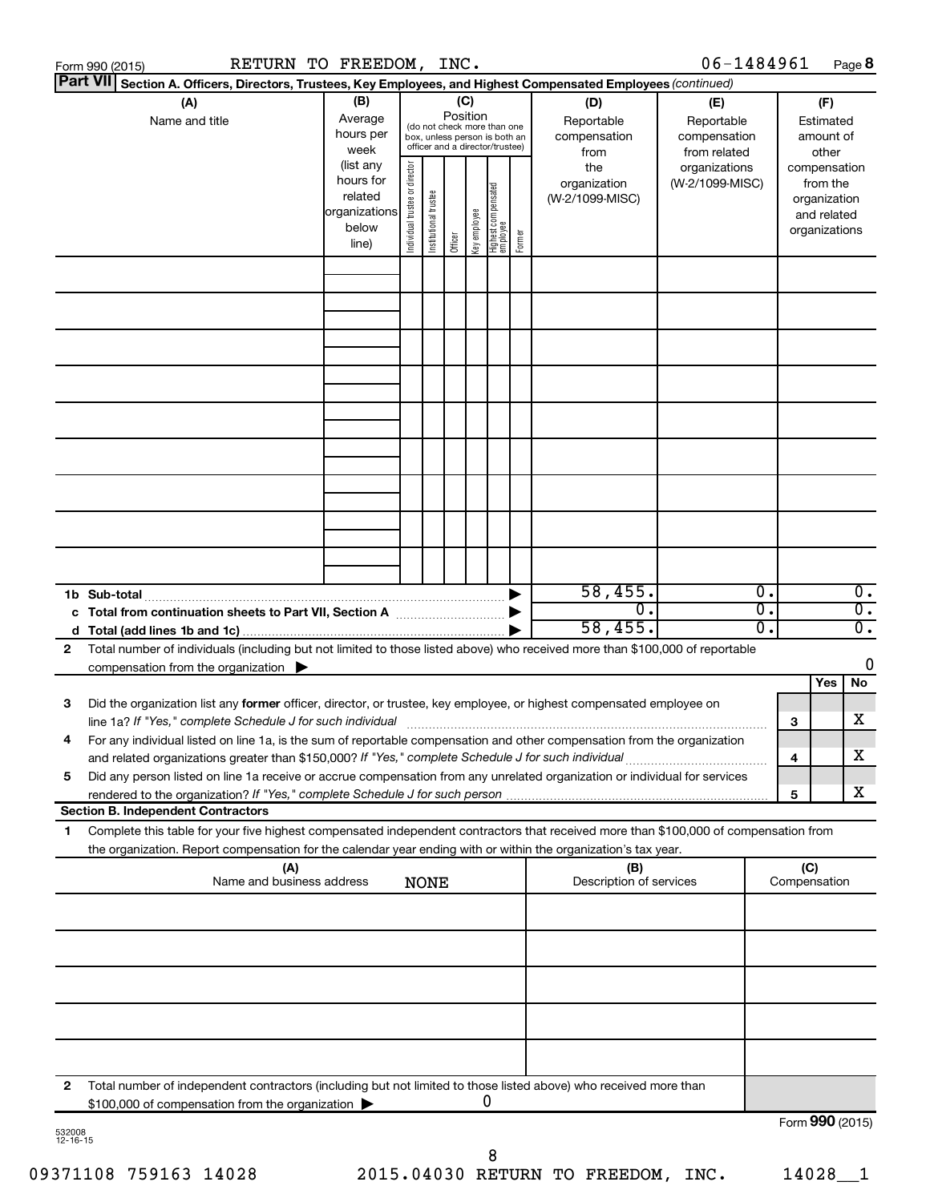Form 990 (2015) RETURN TO FREEDOM, INC. 06-1484961 Page 8

**Part VII Section A. Officers, Directors, Trustees, Key Employees, and Highest Compensated Employees** *(continued)*

| (A) Name and title | (B) Average hours per week (list any hours for related organizations below line) | (C) Position (do not check more than one box, unless person is both an officer and a director/trustee): Individual trustee or director | Institutional trustee | Officer | Key employee | Highest compensated employee | Former | (D) Reportable compensation from the organization (W-2/1099-MISC) | (E) Reportable compensation from related organizations (W-2/1099-MISC) | (F) Estimated amount of other compensation from the organization and related organizations |
|---|---|---|---|---|---|---|---|---|---|---|
| | | | | | | | | | | |
| | | | | | | | | | | |
| | | | | | | | | | | |
| | | | | | | | | | | |
| | | | | | | | | | | |
| | | | | | | | | | | |
| | | | | | | | | | | |
| | | | | | | | | | | |
| | | | | | | | | | | |
| **1b Sub-total** | | | | | | | ▶ | 58,455. | 0. | 0. |
| **c Total from continuation sheets to Part VII, Section A** | | | | | | | ▶ | 0. | 0. | 0. |
| **d Total (add lines 1b and 1c)** | | | | | | | ▶ | 58,455. | 0. | 0. |

**2** Total number of individuals (including but not limited to those listed above) who received more than $100,000 of reportable compensation from the organization ▶ 0

| | | | Yes | No |
|---|---|---|---|---|
| **3** | Did the organization list any **former** officer, director, or trustee, key employee, or highest compensated employee on line 1a? *If "Yes," complete Schedule J for such individual* | 3 | | X |
| **4** | For any individual listed on line 1a, is the sum of reportable compensation and other compensation from the organization and related organizations greater than $150,000? *If "Yes," complete Schedule J for such individual* | 4 | | X |
| **5** | Did any person listed on line 1a receive or accrue compensation from any unrelated organization or individual for services rendered to the organization? *If "Yes," complete Schedule J for such person* | 5 | | X |

**Section B. Independent Contractors**

**1** Complete this table for your five highest compensated independent contractors that received more than $100,000 of compensation from the organization. Report compensation for the calendar year ending with or within the organization's tax year.

| (A) Name and business address | (B) Description of services | (C) Compensation |
|---|---|---|
| NONE | | |
| | | |
| | | |
| | | |
| | | |
| | | |

**2** Total number of independent contractors (including but not limited to those listed above) who received more than $100,000 of compensation from the organization ▶ 0

Form **990** (2015)

532008 12-16-15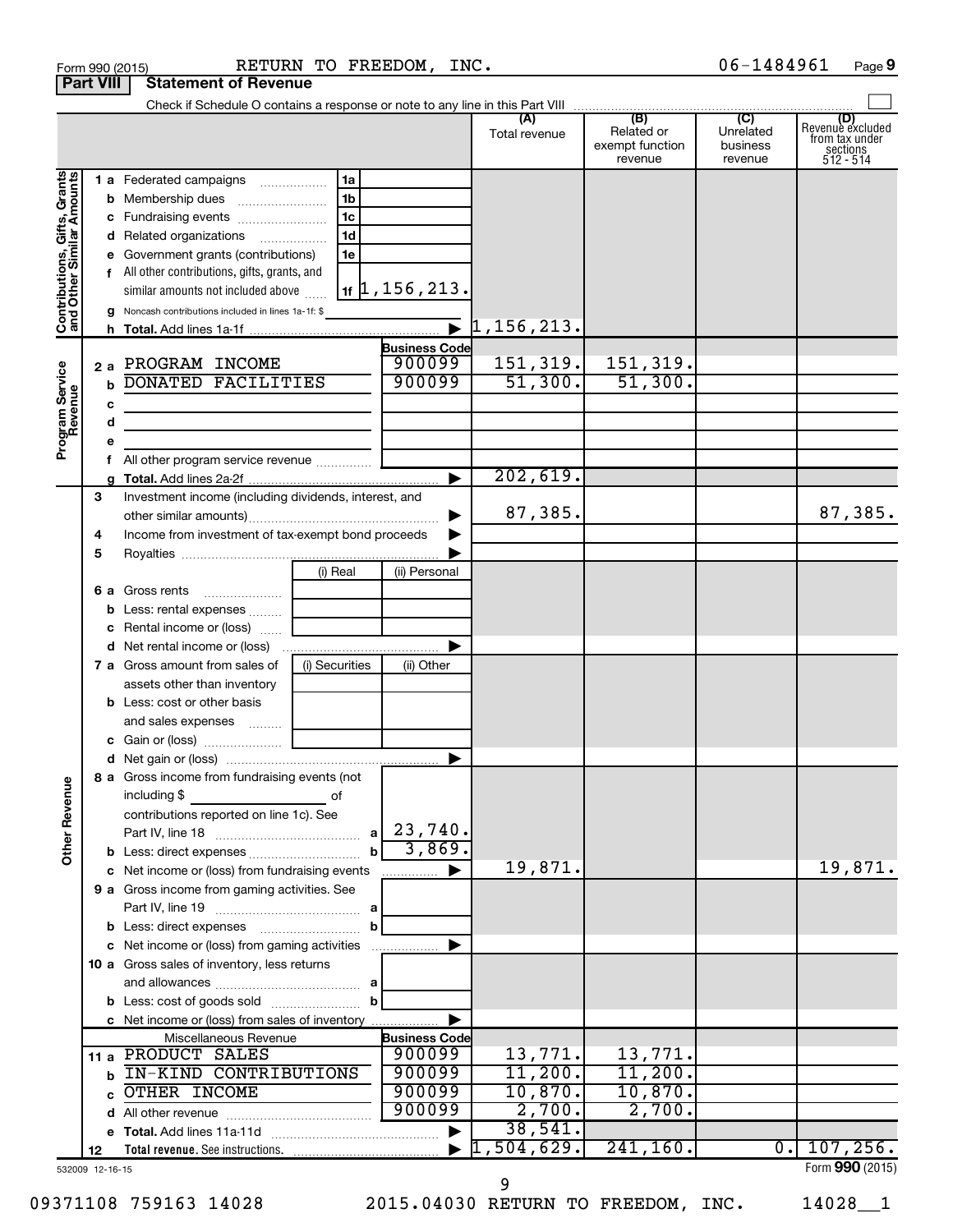Form 990 (2015) RETURN TO FREEDOM, INC. 06-1484961 Page 9

**Part VIII Statement of Revenue**

Check if Schedule O contains a response or note to any line in this Part VIII ☐

| | | | | (A) Total revenue | (B) Related or exempt function revenue | (C) Unrelated business revenue | (D) Revenue excluded from tax under sections 512 - 514 |
|---|---|---|---|---|---|---|---|
| **Contributions, Gifts, Grants and Other Similar Amounts** | 1 a Federated campaigns | 1a | | | | | |
| | b Membership dues | 1b | | | | | |
| | c Fundraising events | 1c | | | | | |
| | d Related organizations | 1d | | | | | |
| | e Government grants (contributions) | 1e | | | | | |
| | f All other contributions, gifts, grants, and similar amounts not included above | 1f | 1,156,213. | | | | |
| | g Noncash contributions included in lines 1a-1f: $ | | | | | | |
| | h **Total.** Add lines 1a-1f | | ▶ | 1,156,213. | | | |
| | | | **Business Code** | | | | |
| **Program Service Revenue** | 2 a PROGRAM INCOME | | 900099 | 151,319. | 151,319. | | |
| | b DONATED FACILITIES | | 900099 | 51,300. | 51,300. | | |
| | c | | | | | | |
| | d | | | | | | |
| | e | | | | | | |
| | f All other program service revenue | | | | | | |
| | g **Total.** Add lines 2a-2f | | ▶ | 202,619. | | | |
| | 3 Investment income (including dividends, interest, and other similar amounts) | | ▶ | 87,385. | | | 87,385. |
| | 4 Income from investment of tax-exempt bond proceeds | | ▶ | | | | |
| | 5 Royalties | | ▶ | | | | |
| | | (i) Real | (ii) Personal | | | | |
| | 6 a Gross rents | | | | | | |
| | b Less: rental expenses | | | | | | |
| | c Rental income or (loss) | | | | | | |
| | d Net rental income or (loss) | | ▶ | | | | |
| | 7 a Gross amount from sales of assets other than inventory | (i) Securities | (ii) Other | | | | |
| | b Less: cost or other basis and sales expenses | | | | | | |
| | c Gain or (loss) | | | | | | |
| | d Net gain or (loss) | | ▶ | | | | |
| **Other Revenue** | 8 a Gross income from fundraising events (not including $ of contributions reported on line 1c). See Part IV, line 18 | a | 23,740. | | | | |
| | b Less: direct expenses | b | 3,869. | | | | |
| | c Net income or (loss) from fundraising events | | ▶ | 19,871. | | | 19,871. |
| | 9 a Gross income from gaming activities. See Part IV, line 19 | a | | | | | |
| | b Less: direct expenses | b | | | | | |
| | c Net income or (loss) from gaming activities | | ▶ | | | | |
| | 10 a Gross sales of inventory, less returns and allowances | a | | | | | |
| | b Less: cost of goods sold | b | | | | | |
| | c Net income or (loss) from sales of inventory | | ▶ | | | | |
| | Miscellaneous Revenue | | **Business Code** | | | | |
| | 11 a PRODUCT SALES | | 900099 | 13,771. | 13,771. | | |
| | b IN-KIND CONTRIBUTIONS | | 900099 | 11,200. | 11,200. | | |
| | c OTHER INCOME | | 900099 | 10,870. | 10,870. | | |
| | d All other revenue | | 900099 | 2,700. | 2,700. | | |
| | e **Total.** Add lines 11a-11d | | ▶ | 38,541. | | | |
| | 12 **Total revenue.** See instructions. | | ▶ | 1,504,629. | 241,160. | 0. | 107,256. |

532009 12-16-15 Form **990** (2015)

09371108 759163 14028 2015.04030 RETURN TO FREEDOM, INC. 14028__1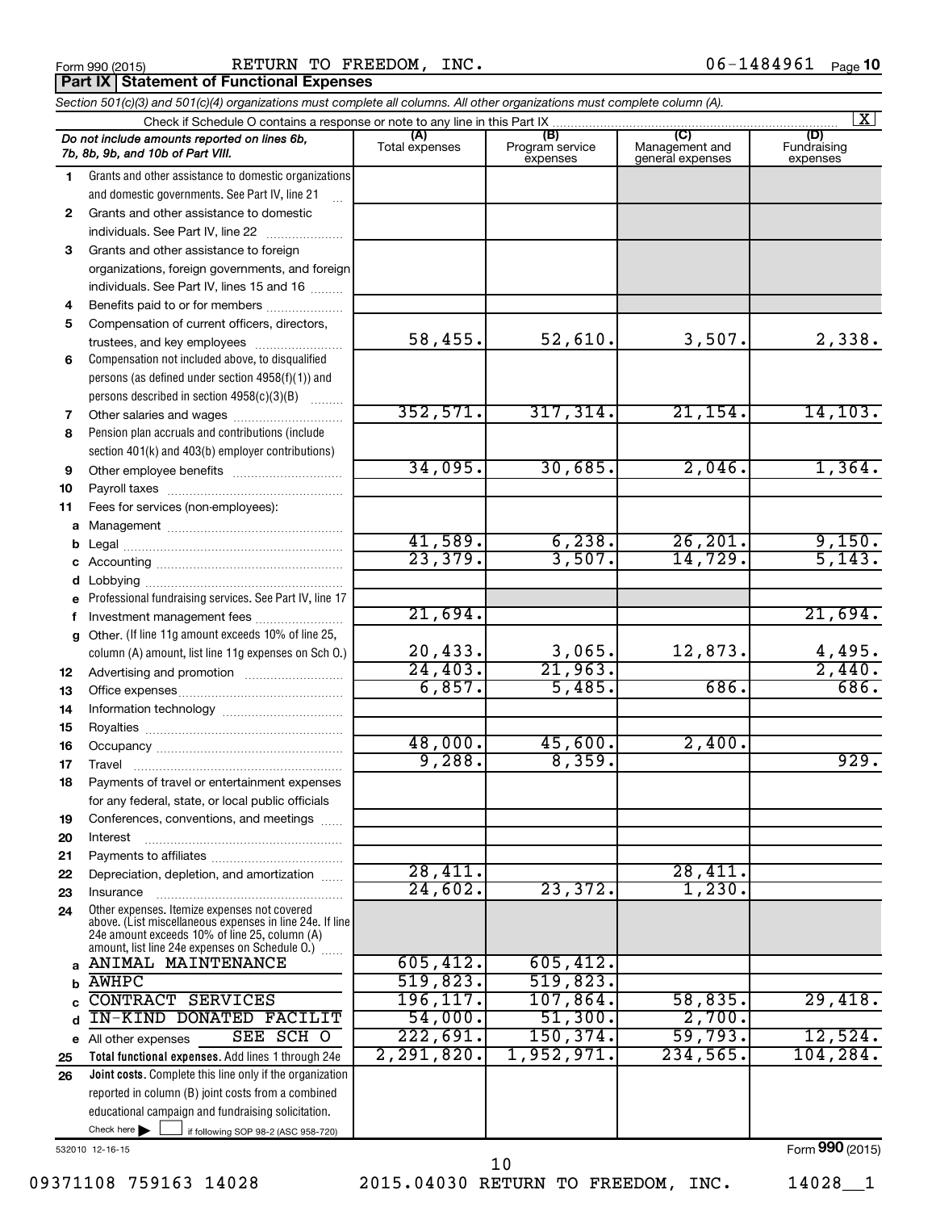Form 990 (2015) RETURN TO FREEDOM, INC. 06-1484961 Page 10

**Part IX | Statement of Functional Expenses**

*Section 501(c)(3) and 501(c)(4) organizations must complete all columns. All other organizations must complete column (A).*

Check if Schedule O contains a response or note to any line in this Part IX [X]

| *Do not include amounts reported on lines 6b, 7b, 8b, 9b, and 10b of Part VIII.* | (A) Total expenses | (B) Program service expenses | (C) Management and general expenses | (D) Fundraising expenses |
|---|---|---|---|---|
| 1 Grants and other assistance to domestic organizations and domestic governments. See Part IV, line 21 | | | | |
| 2 Grants and other assistance to domestic individuals. See Part IV, line 22 | | | | |
| 3 Grants and other assistance to foreign organizations, foreign governments, and foreign individuals. See Part IV, lines 15 and 16 | | | | |
| 4 Benefits paid to or for members | | | | |
| 5 Compensation of current officers, directors, trustees, and key employees | 58,455. | 52,610. | 3,507. | 2,338. |
| 6 Compensation not included above, to disqualified persons (as defined under section 4958(f)(1)) and persons described in section 4958(c)(3)(B) | | | | |
| 7 Other salaries and wages | 352,571. | 317,314. | 21,154. | 14,103. |
| 8 Pension plan accruals and contributions (include section 401(k) and 403(b) employer contributions) | | | | |
| 9 Other employee benefits | 34,095. | 30,685. | 2,046. | 1,364. |
| 10 Payroll taxes | | | | |
| 11 Fees for services (non-employees): | | | | |
| a Management | | | | |
| b Legal | 41,589. | 6,238. | 26,201. | 9,150. |
| c Accounting | 23,379. | 3,507. | 14,729. | 5,143. |
| d Lobbying | | | | |
| e Professional fundraising services. See Part IV, line 17 | | | | |
| f Investment management fees | 21,694. | | | 21,694. |
| g Other. (If line 11g amount exceeds 10% of line 25, column (A) amount, list line 11g expenses on Sch O.) | 20,433. | 3,065. | 12,873. | 4,495. |
| 12 Advertising and promotion | 24,403. | 21,963. | | 2,440. |
| 13 Office expenses | 6,857. | 5,485. | 686. | 686. |
| 14 Information technology | | | | |
| 15 Royalties | | | | |
| 16 Occupancy | 48,000. | 45,600. | 2,400. | |
| 17 Travel | 9,288. | 8,359. | | 929. |
| 18 Payments of travel or entertainment expenses for any federal, state, or local public officials | | | | |
| 19 Conferences, conventions, and meetings | | | | |
| 20 Interest | | | | |
| 21 Payments to affiliates | | | | |
| 22 Depreciation, depletion, and amortization | 28,411. | | 28,411. | |
| 23 Insurance | 24,602. | 23,372. | 1,230. | |
| 24 Other expenses. Itemize expenses not covered above. (List miscellaneous expenses in line 24e. If line 24e amount exceeds 10% of line 25, column (A) amount, list line 24e expenses on Schedule O.) | | | | |
| a ANIMAL MAINTENANCE | 605,412. | 605,412. | | |
| b AWHPC | 519,823. | 519,823. | | |
| c CONTRACT SERVICES | 196,117. | 107,864. | 58,835. | 29,418. |
| d IN-KIND DONATED FACILIT | 54,000. | 51,300. | 2,700. | |
| e All other expenses SEE SCH O | 222,691. | 150,374. | 59,793. | 12,524. |
| 25 **Total functional expenses.** Add lines 1 through 24e | 2,291,820. | 1,952,971. | 234,565. | 104,284. |
| 26 **Joint costs.** Complete this line only if the organization reported in column (B) joint costs from a combined educational campaign and fundraising solicitation. Check here [ ] if following SOP 98-2 (ASC 958-720) | | | | |

532010 12-16-15 Form **990** (2015)

09371108 759163 14028 2015.04030 RETURN TO FREEDOM, INC. 14028__1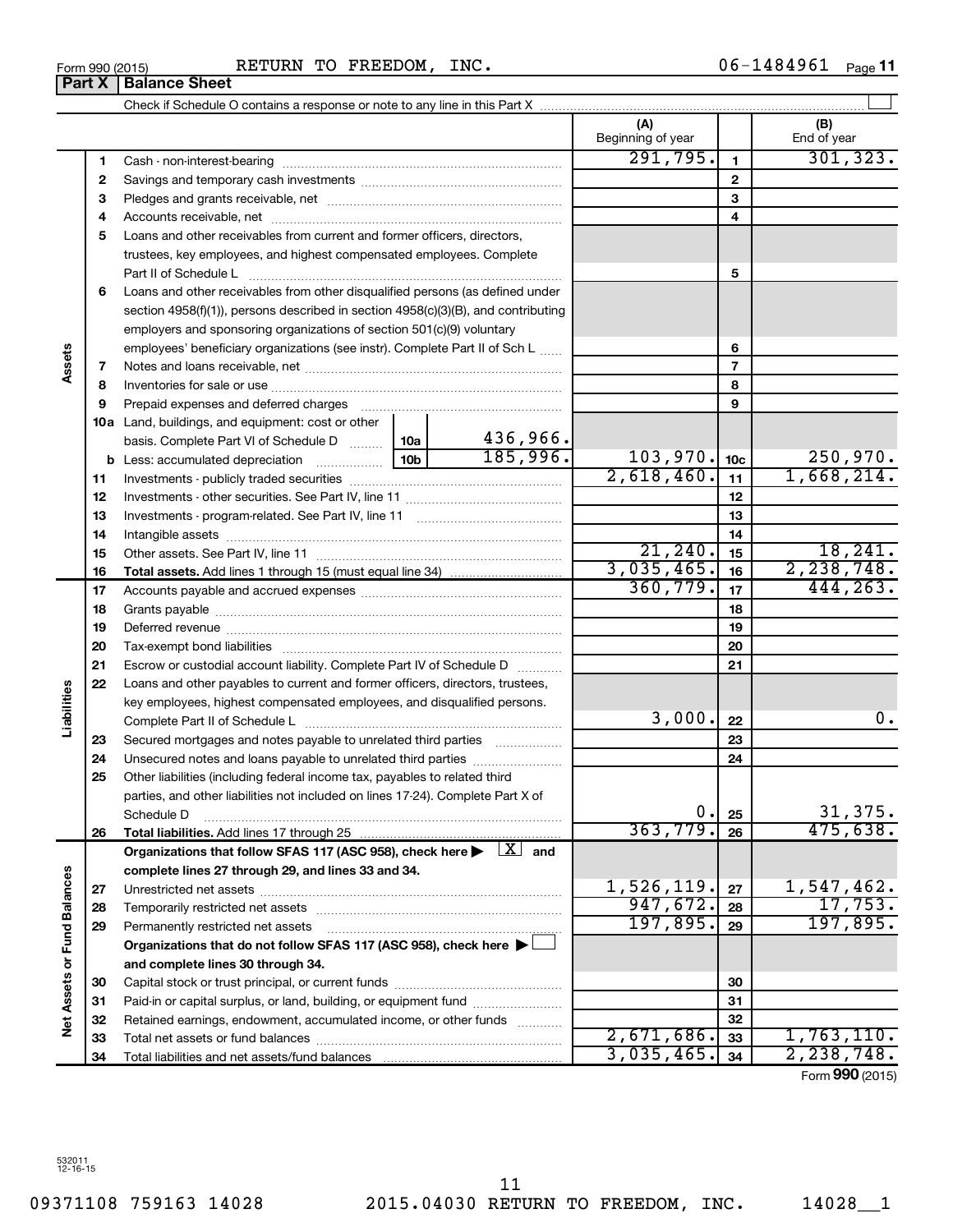Form 990 (2015) RETURN TO FREEDOM, INC. 06-1484961

## Part X | Balance Sheet

Check if Schedule O contains a response or note to any line in this Part X

| | | | (A) Beginning of year | | (B) End of year |
|---|---|---|---|---|---|
| **Assets** | 1 | Cash - non-interest-bearing | 291,795. | 1 | 301,323. |
| | 2 | Savings and temporary cash investments | | 2 | |
| | 3 | Pledges and grants receivable, net | | 3 | |
| | 4 | Accounts receivable, net | | 4 | |
| | 5 | Loans and other receivables from current and former officers, directors, trustees, key employees, and highest compensated employees. Complete Part II of Schedule L | | 5 | |
| | 6 | Loans and other receivables from other disqualified persons (as defined under section 4958(f)(1)), persons described in section 4958(c)(3)(B), and contributing employers and sponsoring organizations of section 501(c)(9) voluntary employees' beneficiary organizations (see instr). Complete Part II of Sch L | | 6 | |
| | 7 | Notes and loans receivable, net | | 7 | |
| | 8 | Inventories for sale or use | | 8 | |
| | 9 | Prepaid expenses and deferred charges | | 9 | |
| | 10a | Land, buildings, and equipment: cost or other basis. Complete Part VI of Schedule D — 10a: 436,966. | | | |
| | b | Less: accumulated depreciation — 10b: 185,996. | 103,970. | 10c | 250,970. |
| | 11 | Investments - publicly traded securities | 2,618,460. | 11 | 1,668,214. |
| | 12 | Investments - other securities. See Part IV, line 11 | | 12 | |
| | 13 | Investments - program-related. See Part IV, line 11 | | 13 | |
| | 14 | Intangible assets | | 14 | |
| | 15 | Other assets. See Part IV, line 11 | 21,240. | 15 | 18,241. |
| | 16 | **Total assets.** Add lines 1 through 15 (must equal line 34) | 3,035,465. | 16 | 2,238,748. |
| **Liabilities** | 17 | Accounts payable and accrued expenses | 360,779. | 17 | 444,263. |
| | 18 | Grants payable | | 18 | |
| | 19 | Deferred revenue | | 19 | |
| | 20 | Tax-exempt bond liabilities | | 20 | |
| | 21 | Escrow or custodial account liability. Complete Part IV of Schedule D | | 21 | |
| | 22 | Loans and other payables to current and former officers, directors, trustees, key employees, highest compensated employees, and disqualified persons. Complete Part II of Schedule L | 3,000. | 22 | 0. |
| | 23 | Secured mortgages and notes payable to unrelated third parties | | 23 | |
| | 24 | Unsecured notes and loans payable to unrelated third parties | | 24 | |
| | 25 | Other liabilities (including federal income tax, payables to related third parties, and other liabilities not included on lines 17-24). Complete Part X of Schedule D | 0. | 25 | 31,375. |
| | 26 | **Total liabilities.** Add lines 17 through 25 | 363,779. | 26 | 475,638. |
| **Net Assets or Fund Balances** | | **Organizations that follow SFAS 117 (ASC 958), check here ▶ [X] and complete lines 27 through 29, and lines 33 and 34.** | | | |
| | 27 | Unrestricted net assets | 1,526,119. | 27 | 1,547,462. |
| | 28 | Temporarily restricted net assets | 947,672. | 28 | 17,753. |
| | 29 | Permanently restricted net assets | 197,895. | 29 | 197,895. |
| | | **Organizations that do not follow SFAS 117 (ASC 958), check here ▶ [ ] and complete lines 30 through 34.** | | | |
| | 30 | Capital stock or trust principal, or current funds | | 30 | |
| | 31 | Paid-in or capital surplus, or land, building, or equipment fund | | 31 | |
| | 32 | Retained earnings, endowment, accumulated income, or other funds | | 32 | |
| | 33 | Total net assets or fund balances | 2,671,686. | 33 | 1,763,110. |
| | 34 | Total liabilities and net assets/fund balances | 3,035,465. | 34 | 2,238,748. |

Form **990** (2015)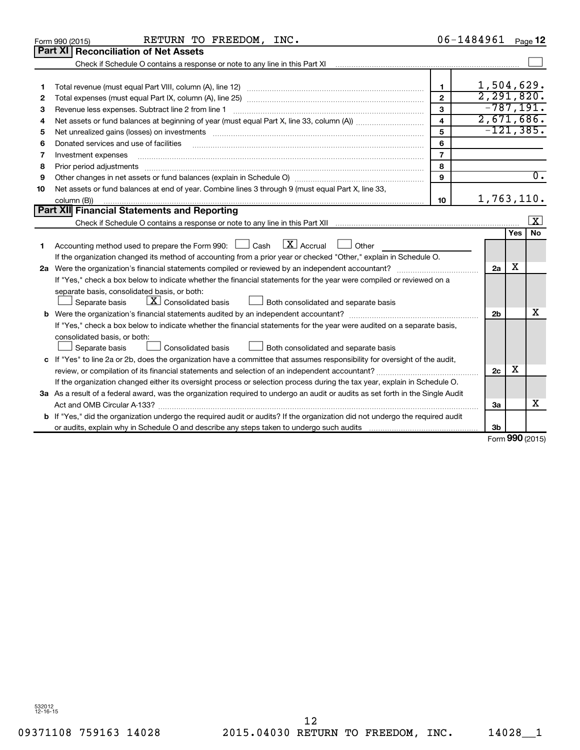Form 990 (2015) RETURN TO FREEDOM, INC. 06-1484961

## Part XI Reconciliation of Net Assets

Check if Schedule O contains a response or note to any line in this Part XI ☐

| | | | |
|---|---|---|---|
| 1 | Total revenue (must equal Part VIII, column (A), line 12) | 1 | 1,504,629. |
| 2 | Total expenses (must equal Part IX, column (A), line 25) | 2 | 2,291,820. |
| 3 | Revenue less expenses. Subtract line 2 from line 1 | 3 | -787,191. |
| 4 | Net assets or fund balances at beginning of year (must equal Part X, line 33, column (A)) | 4 | 2,671,686. |
| 5 | Net unrealized gains (losses) on investments | 5 | -121,385. |
| 6 | Donated services and use of facilities | 6 | |
| 7 | Investment expenses | 7 | |
| 8 | Prior period adjustments | 8 | |
| 9 | Other changes in net assets or fund balances (explain in Schedule O) | 9 | 0. |
| 10 | Net assets or fund balances at end of year. Combine lines 3 through 9 (must equal Part X, line 33, column (B)) | 10 | 1,763,110. |

## Part XII Financial Statements and Reporting

Check if Schedule O contains a response or note to any line in this Part XII ☒

| | | | Yes | No |
|---|---|---|---|---|
| 1 | Accounting method used to prepare the Form 990: ☐ Cash ☒ Accrual ☐ Other<br>If the organization changed its method of accounting from a prior year or checked "Other," explain in Schedule O. | | | |
| 2a | Were the organization's financial statements compiled or reviewed by an independent accountant? | 2a | X | |
| | If "Yes," check a box below to indicate whether the financial statements for the year were compiled or reviewed on a separate basis, consolidated basis, or both:<br>☐ Separate basis ☒ Consolidated basis ☐ Both consolidated and separate basis | | | |
| b | Were the organization's financial statements audited by an independent accountant? | 2b | | X |
| | If "Yes," check a box below to indicate whether the financial statements for the year were audited on a separate basis, consolidated basis, or both:<br>☐ Separate basis ☐ Consolidated basis ☐ Both consolidated and separate basis | | | |
| c | If "Yes" to line 2a or 2b, does the organization have a committee that assumes responsibility for oversight of the audit, review, or compilation of its financial statements and selection of an independent accountant? | 2c | X | |
| | If the organization changed either its oversight process or selection process during the tax year, explain in Schedule O. | | | |
| 3a | As a result of a federal award, was the organization required to undergo an audit or audits as set forth in the Single Audit Act and OMB Circular A-133? | 3a | | X |
| b | If "Yes," did the organization undergo the required audit or audits? If the organization did not undergo the required audit or audits, explain why in Schedule O and describe any steps taken to undergo such audits | 3b | | |

Form **990** (2015)

532012 12-16-15

09371108 759163 14028 2015.04030 RETURN TO FREEDOM, INC. 14028__1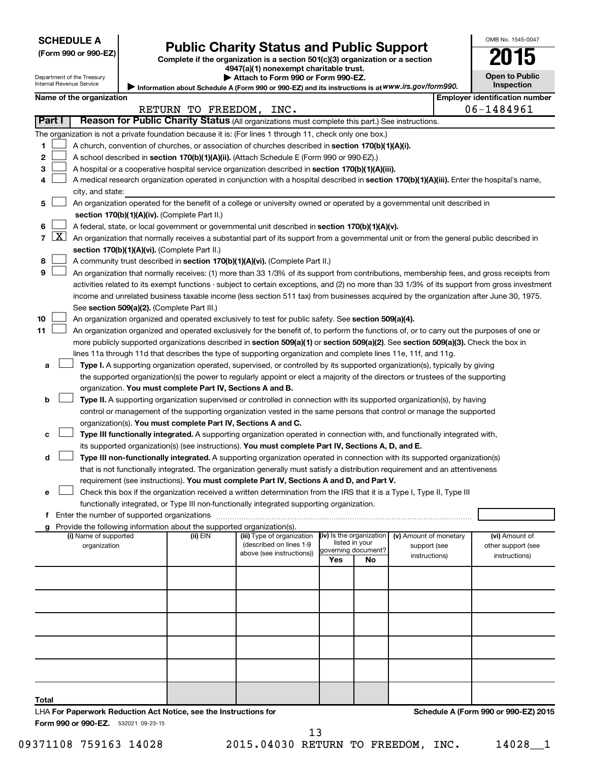**SCHEDULE A**
**(Form 990 or 990-EZ)**

Department of the Treasury
Internal Revenue Service

# Public Charity Status and Public Support

**Complete if the organization is a section 501(c)(3) organization or a section 4947(a)(1) nonexempt charitable trust.**
**▶ Attach to Form 990 or Form 990-EZ.**
▶ Information about Schedule A (Form 990 or 990-EZ) and its instructions is at *www.irs.gov/form990.*

OMB No. 1545-0047
**2015**
**Open to Public Inspection**

| Name of the organization | Employer identification number |
|---|---|
| RETURN TO FREEDOM, INC. | 06-1484961 |

**Part I** **Reason for Public Charity Status** (All organizations must complete this part.) See instructions.

The organization is not a private foundation because it is: (For lines 1 through 11, check only one box.)

1 [ ] A church, convention of churches, or association of churches described in **section 170(b)(1)(A)(i).**

2 [ ] A school described in **section 170(b)(1)(A)(ii).** (Attach Schedule E (Form 990 or 990-EZ).)

3 [ ] A hospital or a cooperative hospital service organization described in **section 170(b)(1)(A)(iii).**

4 [ ] A medical research organization operated in conjunction with a hospital described in **section 170(b)(1)(A)(iii).** Enter the hospital's name, city, and state: ______

5 [ ] An organization operated for the benefit of a college or university owned or operated by a governmental unit described in **section 170(b)(1)(A)(iv).** (Complete Part II.)

6 [ ] A federal, state, or local government or governmental unit described in **section 170(b)(1)(A)(v).**

7 [X] An organization that normally receives a substantial part of its support from a governmental unit or from the general public described in **section 170(b)(1)(A)(vi).** (Complete Part II.)

8 [ ] A community trust described in **section 170(b)(1)(A)(vi).** (Complete Part II.)

9 [ ] An organization that normally receives: (1) more than 33 1/3% of its support from contributions, membership fees, and gross receipts from activities related to its exempt functions - subject to certain exceptions, and (2) no more than 33 1/3% of its support from gross investment income and unrelated business taxable income (less section 511 tax) from businesses acquired by the organization after June 30, 1975. See **section 509(a)(2).** (Complete Part III.)

10 [ ] An organization organized and operated exclusively to test for public safety. See **section 509(a)(4).**

11 [ ] An organization organized and operated exclusively for the benefit of, to perform the functions of, or to carry out the purposes of one or more publicly supported organizations described in **section 509(a)(1)** or **section 509(a)(2).** See **section 509(a)(3).** Check the box in lines 11a through 11d that describes the type of supporting organization and complete lines 11e, 11f, and 11g.

a [ ] **Type I.** A supporting organization operated, supervised, or controlled by its supported organization(s), typically by giving the supported organization(s) the power to regularly appoint or elect a majority of the directors or trustees of the supporting organization. **You must complete Part IV, Sections A and B.**

b [ ] **Type II.** A supporting organization supervised or controlled in connection with its supported organization(s), by having control or management of the supporting organization vested in the same persons that control or manage the supported organization(s). **You must complete Part IV, Sections A and C.**

c [ ] **Type III functionally integrated.** A supporting organization operated in connection with, and functionally integrated with, its supported organization(s) (see instructions). **You must complete Part IV, Sections A, D, and E.**

d [ ] **Type III non-functionally integrated.** A supporting organization operated in connection with its supported organization(s) that is not functionally integrated. The organization generally must satisfy a distribution requirement and an attentiveness requirement (see instructions). **You must complete Part IV, Sections A and D, and Part V.**

e [ ] Check this box if the organization received a written determination from the IRS that it is a Type I, Type II, Type III functionally integrated, or Type III non-functionally integrated supporting organization.

f Enter the number of supported organizations ______

g Provide the following information about the supported organization(s).

| (i) Name of supported organization | (ii) EIN | (iii) Type of organization (described on lines 1-9 above (see instructions)) | (iv) Is the organization listed in your governing document? Yes | No | (v) Amount of monetary support (see instructions) | (vi) Amount of other support (see instructions) |
|---|---|---|---|---|---|---|
| | | | | | | |
| | | | | | | |
| | | | | | | |
| | | | | | | |
| | | | | | | |
| Total | | | | | | |

LHA **For Paperwork Reduction Act Notice, see the Instructions for Form 990 or 990-EZ.** 532021 09-23-15

**Schedule A (Form 990 or 990-EZ) 2015**

09371108 759163 14028 2015.04030 RETURN TO FREEDOM, INC. 14028__1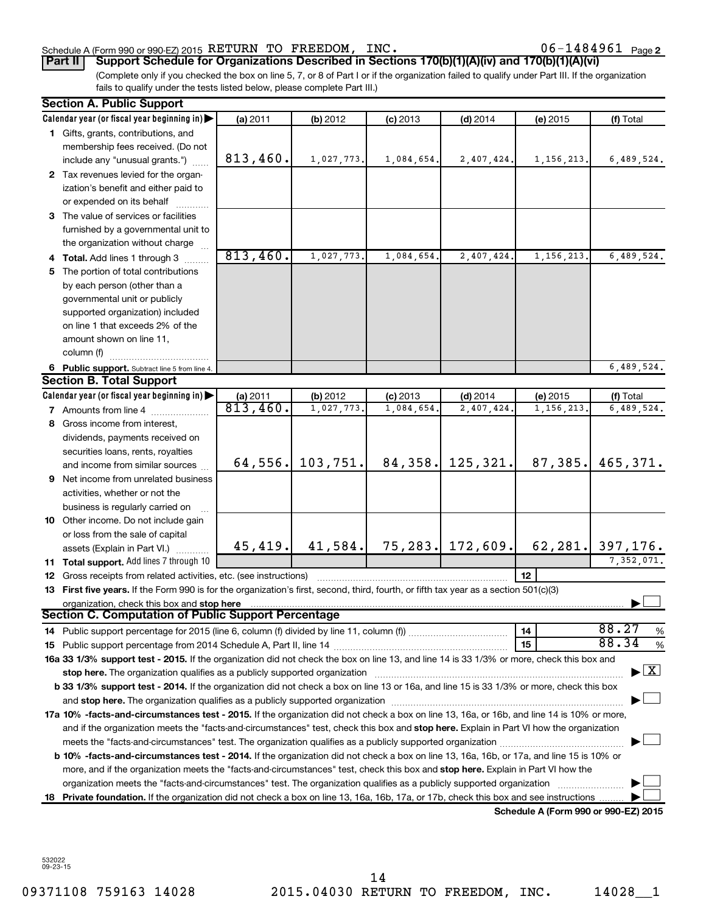Schedule A (Form 990 or 990-EZ) 2015 RETURN TO FREEDOM, INC. 06-1484961 Page 2

**Part II | Support Schedule for Organizations Described in Sections 170(b)(1)(A)(iv) and 170(b)(1)(A)(vi)**

(Complete only if you checked the box on line 5, 7, or 8 of Part I or if the organization failed to qualify under Part III. If the organization fails to qualify under the tests listed below, please complete Part III.)

## Section A. Public Support

| Calendar year (or fiscal year beginning in) ▶ | (a) 2011 | (b) 2012 | (c) 2013 | (d) 2014 | (e) 2015 | (f) Total |
|---|---|---|---|---|---|---|
| **1** Gifts, grants, contributions, and membership fees received. (Do not include any "unusual grants.") | 813,460. | 1,027,773. | 1,084,654. | 2,407,424. | 1,156,213. | 6,489,524. |
| **2** Tax revenues levied for the organization's benefit and either paid to or expended on its behalf | | | | | | |
| **3** The value of services or facilities furnished by a governmental unit to the organization without charge | | | | | | |
| **4 Total.** Add lines 1 through 3 | 813,460. | 1,027,773. | 1,084,654. | 2,407,424. | 1,156,213. | 6,489,524. |
| **5** The portion of total contributions by each person (other than a governmental unit or publicly supported organization) included on line 1 that exceeds 2% of the amount shown on line 11, column (f) | | | | | | |
| **6 Public support.** Subtract line 5 from line 4. | | | | | | 6,489,524. |

## Section B. Total Support

| Calendar year (or fiscal year beginning in) ▶ | (a) 2011 | (b) 2012 | (c) 2013 | (d) 2014 | (e) 2015 | (f) Total |
|---|---|---|---|---|---|---|
| **7** Amounts from line 4 | 813,460. | 1,027,773. | 1,084,654. | 2,407,424. | 1,156,213. | 6,489,524. |
| **8** Gross income from interest, dividends, payments received on securities loans, rents, royalties and income from similar sources | 64,556. | 103,751. | 84,358. | 125,321. | 87,385. | 465,371. |
| **9** Net income from unrelated business activities, whether or not the business is regularly carried on | | | | | | |
| **10** Other income. Do not include gain or loss from the sale of capital assets (Explain in Part VI.) | 45,419. | 41,584. | 75,283. | 172,609. | 62,281. | 397,176. |
| **11 Total support.** Add lines 7 through 10 | | | | | | 7,352,071. |

**12** Gross receipts from related activities, etc. (see instructions) | **12** |

**13 First five years.** If the Form 990 is for the organization's first, second, third, fourth, or fifth tax year as a section 501(c)(3) organization, check this box and **stop here** ▶ ☐

## Section C. Computation of Public Support Percentage

**14** Public support percentage for 2015 (line 6, column (f) divided by line 11, column (f)) | **14** | 88.27 %

**15** Public support percentage from 2014 Schedule A, Part II, line 14 | **15** | 88.34 %

**16a 33 1/3% support test - 2015.** If the organization did not check the box on line 13, and line 14 is 33 1/3% or more, check this box and **stop here.** The organization qualifies as a publicly supported organization ▶ ☒

**b 33 1/3% support test - 2014.** If the organization did not check a box on line 13 or 16a, and line 15 is 33 1/3% or more, check this box and **stop here.** The organization qualifies as a publicly supported organization ▶ ☐

**17a 10% -facts-and-circumstances test - 2015.** If the organization did not check a box on line 13, 16a, or 16b, and line 14 is 10% or more, and if the organization meets the "facts-and-circumstances" test, check this box and **stop here.** Explain in Part VI how the organization meets the "facts-and-circumstances" test. The organization qualifies as a publicly supported organization ▶ ☐

**b 10% -facts-and-circumstances test - 2014.** If the organization did not check a box on line 13, 16a, 16b, or 17a, and line 15 is 10% or more, and if the organization meets the "facts-and-circumstances" test, check this box and **stop here.** Explain in Part VI how the organization meets the "facts-and-circumstances" test. The organization qualifies as a publicly supported organization ▶ ☐

**18 Private foundation.** If the organization did not check a box on line 13, 16a, 16b, 17a, or 17b, check this box and see instructions ▶ ☐

**Schedule A (Form 990 or 990-EZ) 2015**

532022 09-23-15

09371108 759163 14028 2015.04030 RETURN TO FREEDOM, INC. 14028__1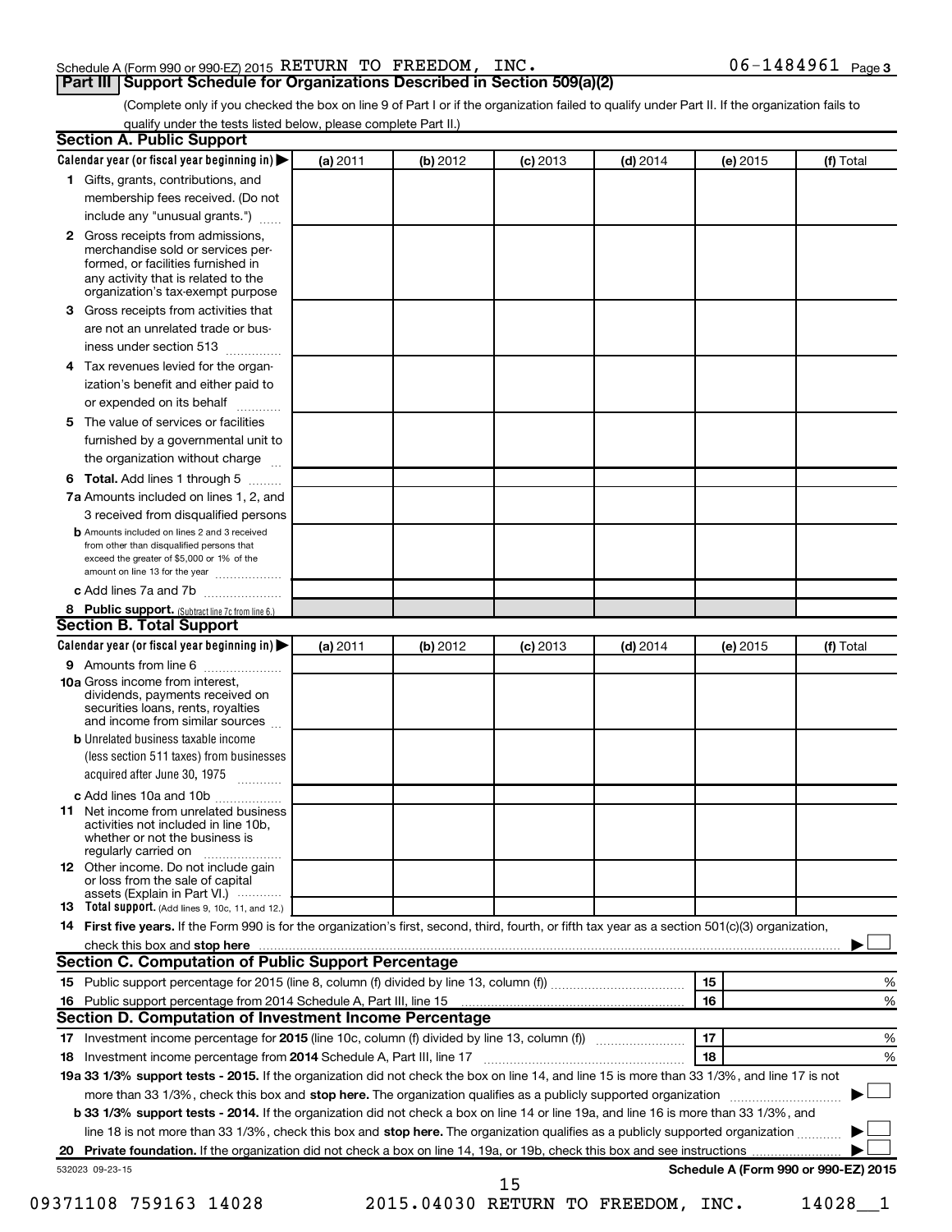Schedule A (Form 990 or 990-EZ) 2015 RETURN TO FREEDOM, INC. 06-1484961 Page 3

## Part III Support Schedule for Organizations Described in Section 509(a)(2)

(Complete only if you checked the box on line 9 of Part I or if the organization failed to qualify under Part II. If the organization fails to qualify under the tests listed below, please complete Part II.)

### Section A. Public Support

| Calendar year (or fiscal year beginning in) ▶ | (a) 2011 | (b) 2012 | (c) 2013 | (d) 2014 | (e) 2015 | (f) Total |
|---|---|---|---|---|---|---|
| **1** Gifts, grants, contributions, and membership fees received. (Do not include any "unusual grants.") | | | | | | |
| **2** Gross receipts from admissions, merchandise sold or services performed, or facilities furnished in any activity that is related to the organization's tax-exempt purpose | | | | | | |
| **3** Gross receipts from activities that are not an unrelated trade or business under section 513 | | | | | | |
| **4** Tax revenues levied for the organization's benefit and either paid to or expended on its behalf | | | | | | |
| **5** The value of services or facilities furnished by a governmental unit to the organization without charge | | | | | | |
| **6 Total.** Add lines 1 through 5 | | | | | | |
| **7a** Amounts included on lines 1, 2, and 3 received from disqualified persons | | | | | | |
| **b** Amounts included on lines 2 and 3 received from other than disqualified persons that exceed the greater of $5,000 or 1% of the amount on line 13 for the year | | | | | | |
| **c** Add lines 7a and 7b | | | | | | |
| **8 Public support.** (Subtract line 7c from line 6.) | | | | | | |

### Section B. Total Support

| Calendar year (or fiscal year beginning in) ▶ | (a) 2011 | (b) 2012 | (c) 2013 | (d) 2014 | (e) 2015 | (f) Total |
|---|---|---|---|---|---|---|
| **9** Amounts from line 6 | | | | | | |
| **10a** Gross income from interest, dividends, payments received on securities loans, rents, royalties and income from similar sources | | | | | | |
| **b** Unrelated business taxable income (less section 511 taxes) from businesses acquired after June 30, 1975 | | | | | | |
| **c** Add lines 10a and 10b | | | | | | |
| **11** Net income from unrelated business activities not included in line 10b, whether or not the business is regularly carried on | | | | | | |
| **12** Other income. Do not include gain or loss from the sale of capital assets (Explain in Part VI.) | | | | | | |
| **13 Total support.** (Add lines 9, 10c, 11, and 12.) | | | | | | |

**14 First five years.** If the Form 990 is for the organization's first, second, third, fourth, or fifth tax year as a section 501(c)(3) organization, check this box and **stop here** ▶ ☐

### Section C. Computation of Public Support Percentage

| | | | |
|---|---|---|---|
| **15** | Public support percentage for 2015 (line 8, column (f) divided by line 13, column (f)) | 15 | % |
| **16** | Public support percentage from 2014 Schedule A, Part III, line 15 | 16 | % |

### Section D. Computation of Investment Income Percentage

| | | | |
|---|---|---|---|
| **17** | Investment income percentage for **2015** (line 10c, column (f) divided by line 13, column (f)) | 17 | % |
| **18** | Investment income percentage from **2014** Schedule A, Part III, line 17 | 18 | % |

**19a 33 1/3% support tests - 2015.** If the organization did not check the box on line 14, and line 15 is more than 33 1/3%, and line 17 is not more than 33 1/3%, check this box and **stop here.** The organization qualifies as a publicly supported organization ▶ ☐

**b 33 1/3% support tests - 2014.** If the organization did not check a box on line 14 or line 19a, and line 16 is more than 33 1/3%, and line 18 is not more than 33 1/3%, check this box and **stop here.** The organization qualifies as a publicly supported organization ▶ ☐

**20 Private foundation.** If the organization did not check a box on line 14, 19a, or 19b, check this box and see instructions ▶ ☐

532023 09-23-15 **Schedule A (Form 990 or 990-EZ) 2015**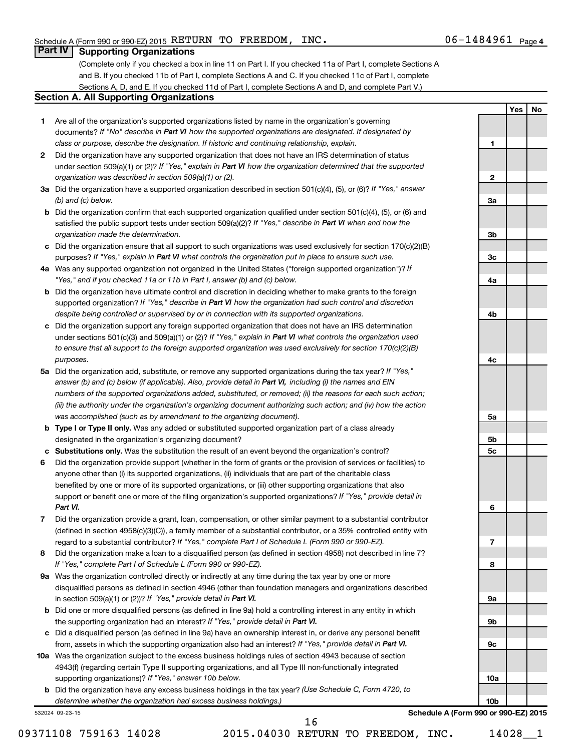Schedule A (Form 990 or 990-EZ) 2015 RETURN TO FREEDOM, INC. 06-1484961 Page 4

## Part IV Supporting Organizations

(Complete only if you checked a box in line 11 on Part I. If you checked 11a of Part I, complete Sections A and B. If you checked 11b of Part I, complete Sections A and C. If you checked 11c of Part I, complete Sections A, D, and E. If you checked 11d of Part I, complete Sections A and D, and complete Part V.)

### Section A. All Supporting Organizations

| | | | Yes | No |
|---|---|---|---|---|
| **1** | Are all of the organization's supported organizations listed by name in the organization's governing documents? *If "No" describe in **Part VI** how the supported organizations are designated. If designated by class or purpose, describe the designation. If historic and continuing relationship, explain.* | 1 | | |
| **2** | Did the organization have any supported organization that does not have an IRS determination of status under section 509(a)(1) or (2)? *If "Yes," explain in **Part VI** how the organization determined that the supported organization was described in section 509(a)(1) or (2).* | 2 | | |
| **3a** | Did the organization have a supported organization described in section 501(c)(4), (5), or (6)? *If "Yes," answer (b) and (c) below.* | 3a | | |
| **b** | Did the organization confirm that each supported organization qualified under section 501(c)(4), (5), or (6) and satisfied the public support tests under section 509(a)(2)? *If "Yes," describe in **Part VI** when and how the organization made the determination.* | 3b | | |
| **c** | Did the organization ensure that all support to such organizations was used exclusively for section 170(c)(2)(B) purposes? *If "Yes," explain in **Part VI** what controls the organization put in place to ensure such use.* | 3c | | |
| **4a** | Was any supported organization not organized in the United States ("foreign supported organization")? *If "Yes," and if you checked 11a or 11b in Part I, answer (b) and (c) below.* | 4a | | |
| **b** | Did the organization have ultimate control and discretion in deciding whether to make grants to the foreign supported organization? *If "Yes," describe in **Part VI** how the organization had such control and discretion despite being controlled or supervised by or in connection with its supported organizations.* | 4b | | |
| **c** | Did the organization support any foreign supported organization that does not have an IRS determination under sections 501(c)(3) and 509(a)(1) or (2)? *If "Yes," explain in **Part VI** what controls the organization used to ensure that all support to the foreign supported organization was used exclusively for section 170(c)(2)(B) purposes.* | 4c | | |
| **5a** | Did the organization add, substitute, or remove any supported organizations during the tax year? *If "Yes," answer (b) and (c) below (if applicable). Also, provide detail in **Part VI,** including (i) the names and EIN numbers of the supported organizations added, substituted, or removed; (ii) the reasons for each such action; (iii) the authority under the organization's organizing document authorizing such action; and (iv) how the action was accomplished (such as by amendment to the organizing document).* | 5a | | |
| **b** | **Type I or Type II only.** Was any added or substituted supported organization part of a class already designated in the organization's organizing document? | 5b | | |
| **c** | **Substitutions only.** Was the substitution the result of an event beyond the organization's control? | 5c | | |
| **6** | Did the organization provide support (whether in the form of grants or the provision of services or facilities) to anyone other than (i) its supported organizations, (ii) individuals that are part of the charitable class benefited by one or more of its supported organizations, or (iii) other supporting organizations that also support or benefit one or more of the filing organization's supported organizations? *If "Yes," provide detail in **Part VI.*** | 6 | | |
| **7** | Did the organization provide a grant, loan, compensation, or other similar payment to a substantial contributor (defined in section 4958(c)(3)(C)), a family member of a substantial contributor, or a 35% controlled entity with regard to a substantial contributor? *If "Yes," complete Part I of Schedule L (Form 990 or 990-EZ).* | 7 | | |
| **8** | Did the organization make a loan to a disqualified person (as defined in section 4958) not described in line 7? *If "Yes," complete Part I of Schedule L (Form 990 or 990-EZ).* | 8 | | |
| **9a** | Was the organization controlled directly or indirectly at any time during the tax year by one or more disqualified persons as defined in section 4946 (other than foundation managers and organizations described in section 509(a)(1) or (2))? *If "Yes," provide detail in **Part VI.*** | 9a | | |
| **b** | Did one or more disqualified persons (as defined in line 9a) hold a controlling interest in any entity in which the supporting organization had an interest? *If "Yes," provide detail in **Part VI.*** | 9b | | |
| **c** | Did a disqualified person (as defined in line 9a) have an ownership interest in, or derive any personal benefit from, assets in which the supporting organization also had an interest? *If "Yes," provide detail in **Part VI.*** | 9c | | |
| **10a** | Was the organization subject to the excess business holdings rules of section 4943 because of section 4943(f) (regarding certain Type II supporting organizations, and all Type III non-functionally integrated supporting organizations)? *If "Yes," answer 10b below.* | 10a | | |
| **b** | Did the organization have any excess business holdings in the tax year? *(Use Schedule C, Form 4720, to determine whether the organization had excess business holdings.)* | 10b | | |

532024 09-23-15 **Schedule A (Form 990 or 990-EZ) 2015**

09371108 759163 14028 2015.04030 RETURN TO FREEDOM, INC. 14028__1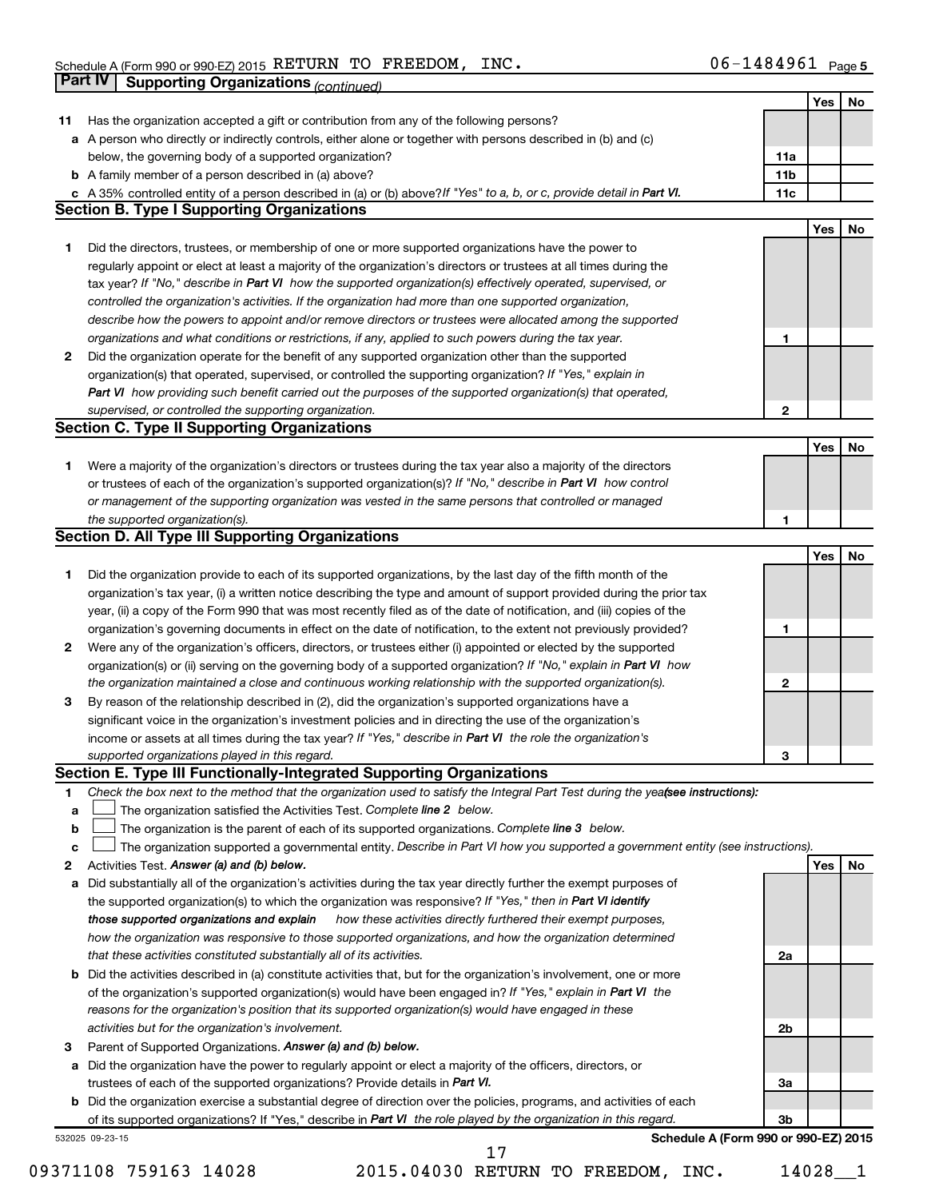Schedule A (Form 990 or 990-EZ) 2015 RETURN TO FREEDOM, INC. 06-1484961 Page 5

## Part IV Supporting Organizations *(continued)*

| | | | Yes | No |
|---|---|---|---|---|
| **11** | Has the organization accepted a gift or contribution from any of the following persons? | | | |
| **a** | A person who directly or indirectly controls, either alone or together with persons described in (b) and (c) below, the governing body of a supported organization? | 11a | | |
| **b** | A family member of a person described in (a) above? | 11b | | |
| **c** | A 35% controlled entity of a person described in (a) or (b) above? *If "Yes" to a, b, or c, provide detail in* ***Part VI.*** | 11c | | |

### Section B. Type I Supporting Organizations

| | | | Yes | No |
|---|---|---|---|---|
| **1** | Did the directors, trustees, or membership of one or more supported organizations have the power to regularly appoint or elect at least a majority of the organization's directors or trustees at all times during the tax year? *If "No," describe in* ***Part VI*** *how the supported organization(s) effectively operated, supervised, or controlled the organization's activities. If the organization had more than one supported organization, describe how the powers to appoint and/or remove directors or trustees were allocated among the supported organizations and what conditions or restrictions, if any, applied to such powers during the tax year.* | 1 | | |
| **2** | Did the organization operate for the benefit of any supported organization other than the supported organization(s) that operated, supervised, or controlled the supporting organization? *If "Yes," explain in* ***Part VI*** *how providing such benefit carried out the purposes of the supported organization(s) that operated, supervised, or controlled the supporting organization.* | 2 | | |

### Section C. Type II Supporting Organizations

| | | | Yes | No |
|---|---|---|---|---|
| **1** | Were a majority of the organization's directors or trustees during the tax year also a majority of the directors or trustees of each of the organization's supported organization(s)? *If "No," describe in* ***Part VI*** *how control or management of the supporting organization was vested in the same persons that controlled or managed the supported organization(s).* | 1 | | |

### Section D. All Type III Supporting Organizations

| | | | Yes | No |
|---|---|---|---|---|
| **1** | Did the organization provide to each of its supported organizations, by the last day of the fifth month of the organization's tax year, (i) a written notice describing the type and amount of support provided during the prior tax year, (ii) a copy of the Form 990 that was most recently filed as of the date of notification, and (iii) copies of the organization's governing documents in effect on the date of notification, to the extent not previously provided? | 1 | | |
| **2** | Were any of the organization's officers, directors, or trustees either (i) appointed or elected by the supported organization(s) or (ii) serving on the governing body of a supported organization? *If "No," explain in* ***Part VI*** *how the organization maintained a close and continuous working relationship with the supported organization(s).* | 2 | | |
| **3** | By reason of the relationship described in (2), did the organization's supported organizations have a significant voice in the organization's investment policies and in directing the use of the organization's income or assets at all times during the tax year? *If "Yes," describe in* ***Part VI*** *the role the organization's supported organizations played in this regard.* | 3 | | |

### Section E. Type III Functionally-Integrated Supporting Organizations

**1** *Check the box next to the method that the organization used to satisfy the Integral Part Test during the year* ***(see instructions):***

- **a** ☐ The organization satisfied the Activities Test. *Complete* ***line 2*** *below.*
- **b** ☐ The organization is the parent of each of its supported organizations. *Complete* ***line 3*** *below.*
- **c** ☐ The organization supported a governmental entity. *Describe in Part VI how you supported a government entity (see instructions).*

| | | | Yes | No |
|---|---|---|---|---|
| **2** | Activities Test. ***Answer (a) and (b) below.*** | | | |
| **a** | Did substantially all of the organization's activities during the tax year directly further the exempt purposes of the supported organization(s) to which the organization was responsive? *If "Yes," then in* ***Part VI identify those supported organizations and explain*** *how these activities directly furthered their exempt purposes, how the organization was responsive to those supported organizations, and how the organization determined that these activities constituted substantially all of its activities.* | 2a | | |
| **b** | Did the activities described in (a) constitute activities that, but for the organization's involvement, one or more of the organization's supported organization(s) would have been engaged in? *If "Yes," explain in* ***Part VI*** *the reasons for the organization's position that its supported organization(s) would have engaged in these activities but for the organization's involvement.* | 2b | | |
| **3** | Parent of Supported Organizations. ***Answer (a) and (b) below.*** | | | |
| **a** | Did the organization have the power to regularly appoint or elect a majority of the officers, directors, or trustees of each of the supported organizations? Provide details in ***Part VI.*** | 3a | | |
| **b** | Did the organization exercise a substantial degree of direction over the policies, programs, and activities of each of its supported organizations? If "Yes," describe in ***Part VI*** *the role played by the organization in this regard.* | 3b | | |

532025 09-23-15 **Schedule A (Form 990 or 990-EZ) 2015**

09371108 759163 14028 2015.04030 RETURN TO FREEDOM, INC. 14028__1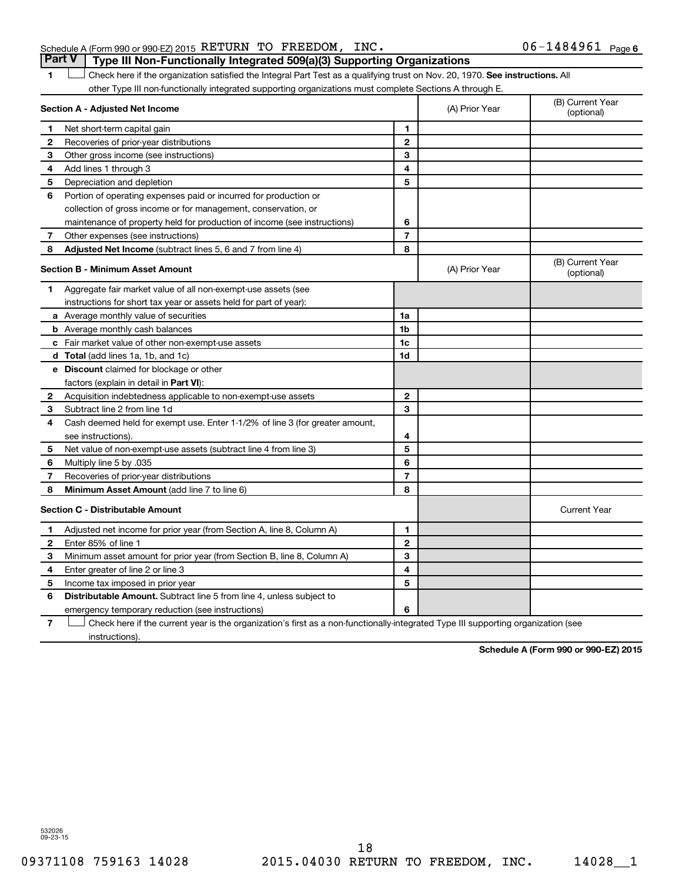Schedule A (Form 990 or 990-EZ) 2015 RETURN TO FREEDOM, INC. 06-1484961 Page 6

## Part V Type III Non-Functionally Integrated 509(a)(3) Supporting Organizations

1 ☐ Check here if the organization satisfied the Integral Part Test as a qualifying trust on Nov. 20, 1970. **See instructions.** All other Type III non-functionally integrated supporting organizations must complete Sections A through E.

| **Section A - Adjusted Net Income** | | (A) Prior Year | (B) Current Year (optional) |
|---|---|---|---|
| **1** Net short-term capital gain | 1 | | |
| **2** Recoveries of prior-year distributions | 2 | | |
| **3** Other gross income (see instructions) | 3 | | |
| **4** Add lines 1 through 3 | 4 | | |
| **5** Depreciation and depletion | 5 | | |
| **6** Portion of operating expenses paid or incurred for production or collection of gross income or for management, conservation, or maintenance of property held for production of income (see instructions) | 6 | | |
| **7** Other expenses (see instructions) | 7 | | |
| **8** **Adjusted Net Income** (subtract lines 5, 6 and 7 from line 4) | 8 | | |

| **Section B - Minimum Asset Amount** | | (A) Prior Year | (B) Current Year (optional) |
|---|---|---|---|
| **1** Aggregate fair market value of all non-exempt-use assets (see instructions for short tax year or assets held for part of year): | | | |
| **a** Average monthly value of securities | 1a | | |
| **b** Average monthly cash balances | 1b | | |
| **c** Fair market value of other non-exempt-use assets | 1c | | |
| **d** **Total** (add lines 1a, 1b, and 1c) | 1d | | |
| **e** **Discount** claimed for blockage or other factors (explain in detail in **Part VI**): | | | |
| **2** Acquisition indebtedness applicable to non-exempt-use assets | 2 | | |
| **3** Subtract line 2 from line 1d | 3 | | |
| **4** Cash deemed held for exempt use. Enter 1-1/2% of line 3 (for greater amount, see instructions). | 4 | | |
| **5** Net value of non-exempt-use assets (subtract line 4 from line 3) | 5 | | |
| **6** Multiply line 5 by .035 | 6 | | |
| **7** Recoveries of prior-year distributions | 7 | | |
| **8** **Minimum Asset Amount** (add line 7 to line 6) | 8 | | |

| **Section C - Distributable Amount** | | | Current Year |
|---|---|---|---|
| **1** Adjusted net income for prior year (from Section A, line 8, Column A) | 1 | | |
| **2** Enter 85% of line 1 | 2 | | |
| **3** Minimum asset amount for prior year (from Section B, line 8, Column A) | 3 | | |
| **4** Enter greater of line 2 or line 3 | 4 | | |
| **5** Income tax imposed in prior year | 5 | | |
| **6** **Distributable Amount.** Subtract line 5 from line 4, unless subject to emergency temporary reduction (see instructions) | 6 | | |

7 ☐ Check here if the current year is the organization's first as a non-functionally-integrated Type III supporting organization (see instructions).

**Schedule A (Form 990 or 990-EZ) 2015**

532026 09-23-15

09371108 759163 14028 2015.04030 RETURN TO FREEDOM, INC. 14028__1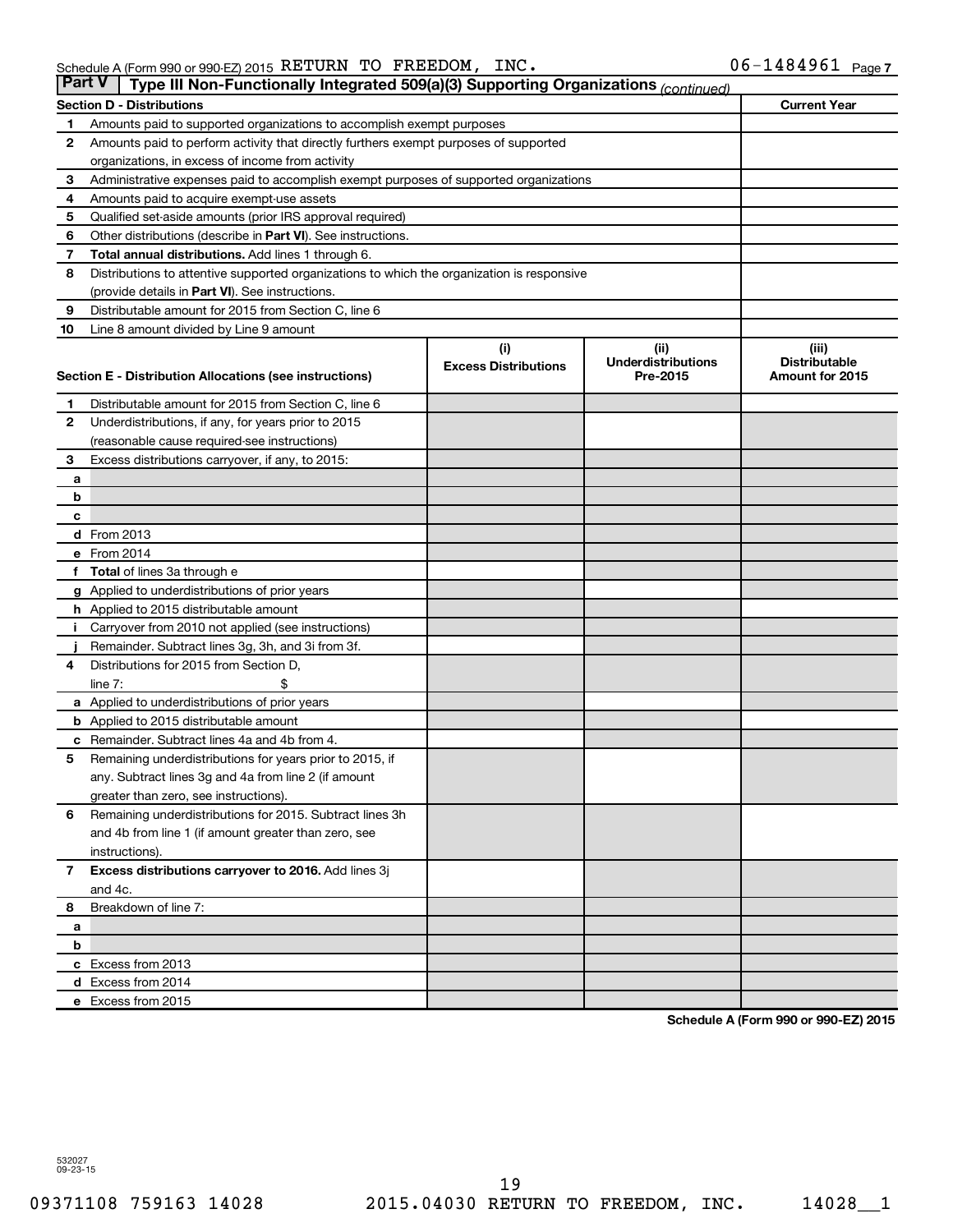Schedule A (Form 990 or 990-EZ) 2015 RETURN TO FREEDOM, INC. 06-1484961 Page 7

**Part V | Type III Non-Functionally Integrated 509(a)(3) Supporting Organizations** *(continued)*

| **Section D - Distributions** | | **Current Year** |
|---|---|---|
| 1 | Amounts paid to supported organizations to accomplish exempt purposes | |
| 2 | Amounts paid to perform activity that directly furthers exempt purposes of supported organizations, in excess of income from activity | |
| 3 | Administrative expenses paid to accomplish exempt purposes of supported organizations | |
| 4 | Amounts paid to acquire exempt-use assets | |
| 5 | Qualified set-aside amounts (prior IRS approval required) | |
| 6 | Other distributions (describe in **Part VI**). See instructions. | |
| 7 | **Total annual distributions.** Add lines 1 through 6. | |
| 8 | Distributions to attentive supported organizations to which the organization is responsive (provide details in **Part VI**). See instructions. | |
| 9 | Distributable amount for 2015 from Section C, line 6 | |
| 10 | Line 8 amount divided by Line 9 amount | |

| **Section E - Distribution Allocations (see instructions)** | | (i) Excess Distributions | (ii) Underdistributions Pre-2015 | (iii) Distributable Amount for 2015 |
|---|---|---|---|---|
| 1 | Distributable amount for 2015 from Section C, line 6 | | | |
| 2 | Underdistributions, if any, for years prior to 2015 (reasonable cause required-see instructions) | | | |
| 3 | Excess distributions carryover, if any, to 2015: | | | |
| a | | | | |
| b | | | | |
| c | | | | |
| d | From 2013 | | | |
| e | From 2014 | | | |
| f | **Total** of lines 3a through e | | | |
| g | Applied to underdistributions of prior years | | | |
| h | Applied to 2015 distributable amount | | | |
| i | Carryover from 2010 not applied (see instructions) | | | |
| j | Remainder. Subtract lines 3g, 3h, and 3i from 3f. | | | |
| 4 | Distributions for 2015 from Section D, line 7: $ | | | |
| a | Applied to underdistributions of prior years | | | |
| b | Applied to 2015 distributable amount | | | |
| c | Remainder. Subtract lines 4a and 4b from 4. | | | |
| 5 | Remaining underdistributions for years prior to 2015, if any. Subtract lines 3g and 4a from line 2 (if amount greater than zero, see instructions). | | | |
| 6 | Remaining underdistributions for 2015. Subtract lines 3h and 4b from line 1 (if amount greater than zero, see instructions). | | | |
| 7 | **Excess distributions carryover to 2016.** Add lines 3j and 4c. | | | |
| 8 | Breakdown of line 7: | | | |
| a | | | | |
| b | | | | |
| c | Excess from 2013 | | | |
| d | Excess from 2014 | | | |
| e | Excess from 2015 | | | |

**Schedule A (Form 990 or 990-EZ) 2015**

532027 09-23-15

09371108 759163 14028 2015.04030 RETURN TO FREEDOM, INC. 14028__1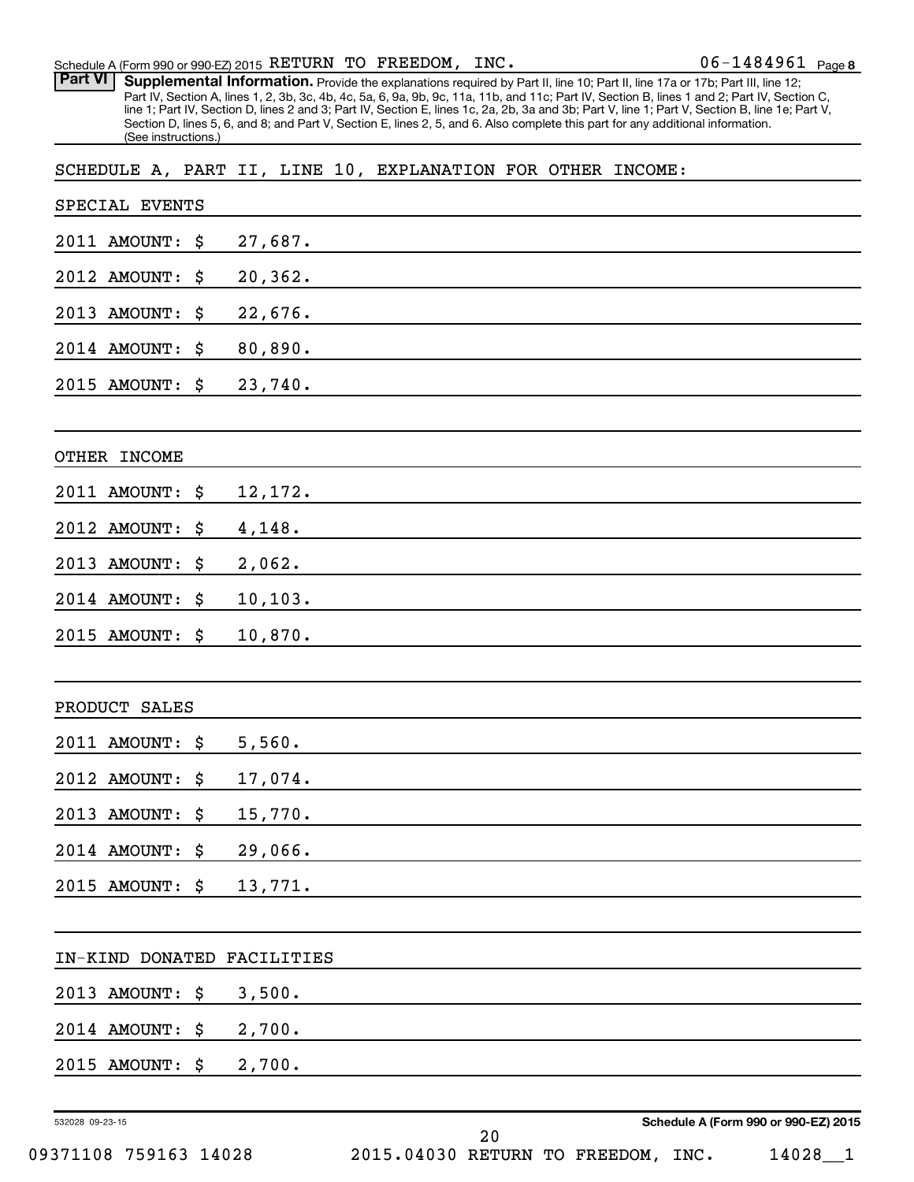Schedule A (Form 990 or 990-EZ) 2015 RETURN TO FREEDOM, INC. 06-1484961 Page 8

**Part VI Supplemental Information.** Provide the explanations required by Part II, line 10; Part II, line 17a or 17b; Part III, line 12; Part IV, Section A, lines 1, 2, 3b, 3c, 4b, 4c, 5a, 6, 9a, 9b, 9c, 11a, 11b, and 11c; Part IV, Section B, lines 1 and 2; Part IV, Section C, line 1; Part IV, Section D, lines 2 and 3; Part IV, Section E, lines 1c, 2a, 2b, 3a and 3b; Part V, line 1; Part V, Section B, line 1e; Part V, Section D, lines 5, 6, and 8; and Part V, Section E, lines 2, 5, and 6. Also complete this part for any additional information. (See instructions.)

SCHEDULE A, PART II, LINE 10, EXPLANATION FOR OTHER INCOME:

SPECIAL EVENTS

2011 AMOUNT: $ 27,687.

2012 AMOUNT: $ 20,362.

2013 AMOUNT: $ 22,676.

2014 AMOUNT: $ 80,890.

2015 AMOUNT: $ 23,740.

OTHER INCOME

2011 AMOUNT: $ 12,172.

2012 AMOUNT: $ 4,148.

2013 AMOUNT: $ 2,062.

2014 AMOUNT: $ 10,103.

2015 AMOUNT: $ 10,870.

PRODUCT SALES

2011 AMOUNT: $ 5,560.

2012 AMOUNT: $ 17,074.

2013 AMOUNT: $ 15,770.

2014 AMOUNT: $ 29,066.

2015 AMOUNT: $ 13,771.

IN-KIND DONATED FACILITIES

2013 AMOUNT: $ 3,500.

2014 AMOUNT: $ 2,700.

2015 AMOUNT: $ 2,700.

532028 09-23-15 Schedule A (Form 990 or 990-EZ) 2015

09371108 759163 14028 2015.04030 RETURN TO FREEDOM, INC. 14028__1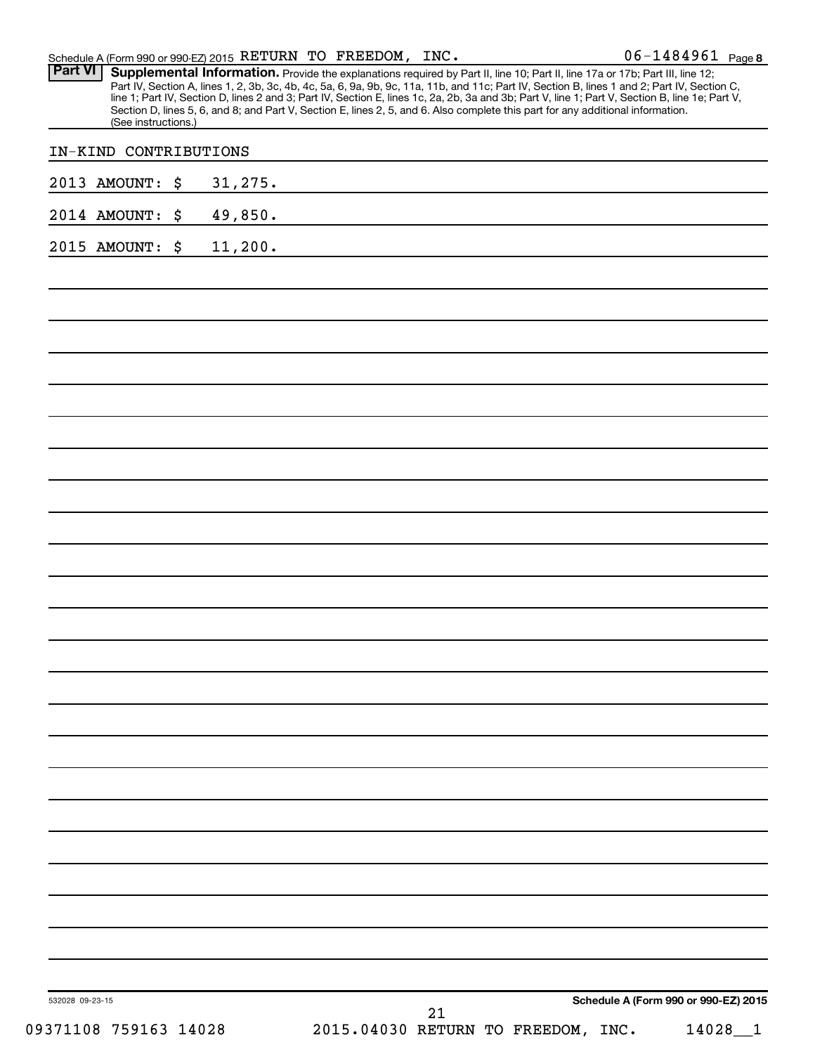Schedule A (Form 990 or 990-EZ) 2015 RETURN TO FREEDOM, INC. 06-1484961 Page 8

**Part VI** **Supplemental Information.** Provide the explanations required by Part II, line 10; Part II, line 17a or 17b; Part III, line 12; Part IV, Section A, lines 1, 2, 3b, 3c, 4b, 4c, 5a, 6, 9a, 9b, 9c, 11a, 11b, and 11c; Part IV, Section B, lines 1 and 2; Part IV, Section C, line 1; Part IV, Section D, lines 2 and 3; Part IV, Section E, lines 1c, 2a, 2b, 3a and 3b; Part V, line 1; Part V, Section B, line 1e; Part V, Section D, lines 5, 6, and 8; and Part V, Section E, lines 2, 5, and 6. Also complete this part for any additional information. (See instructions.)

IN-KIND CONTRIBUTIONS

2013 AMOUNT: $ 31,275.

2014 AMOUNT: $ 49,850.

2015 AMOUNT: $ 11,200.

532028 09-23-15 **Schedule A (Form 990 or 990-EZ) 2015**

09371108 759163 14028 2015.04030 RETURN TO FREEDOM, INC. 14028__1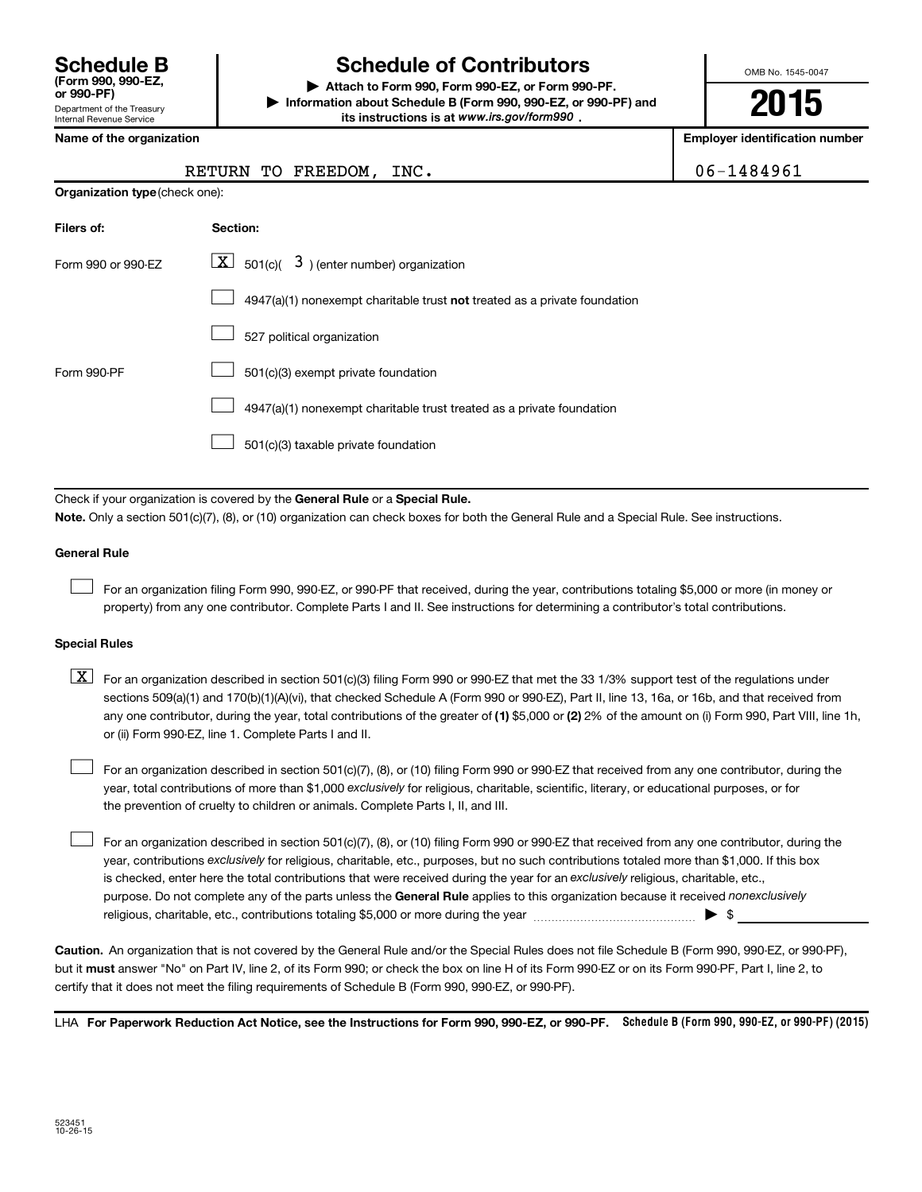# Schedule B (Form 990, 990-EZ, or 990-PF)

Department of the Treasury
Internal Revenue Service

# Schedule of Contributors

▶ Attach to Form 990, Form 990-EZ, or Form 990-PF.

▶ Information about Schedule B (Form 990, 990-EZ, or 990-PF) and its instructions is at www.irs.gov/form990.

OMB No. 1545-0047

**2015**

**Name of the organization**: RETURN TO FREEDOM, INC.

**Employer identification number**: 06-1484961

**Organization type** (check one):

| Filers of: | Section: |
|---|---|
| Form 990 or 990-EZ | [X] 501(c)( 3 ) (enter number) organization |
| | [ ] 4947(a)(1) nonexempt charitable trust **not** treated as a private foundation |
| | [ ] 527 political organization |
| Form 990-PF | [ ] 501(c)(3) exempt private foundation |
| | [ ] 4947(a)(1) nonexempt charitable trust treated as a private foundation |
| | [ ] 501(c)(3) taxable private foundation |

Check if your organization is covered by the **General Rule** or a **Special Rule.**

**Note.** Only a section 501(c)(7), (8), or (10) organization can check boxes for both the General Rule and a Special Rule. See instructions.

**General Rule**

[ ] For an organization filing Form 990, 990-EZ, or 990-PF that received, during the year, contributions totaling $5,000 or more (in money or property) from any one contributor. Complete Parts I and II. See instructions for determining a contributor's total contributions.

**Special Rules**

[X] For an organization described in section 501(c)(3) filing Form 990 or 990-EZ that met the 33 1/3% support test of the regulations under sections 509(a)(1) and 170(b)(1)(A)(vi), that checked Schedule A (Form 990 or 990-EZ), Part II, line 13, 16a, or 16b, and that received from any one contributor, during the year, total contributions of the greater of **(1)** $5,000 or **(2)** 2% of the amount on (i) Form 990, Part VIII, line 1h, or (ii) Form 990-EZ, line 1. Complete Parts I and II.

[ ] For an organization described in section 501(c)(7), (8), or (10) filing Form 990 or 990-EZ that received from any one contributor, during the year, total contributions of more than $1,000 *exclusively* for religious, charitable, scientific, literary, or educational purposes, or for the prevention of cruelty to children or animals. Complete Parts I, II, and III.

[ ] For an organization described in section 501(c)(7), (8), or (10) filing Form 990 or 990-EZ that received from any one contributor, during the year, contributions *exclusively* for religious, charitable, etc., purposes, but no such contributions totaled more than $1,000. If this box is checked, enter here the total contributions that were received during the year for an *exclusively* religious, charitable, etc., purpose. Do not complete any of the parts unless the **General Rule** applies to this organization because it received *nonexclusively* religious, charitable, etc., contributions totaling $5,000 or more during the year ▶ $

**Caution.** An organization that is not covered by the General Rule and/or the Special Rules does not file Schedule B (Form 990, 990-EZ, or 990-PF), but it **must** answer "No" on Part IV, line 2, of its Form 990; or check the box on line H of its Form 990-EZ or on its Form 990-PF, Part I, line 2, to certify that it does not meet the filing requirements of Schedule B (Form 990, 990-EZ, or 990-PF).

LHA **For Paperwork Reduction Act Notice, see the Instructions for Form 990, 990-EZ, or 990-PF.** **Schedule B (Form 990, 990-EZ, or 990-PF) (2015)**

523451
10-26-15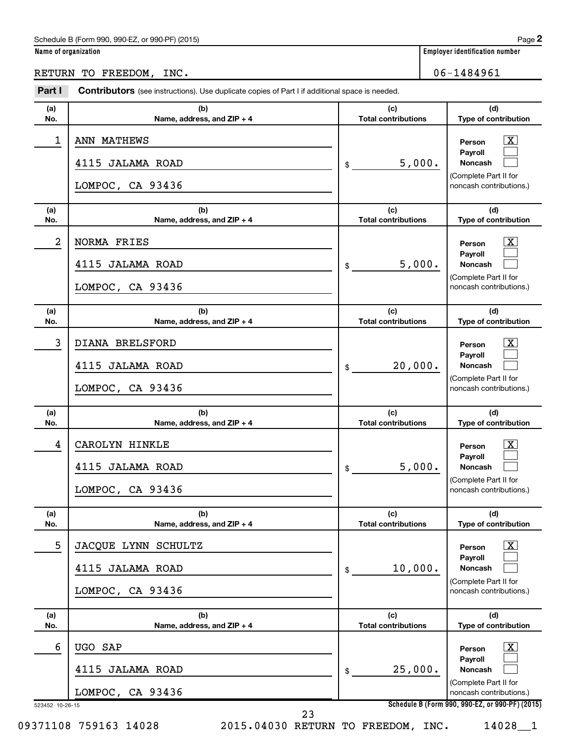Schedule B (Form 990, 990-EZ, or 990-PF) (2015) Page **2**

**Name of organization**: RETURN TO FREEDOM, INC.

**Employer identification number**: 06-1484961

**Part I** **Contributors** (see instructions). Use duplicate copies of Part I if additional space is needed.

| (a) No. | (b) Name, address, and ZIP + 4 | (c) Total contributions | (d) Type of contribution |
|---|---|---|---|
| 1 | ANN MATHEWS<br>4115 JALAMA ROAD<br>LOMPOC, CA 93436 | $ 5,000. | Person [X]<br>Payroll [ ]<br>Noncash [ ]<br>(Complete Part II for noncash contributions.) |
| 2 | NORMA FRIES<br>4115 JALAMA ROAD<br>LOMPOC, CA 93436 | $ 5,000. | Person [X]<br>Payroll [ ]<br>Noncash [ ]<br>(Complete Part II for noncash contributions.) |
| 3 | DIANA BRELSFORD<br>4115 JALAMA ROAD<br>LOMPOC, CA 93436 | $ 20,000. | Person [X]<br>Payroll [ ]<br>Noncash [ ]<br>(Complete Part II for noncash contributions.) |
| 4 | CAROLYN HINKLE<br>4115 JALAMA ROAD<br>LOMPOC, CA 93436 | $ 5,000. | Person [X]<br>Payroll [ ]<br>Noncash [ ]<br>(Complete Part II for noncash contributions.) |
| 5 | JACQUE LYNN SCHULTZ<br>4115 JALAMA ROAD<br>LOMPOC, CA 93436 | $ 10,000. | Person [X]<br>Payroll [ ]<br>Noncash [ ]<br>(Complete Part II for noncash contributions.) |
| 6 | UGO SAP<br>4115 JALAMA ROAD<br>LOMPOC, CA 93436 | $ 25,000. | Person [X]<br>Payroll [ ]<br>Noncash [ ]<br>(Complete Part II for noncash contributions.) |

523452 10-26-15 **Schedule B (Form 990, 990-EZ, or 990-PF) (2015)**

09371108 759163 14028 2015.04030 RETURN TO FREEDOM, INC. 14028__1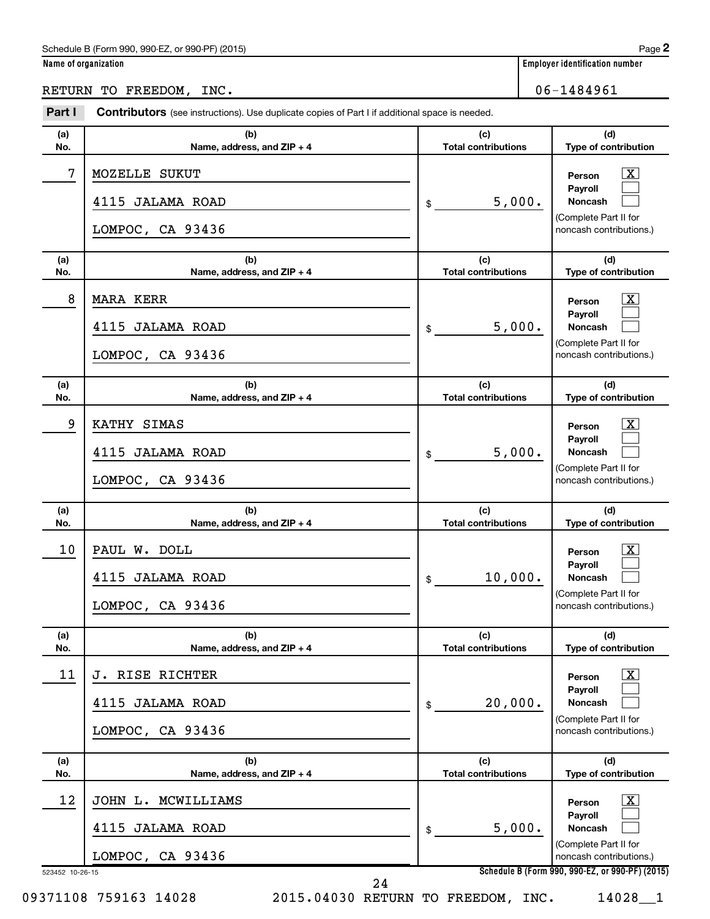Schedule B (Form 990, 990-EZ, or 990-PF) (2015) Page **2**

**Name of organization** RETURN TO FREEDOM, INC.

**Employer identification number** 06-1484961

**Part I** **Contributors** (see instructions). Use duplicate copies of Part I if additional space is needed.

| (a) No. | (b) Name, address, and ZIP + 4 | (c) Total contributions | (d) Type of contribution |
|---|---|---|---|
| 7 | MOZELLE SUKUT<br>4115 JALAMA ROAD<br>LOMPOC, CA 93436 | $ 5,000. | Person [X]<br>Payroll [ ]<br>Noncash [ ]<br>(Complete Part II for noncash contributions.) |
| 8 | MARA KERR<br>4115 JALAMA ROAD<br>LOMPOC, CA 93436 | $ 5,000. | Person [X]<br>Payroll [ ]<br>Noncash [ ]<br>(Complete Part II for noncash contributions.) |
| 9 | KATHY SIMAS<br>4115 JALAMA ROAD<br>LOMPOC, CA 93436 | $ 5,000. | Person [X]<br>Payroll [ ]<br>Noncash [ ]<br>(Complete Part II for noncash contributions.) |
| 10 | PAUL W. DOLL<br>4115 JALAMA ROAD<br>LOMPOC, CA 93436 | $ 10,000. | Person [X]<br>Payroll [ ]<br>Noncash [ ]<br>(Complete Part II for noncash contributions.) |
| 11 | J. RISE RICHTER<br>4115 JALAMA ROAD<br>LOMPOC, CA 93436 | $ 20,000. | Person [X]<br>Payroll [ ]<br>Noncash [ ]<br>(Complete Part II for noncash contributions.) |
| 12 | JOHN L. MCWILLIAMS<br>4115 JALAMA ROAD<br>LOMPOC, CA 93436 | $ 5,000. | Person [X]<br>Payroll [ ]<br>Noncash [ ]<br>(Complete Part II for noncash contributions.) |

523452 10-26-15 **Schedule B (Form 990, 990-EZ, or 990-PF) (2015)**

09371108 759163 14028 2015.04030 RETURN TO FREEDOM, INC. 14028__1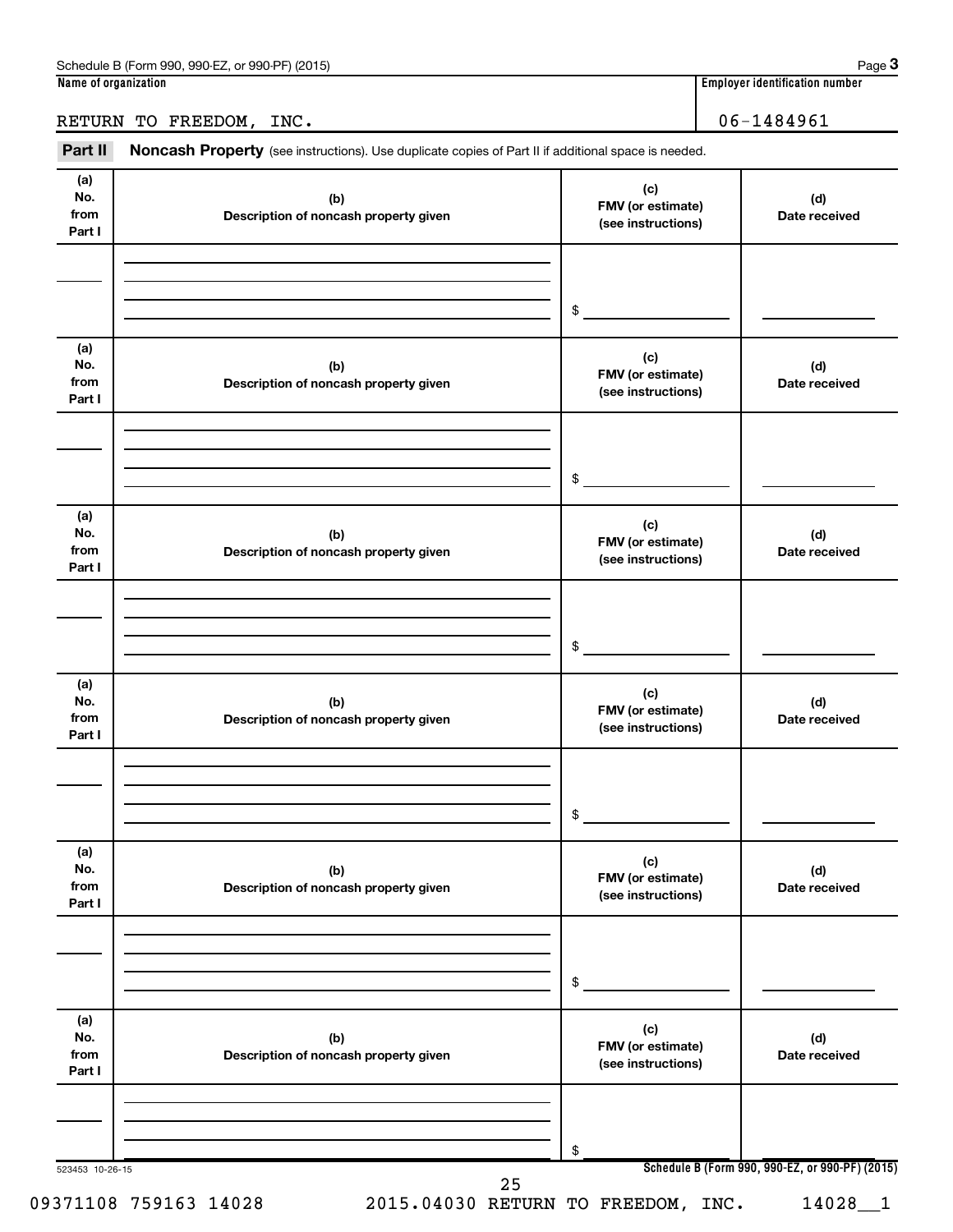Schedule B (Form 990, 990-EZ, or 990-PF) (2015) Page **3**

**Name of organization** | **Employer identification number**

RETURN TO FREEDOM, INC. | 06-1484961

**Part II** **Noncash Property** (see instructions). Use duplicate copies of Part II if additional space is needed.

| (a) No. from Part I | (b) Description of noncash property given | (c) FMV (or estimate) (see instructions) | (d) Date received |
|---|---|---|---|
| | | $ | |

| (a) No. from Part I | (b) Description of noncash property given | (c) FMV (or estimate) (see instructions) | (d) Date received |
|---|---|---|---|
| | | $ | |

| (a) No. from Part I | (b) Description of noncash property given | (c) FMV (or estimate) (see instructions) | (d) Date received |
|---|---|---|---|
| | | $ | |

| (a) No. from Part I | (b) Description of noncash property given | (c) FMV (or estimate) (see instructions) | (d) Date received |
|---|---|---|---|
| | | $ | |

| (a) No. from Part I | (b) Description of noncash property given | (c) FMV (or estimate) (see instructions) | (d) Date received |
|---|---|---|---|
| | | $ | |

| (a) No. from Part I | (b) Description of noncash property given | (c) FMV (or estimate) (see instructions) | (d) Date received |
|---|---|---|---|
| | | $ | |

523453 10-26-15 **Schedule B (Form 990, 990-EZ, or 990-PF) (2015)**

09371108 759163 14028 2015.04030 RETURN TO FREEDOM, INC. 14028__1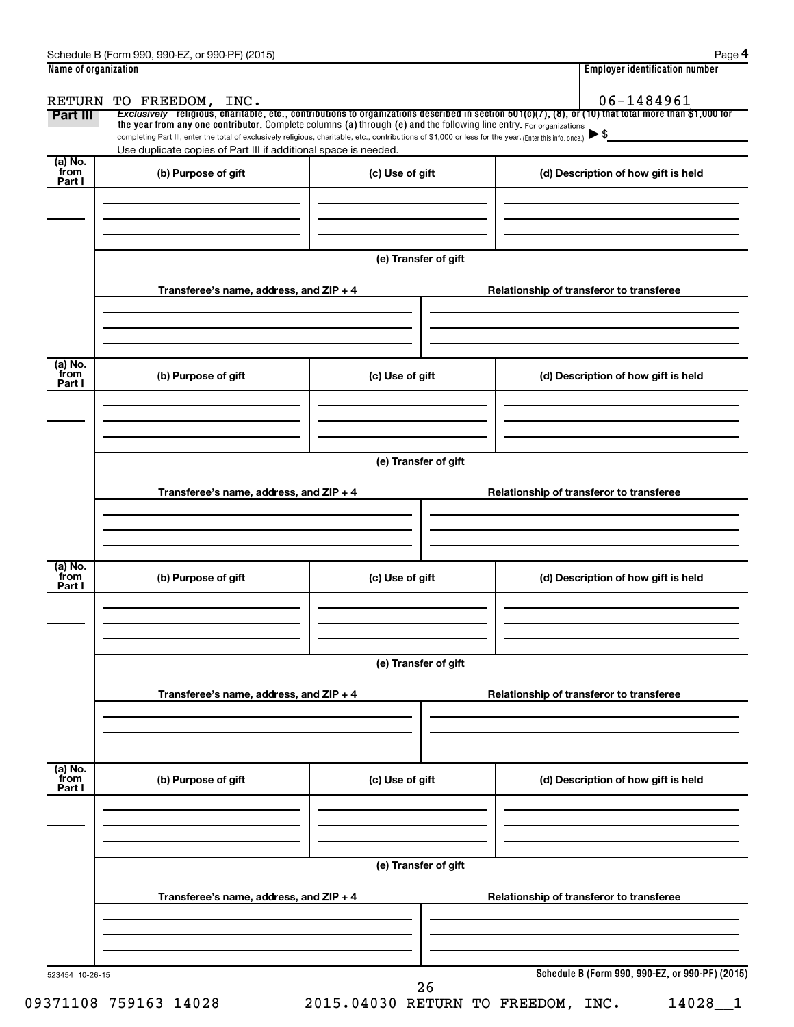Schedule B (Form 990, 990-EZ, or 990-PF) (2015) Page **4**

| Name of organization | Employer identification number |
|---|---|
| RETURN TO FREEDOM, INC. | 06-1484961 |

**Part III** *Exclusively* **religious, charitable, etc., contributions to organizations described in section 501(c)(7), (8), or (10) that total more than $1,000 for the year from any one contributor.** Complete columns **(a)** through **(e) and** the following line entry. For organizations completing Part III, enter the total of exclusively religious, charitable, etc., contributions of $1,000 or less for the year. (Enter this info. once.) ▶ $

Use duplicate copies of Part III if additional space is needed.

| (a) No. from Part I | (b) Purpose of gift | (c) Use of gift | (d) Description of how gift is held |
|---|---|---|---|
| | | | |

**(e) Transfer of gift**

| Transferee's name, address, and ZIP + 4 | Relationship of transferor to transferee |
|---|---|
| | |

| (a) No. from Part I | (b) Purpose of gift | (c) Use of gift | (d) Description of how gift is held |
|---|---|---|---|
| | | | |

**(e) Transfer of gift**

| Transferee's name, address, and ZIP + 4 | Relationship of transferor to transferee |
|---|---|
| | |

| (a) No. from Part I | (b) Purpose of gift | (c) Use of gift | (d) Description of how gift is held |
|---|---|---|---|
| | | | |

**(e) Transfer of gift**

| Transferee's name, address, and ZIP + 4 | Relationship of transferor to transferee |
|---|---|
| | |

| (a) No. from Part I | (b) Purpose of gift | (c) Use of gift | (d) Description of how gift is held |
|---|---|---|---|
| | | | |

**(e) Transfer of gift**

| Transferee's name, address, and ZIP + 4 | Relationship of transferor to transferee |
|---|---|
| | |

523454 10-26-15

**Schedule B (Form 990, 990-EZ, or 990-PF) (2015)**

09371108 759163 14028 2015.04030 RETURN TO FREEDOM, INC. 14028__1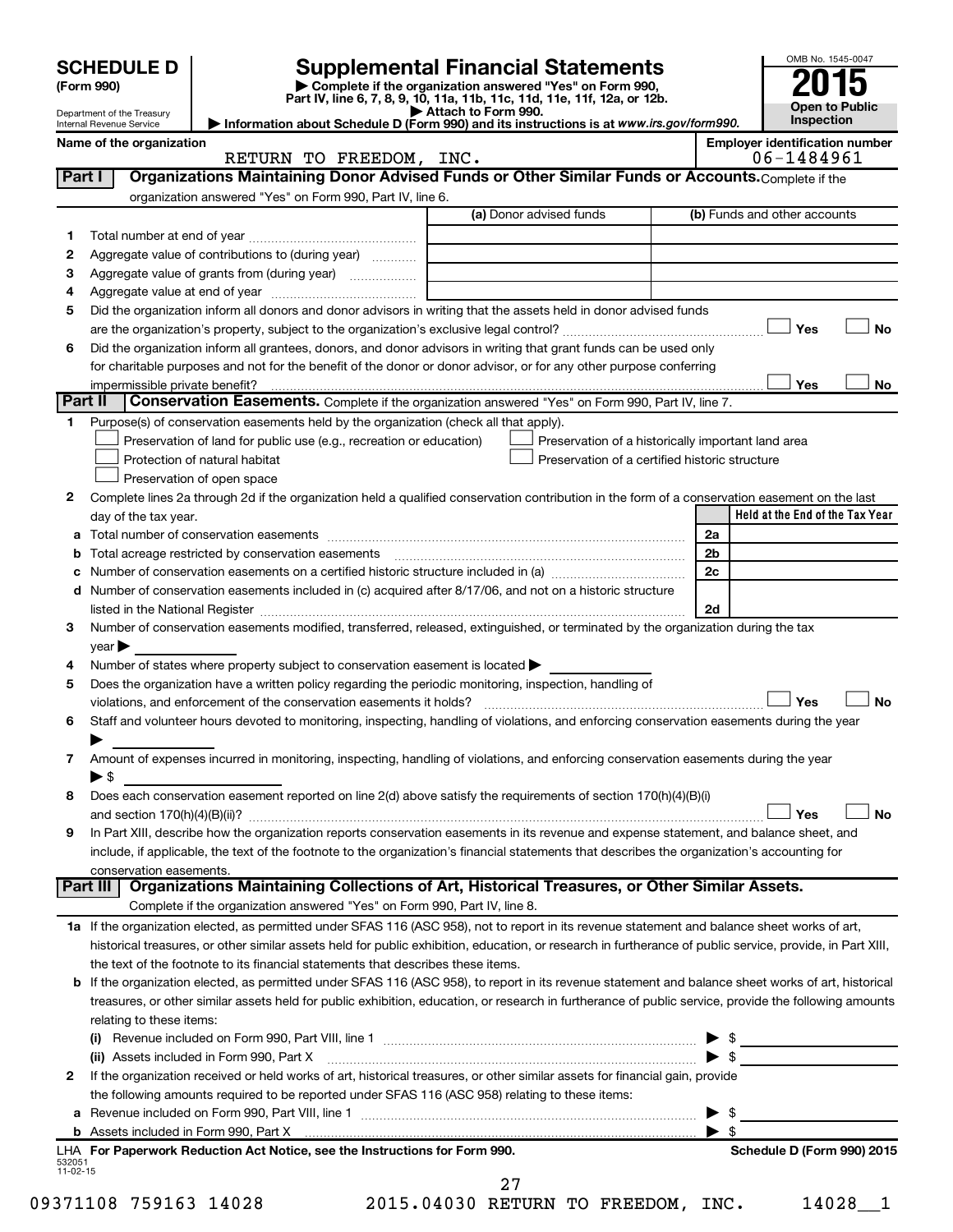# SCHEDULE D (Form 990)

Department of the Treasury
Internal Revenue Service

## Supplemental Financial Statements

▶ Complete if the organization answered "Yes" on Form 990, Part IV, line 6, 7, 8, 9, 10, 11a, 11b, 11c, 11d, 11e, 11f, 12a, or 12b.
▶ Attach to Form 990.
▶ Information about Schedule D (Form 990) and its instructions is at www.irs.gov/form990.

OMB No. 1545-0047
**2015**
**Open to Public Inspection**

**Name of the organization:** RETURN TO FREEDOM, INC.
**Employer identification number:** 06-1484961

### Part I — Organizations Maintaining Donor Advised Funds or Other Similar Funds or Accounts.
Complete if the organization answered "Yes" on Form 990, Part IV, line 6.

| | | (a) Donor advised funds | (b) Funds and other accounts |
|---|---|---|---|
| 1 | Total number at end of year | | |
| 2 | Aggregate value of contributions to (during year) | | |
| 3 | Aggregate value of grants from (during year) | | |
| 4 | Aggregate value at end of year | | |

5 Did the organization inform all donors and donor advisors in writing that the assets held in donor advised funds are the organization's property, subject to the organization's exclusive legal control? ☐ Yes ☐ No

6 Did the organization inform all grantees, donors, and donor advisors in writing that grant funds can be used only for charitable purposes and not for the benefit of the donor or donor advisor, or for any other purpose conferring impermissible private benefit? ☐ Yes ☐ No

### Part II — Conservation Easements.
Complete if the organization answered "Yes" on Form 990, Part IV, line 7.

1 Purpose(s) of conservation easements held by the organization (check all that apply).
- ☐ Preservation of land for public use (e.g., recreation or education)
- ☐ Preservation of a historically important land area
- ☐ Protection of natural habitat
- ☐ Preservation of a certified historic structure
- ☐ Preservation of open space

2 Complete lines 2a through 2d if the organization held a qualified conservation contribution in the form of a conservation easement on the last day of the tax year.

| | | | Held at the End of the Tax Year |
|---|---|---|---|
| a | Total number of conservation easements | 2a | |
| b | Total acreage restricted by conservation easements | 2b | |
| c | Number of conservation easements on a certified historic structure included in (a) | 2c | |
| d | Number of conservation easements included in (c) acquired after 8/17/06, and not on a historic structure listed in the National Register | 2d | |

3 Number of conservation easements modified, transferred, released, extinguished, or terminated by the organization during the tax year ▶

4 Number of states where property subject to conservation easement is located ▶

5 Does the organization have a written policy regarding the periodic monitoring, inspection, handling of violations, and enforcement of the conservation easements it holds? ☐ Yes ☐ No

6 Staff and volunteer hours devoted to monitoring, inspecting, handling of violations, and enforcing conservation easements during the year ▶

7 Amount of expenses incurred in monitoring, inspecting, handling of violations, and enforcing conservation easements during the year ▶ $

8 Does each conservation easement reported on line 2(d) above satisfy the requirements of section 170(h)(4)(B)(i) and section 170(h)(4)(B)(ii)? ☐ Yes ☐ No

9 In Part XIII, describe how the organization reports conservation easements in its revenue and expense statement, and balance sheet, and include, if applicable, the text of the footnote to the organization's financial statements that describes the organization's accounting for conservation easements.

### Part III — Organizations Maintaining Collections of Art, Historical Treasures, or Other Similar Assets.
Complete if the organization answered "Yes" on Form 990, Part IV, line 8.

1a If the organization elected, as permitted under SFAS 116 (ASC 958), not to report in its revenue statement and balance sheet works of art, historical treasures, or other similar assets held for public exhibition, education, or research in furtherance of public service, provide, in Part XIII, the text of the footnote to its financial statements that describes these items.

b If the organization elected, as permitted under SFAS 116 (ASC 958), to report in its revenue statement and balance sheet works of art, historical treasures, or other similar assets held for public exhibition, education, or research in furtherance of public service, provide the following amounts relating to these items:

(i) Revenue included on Form 990, Part VIII, line 1 ▶ $

(ii) Assets included in Form 990, Part X ▶ $

2 If the organization received or held works of art, historical treasures, or other similar assets for financial gain, provide the following amounts required to be reported under SFAS 116 (ASC 958) relating to these items:

a Revenue included on Form 990, Part VIII, line 1 ▶ $

b Assets included in Form 990, Part X ▶ $

LHA For Paperwork Reduction Act Notice, see the Instructions for Form 990. — Schedule D (Form 990) 2015

532051 11-02-15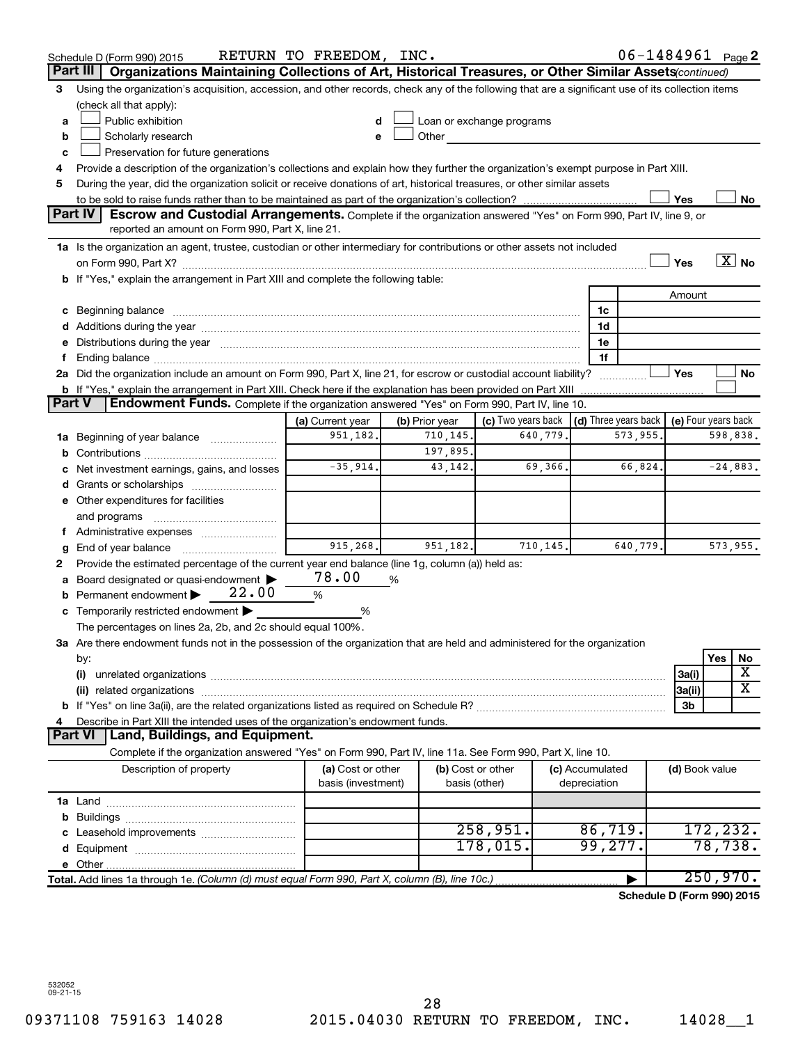Schedule D (Form 990) 2015 RETURN TO FREEDOM, INC. 06-1484961 Page 2

## Part III Organizations Maintaining Collections of Art, Historical Treasures, or Other Similar Assets *(continued)*

**3** Using the organization's acquisition, accession, and other records, check any of the following that are a significant use of its collection items (check all that apply):

- **a** ☐ Public exhibition
- **b** ☐ Scholarly research
- **c** ☐ Preservation for future generations
- **d** ☐ Loan or exchange programs
- **e** ☐ Other

**4** Provide a description of the organization's collections and explain how they further the organization's exempt purpose in Part XIII.

**5** During the year, did the organization solicit or receive donations of art, historical treasures, or other similar assets to be sold to raise funds rather than to be maintained as part of the organization's collection? ☐ Yes ☐ No

## Part IV Escrow and Custodial Arrangements.

Complete if the organization answered "Yes" on Form 990, Part IV, line 9, or reported an amount on Form 990, Part X, line 21.

**1a** Is the organization an agent, trustee, custodian or other intermediary for contributions or other assets not included on Form 990, Part X? ☐ Yes ☒ No

**b** If "Yes," explain the arrangement in Part XIII and complete the following table:

| | | Amount |
|---|---|---|
| **c** Beginning balance | 1c | |
| **d** Additions during the year | 1d | |
| **e** Distributions during the year | 1e | |
| **f** Ending balance | 1f | |

**2a** Did the organization include an amount on Form 990, Part X, line 21, for escrow or custodial account liability? ☐ Yes ☐ No

**b** If "Yes," explain the arrangement in Part XIII. Check here if the explanation has been provided on Part XIII ☐

## Part V Endowment Funds.

Complete if the organization answered "Yes" on Form 990, Part IV, line 10.

| | (a) Current year | (b) Prior year | (c) Two years back | (d) Three years back | (e) Four years back |
|---|---|---|---|---|---|
| **1a** Beginning of year balance | 951,182. | 710,145. | 640,779. | 573,955. | 598,838. |
| **b** Contributions | | 197,895. | | | |
| **c** Net investment earnings, gains, and losses | -35,914. | 43,142. | 69,366. | 66,824. | -24,883. |
| **d** Grants or scholarships | | | | | |
| **e** Other expenditures for facilities and programs | | | | | |
| **f** Administrative expenses | | | | | |
| **g** End of year balance | 915,268. | 951,182. | 710,145. | 640,779. | 573,955. |

**2** Provide the estimated percentage of the current year end balance (line 1g, column (a)) held as:

- **a** Board designated or quasi-endowment ▶ 78.00 %
- **b** Permanent endowment ▶ 22.00 %
- **c** Temporarily restricted endowment ▶ %

The percentages on lines 2a, 2b, and 2c should equal 100%.

**3a** Are there endowment funds not in the possession of the organization that are held and administered for the organization by:

| | | Yes | No |
|---|---|---|---|
| **(i)** unrelated organizations | 3a(i) | | X |
| **(ii)** related organizations | 3a(ii) | | X |
| **b** If "Yes" on line 3a(ii), are the related organizations listed as required on Schedule R? | 3b | | |

**4** Describe in Part XIII the intended uses of the organization's endowment funds.

## Part VI Land, Buildings, and Equipment.

Complete if the organization answered "Yes" on Form 990, Part IV, line 11a. See Form 990, Part X, line 10.

| Description of property | (a) Cost or other basis (investment) | (b) Cost or other basis (other) | (c) Accumulated depreciation | (d) Book value |
|---|---|---|---|---|
| **1a** Land | | | | |
| **b** Buildings | | | | |
| **c** Leasehold improvements | | 258,951. | 86,719. | 172,232. |
| **d** Equipment | | 178,015. | 99,277. | 78,738. |
| **e** Other | | | | |
| **Total.** Add lines 1a through 1e. *(Column (d) must equal Form 990, Part X, column (B), line 10c.)* ▶ | | | | 250,970. |

**Schedule D (Form 990) 2015**

532052 09-21-15

09371108 759163 14028 2015.04030 RETURN TO FREEDOM, INC. 14028__1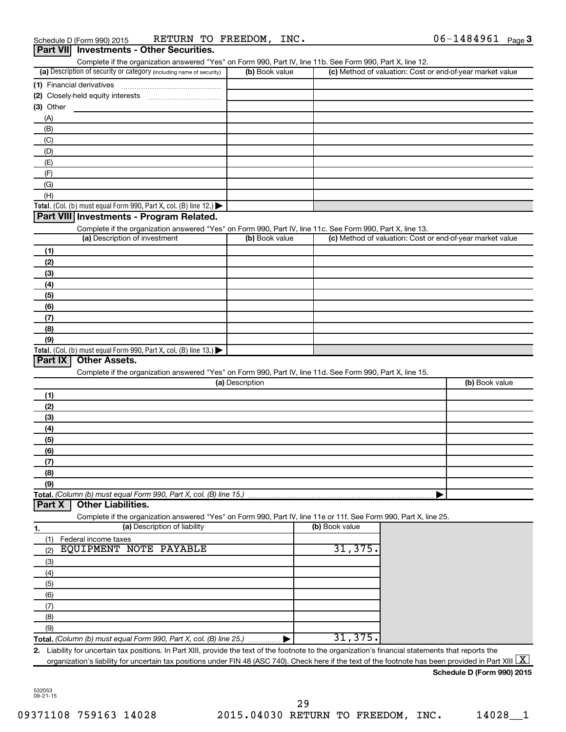Schedule D (Form 990) 2015 RETURN TO FREEDOM, INC. 06-1484961 Page 3

## Part VII Investments - Other Securities.

Complete if the organization answered "Yes" on Form 990, Part IV, line 11b. See Form 990, Part X, line 12.

| (a) Description of security or category (including name of security) | (b) Book value | (c) Method of valuation: Cost or end-of-year market value |
|---|---|---|
| (1) Financial derivatives | | |
| (2) Closely-held equity interests | | |
| (3) Other | | |
| (A) | | |
| (B) | | |
| (C) | | |
| (D) | | |
| (E) | | |
| (F) | | |
| (G) | | |
| (H) | | |
| **Total.** (Col. (b) must equal Form 990, Part X, col. (B) line 12.) | | |

## Part VIII Investments - Program Related.

Complete if the organization answered "Yes" on Form 990, Part IV, line 11c. See Form 990, Part X, line 13.

| (a) Description of investment | (b) Book value | (c) Method of valuation: Cost or end-of-year market value |
|---|---|---|
| (1) | | |
| (2) | | |
| (3) | | |
| (4) | | |
| (5) | | |
| (6) | | |
| (7) | | |
| (8) | | |
| (9) | | |
| **Total.** (Col. (b) must equal Form 990, Part X, col. (B) line 13.) | | |

## Part IX Other Assets.

Complete if the organization answered "Yes" on Form 990, Part IV, line 11d. See Form 990, Part X, line 15.

| (a) Description | (b) Book value |
|---|---|
| (1) | |
| (2) | |
| (3) | |
| (4) | |
| (5) | |
| (6) | |
| (7) | |
| (8) | |
| (9) | |
| **Total.** (Column (b) must equal Form 990, Part X, col. (B) line 15.) | |

## Part X Other Liabilities.

Complete if the organization answered "Yes" on Form 990, Part IV, line 11e or 11f. See Form 990, Part X, line 25.

| 1. (a) Description of liability | (b) Book value |
|---|---|
| (1) Federal income taxes | |
| (2) EQUIPMENT NOTE PAYABLE | 31,375. |
| (3) | |
| (4) | |
| (5) | |
| (6) | |
| (7) | |
| (8) | |
| (9) | |
| **Total.** (Column (b) must equal Form 990, Part X, col. (B) line 25.) | 31,375. |

2. Liability for uncertain tax positions. In Part XIII, provide the text of the footnote to the organization's financial statements that reports the organization's liability for uncertain tax positions under FIN 48 (ASC 740). Check here if the text of the footnote has been provided in Part XIII [X]

**Schedule D (Form 990) 2015**

532053
09-21-15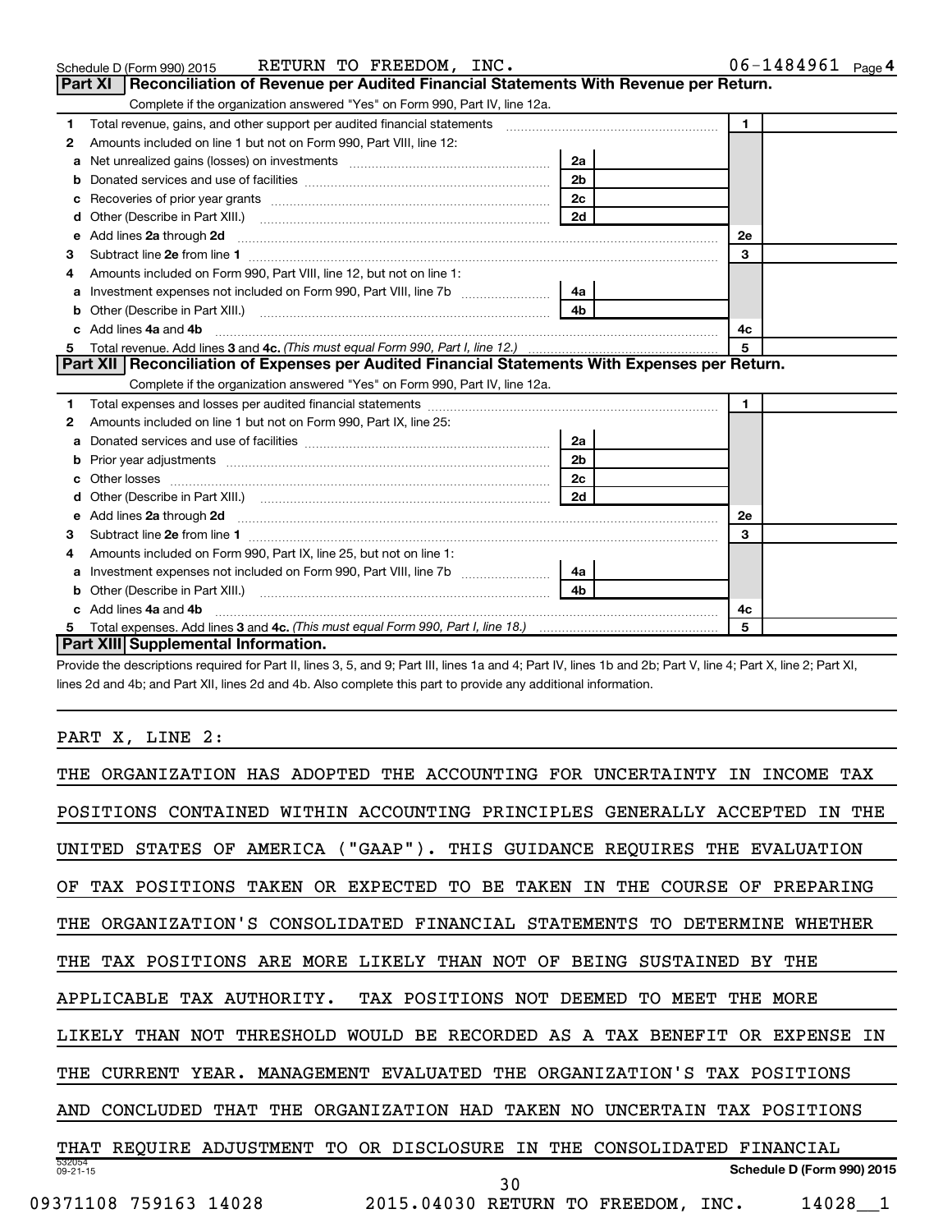Schedule D (Form 990) 2015 RETURN TO FREEDOM, INC. 06-1484961 Page 4

## Part XI Reconciliation of Revenue per Audited Financial Statements With Revenue per Return.

Complete if the organization answered "Yes" on Form 990, Part IV, line 12a.

| | | | | | |
|---|---|---|---|---|---|
| 1 | Total revenue, gains, and other support per audited financial statements | | | 1 | |
| 2 | Amounts included on line 1 but not on Form 990, Part VIII, line 12: | | | | |
| a | Net unrealized gains (losses) on investments | 2a | | | |
| b | Donated services and use of facilities | 2b | | | |
| c | Recoveries of prior year grants | 2c | | | |
| d | Other (Describe in Part XIII.) | 2d | | | |
| e | Add lines 2a through 2d | | | 2e | |
| 3 | Subtract line 2e from line 1 | | | 3 | |
| 4 | Amounts included on Form 990, Part VIII, line 12, but not on line 1: | | | | |
| a | Investment expenses not included on Form 990, Part VIII, line 7b | 4a | | | |
| b | Other (Describe in Part XIII.) | 4b | | | |
| c | Add lines 4a and 4b | | | 4c | |
| 5 | Total revenue. Add lines 3 and 4c. *(This must equal Form 990, Part I, line 12.)* | | | 5 | |

## Part XII Reconciliation of Expenses per Audited Financial Statements With Expenses per Return.

Complete if the organization answered "Yes" on Form 990, Part IV, line 12a.

| | | | | | |
|---|---|---|---|---|---|
| 1 | Total expenses and losses per audited financial statements | | | 1 | |
| 2 | Amounts included on line 1 but not on Form 990, Part IX, line 25: | | | | |
| a | Donated services and use of facilities | 2a | | | |
| b | Prior year adjustments | 2b | | | |
| c | Other losses | 2c | | | |
| d | Other (Describe in Part XIII.) | 2d | | | |
| e | Add lines 2a through 2d | | | 2e | |
| 3 | Subtract line 2e from line 1 | | | 3 | |
| 4 | Amounts included on Form 990, Part IX, line 25, but not on line 1: | | | | |
| a | Investment expenses not included on Form 990, Part VIII, line 7b | 4a | | | |
| b | Other (Describe in Part XIII.) | 4b | | | |
| c | Add lines 4a and 4b | | | 4c | |
| 5 | Total expenses. Add lines 3 and 4c. *(This must equal Form 990, Part I, line 18.)* | | | 5 | |

## Part XIII Supplemental Information.

Provide the descriptions required for Part II, lines 3, 5, and 9; Part III, lines 1a and 4; Part IV, lines 1b and 2b; Part V, line 4; Part X, line 2; Part XI, lines 2d and 4b; and Part XII, lines 2d and 4b. Also complete this part to provide any additional information.

PART X, LINE 2:

THE ORGANIZATION HAS ADOPTED THE ACCOUNTING FOR UNCERTAINTY IN INCOME TAX POSITIONS CONTAINED WITHIN ACCOUNTING PRINCIPLES GENERALLY ACCEPTED IN THE UNITED STATES OF AMERICA ("GAAP"). THIS GUIDANCE REQUIRES THE EVALUATION OF TAX POSITIONS TAKEN OR EXPECTED TO BE TAKEN IN THE COURSE OF PREPARING THE ORGANIZATION'S CONSOLIDATED FINANCIAL STATEMENTS TO DETERMINE WHETHER THE TAX POSITIONS ARE MORE LIKELY THAN NOT OF BEING SUSTAINED BY THE APPLICABLE TAX AUTHORITY. TAX POSITIONS NOT DEEMED TO MEET THE MORE LIKELY THAN NOT THRESHOLD WOULD BE RECORDED AS A TAX BENEFIT OR EXPENSE IN THE CURRENT YEAR. MANAGEMENT EVALUATED THE ORGANIZATION'S TAX POSITIONS AND CONCLUDED THAT THE ORGANIZATION HAD TAKEN NO UNCERTAIN TAX POSITIONS THAT REQUIRE ADJUSTMENT TO OR DISCLOSURE IN THE CONSOLIDATED FINANCIAL

532054 09-21-15 Schedule D (Form 990) 2015

09371108 759163 14028 2015.04030 RETURN TO FREEDOM, INC. 14028__1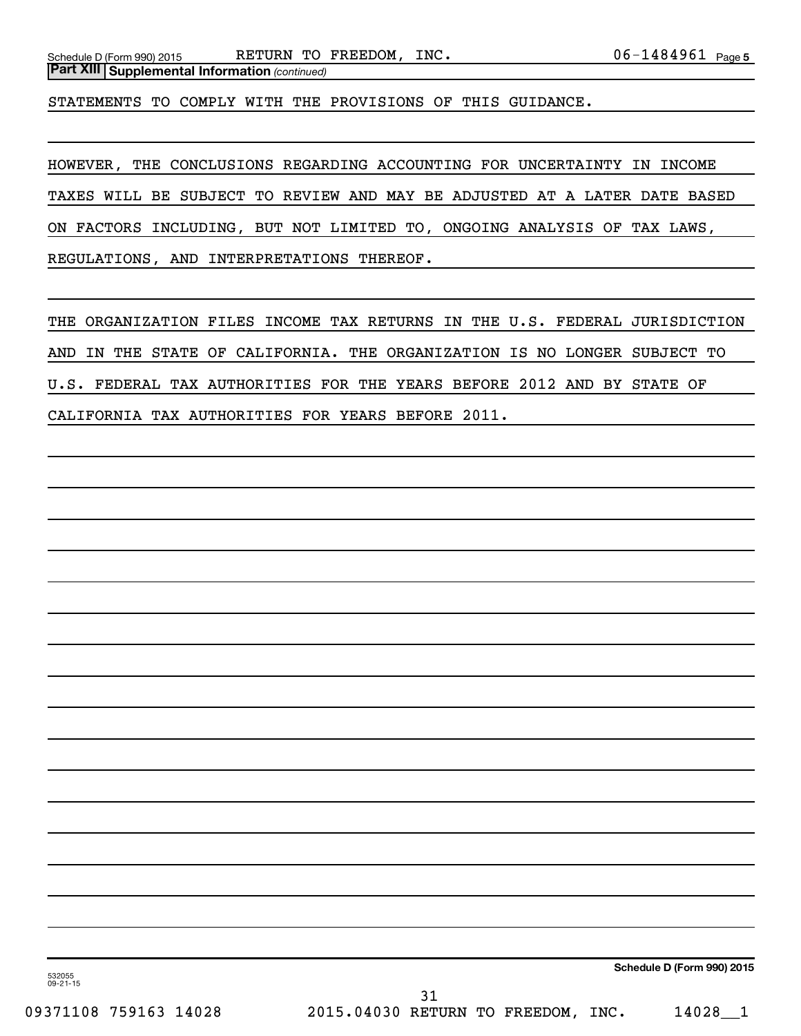Schedule D (Form 990) 2015 RETURN TO FREEDOM, INC. 06-1484961 Page 5

**Part XIII Supplemental Information** *(continued)*

STATEMENTS TO COMPLY WITH THE PROVISIONS OF THIS GUIDANCE.

HOWEVER, THE CONCLUSIONS REGARDING ACCOUNTING FOR UNCERTAINTY IN INCOME TAXES WILL BE SUBJECT TO REVIEW AND MAY BE ADJUSTED AT A LATER DATE BASED ON FACTORS INCLUDING, BUT NOT LIMITED TO, ONGOING ANALYSIS OF TAX LAWS, REGULATIONS, AND INTERPRETATIONS THEREOF.

THE ORGANIZATION FILES INCOME TAX RETURNS IN THE U.S. FEDERAL JURISDICTION AND IN THE STATE OF CALIFORNIA. THE ORGANIZATION IS NO LONGER SUBJECT TO U.S. FEDERAL TAX AUTHORITIES FOR THE YEARS BEFORE 2012 AND BY STATE OF CALIFORNIA TAX AUTHORITIES FOR YEARS BEFORE 2011.

532055
09-21-15

**Schedule D (Form 990) 2015**

09371108 759163 14028 2015.04030 RETURN TO FREEDOM, INC. 14028__1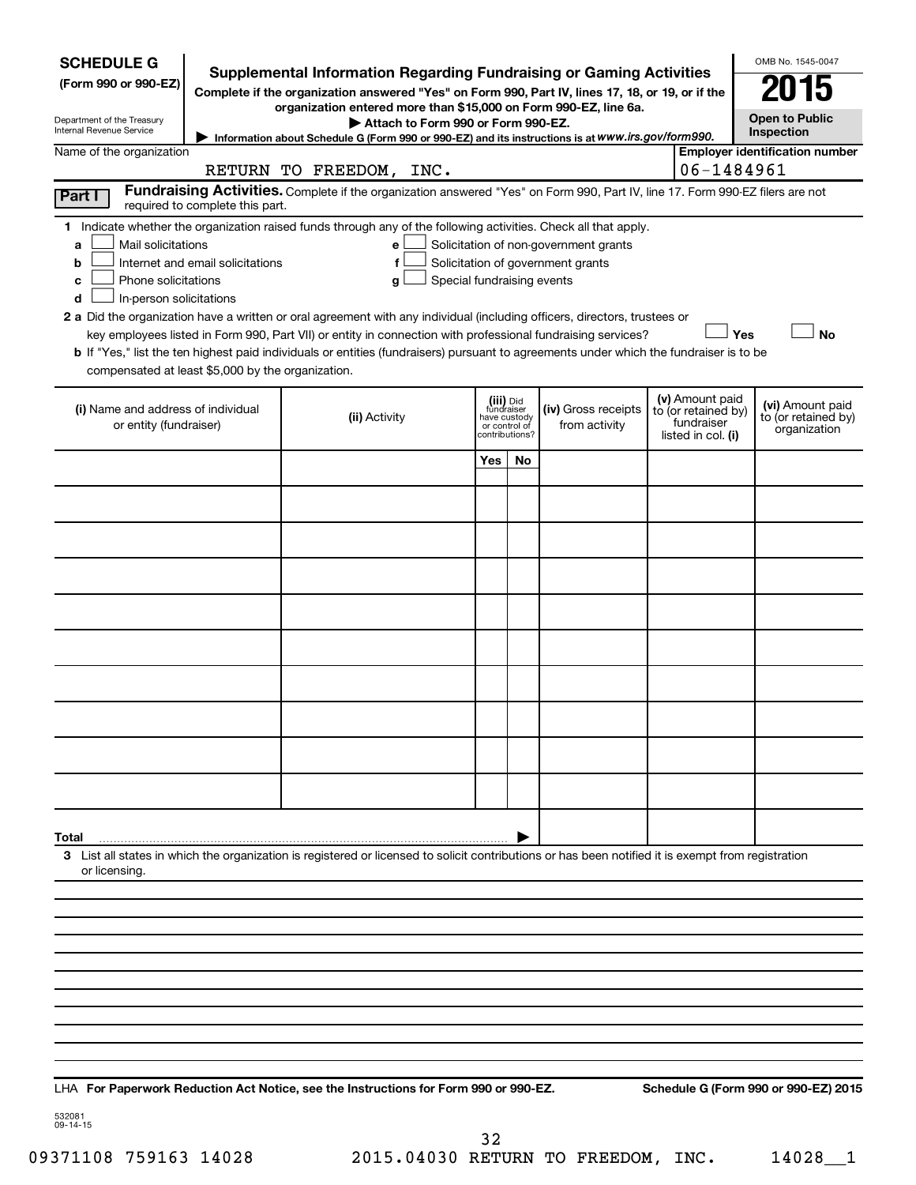**SCHEDULE G**
**(Form 990 or 990-EZ)**

Department of the Treasury
Internal Revenue Service

# Supplemental Information Regarding Fundraising or Gaming Activities

**Complete if the organization answered "Yes" on Form 990, Part IV, lines 17, 18, or 19, or if the organization entered more than $15,000 on Form 990-EZ, line 6a.**

**▶ Attach to Form 990 or Form 990-EZ.**

▶ Information about Schedule G (Form 990 or 990-EZ) and its instructions is at *www.irs.gov/form990.*

OMB No. 1545-0047

**2015**

**Open to Public Inspection**

Name of the organization: RETURN TO FREEDOM, INC.

**Employer identification number:** 06-1484961

**Part I** **Fundraising Activities.** Complete if the organization answered "Yes" on Form 990, Part IV, line 17. Form 990-EZ filers are not required to complete this part.

**1** Indicate whether the organization raised funds through any of the following activities. Check all that apply.

- **a** ☐ Mail solicitations
- **b** ☐ Internet and email solicitations
- **c** ☐ Phone solicitations
- **d** ☐ In-person solicitations
- **e** ☐ Solicitation of non-government grants
- **f** ☐ Solicitation of government grants
- **g** ☐ Special fundraising events

**2 a** Did the organization have a written or oral agreement with any individual (including officers, directors, trustees or key employees listed in Form 990, Part VII) or entity in connection with professional fundraising services? ☐ **Yes** ☐ **No**

**b** If "Yes," list the ten highest paid individuals or entities (fundraisers) pursuant to agreements under which the fundraiser is to be compensated at least $5,000 by the organization.

| (i) Name and address of individual or entity (fundraiser) | (ii) Activity | (iii) Did fundraiser have custody or control of contributions? | | (iv) Gross receipts from activity | (v) Amount paid to (or retained by) fundraiser listed in col. (i) | (vi) Amount paid to (or retained by) organization |
|---|---|---|---|---|---|---|
| | | Yes | No | | | |
| | | | | | | |
| | | | | | | |
| | | | | | | |
| | | | | | | |
| | | | | | | |
| | | | | | | |
| | | | | | | |
| | | | | | | |
| | | | | | | |
| | | | | | | |
| **Total** | | | ▶ | | | |

**3** List all states in which the organization is registered or licensed to solicit contributions or has been notified it is exempt from registration or licensing.

LHA **For Paperwork Reduction Act Notice, see the Instructions for Form 990 or 990-EZ.** **Schedule G (Form 990 or 990-EZ) 2015**

532081
09-14-15

09371108 759163 14028 2015.04030 RETURN TO FREEDOM, INC. 14028__1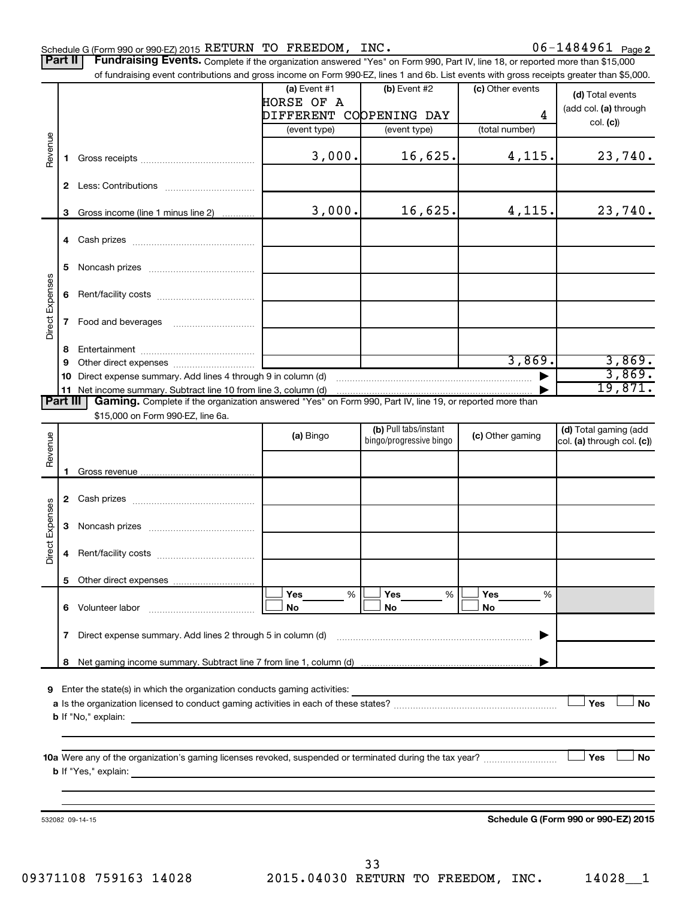Schedule G (Form 990 or 990-EZ) 2015 RETURN TO FREEDOM, INC. 06-1484961 Page 2

**Part II** **Fundraising Events.** Complete if the organization answered "Yes" on Form 990, Part IV, line 18, or reported more than $15,000 of fundraising event contributions and gross income on Form 990-EZ, lines 1 and 6b. List events with gross receipts greater than $5,000.

| | | (a) Event #1 HORSE OF A DIFFERENT CO (event type) | (b) Event #2 OPENING DAY (event type) | (c) Other events 4 (total number) | (d) Total events (add col. (a) through col. (c)) |
|---|---|---|---|---|---|
| Revenue | 1 Gross receipts | 3,000. | 16,625. | 4,115. | 23,740. |
| | 2 Less: Contributions | | | | |
| | 3 Gross income (line 1 minus line 2) | 3,000. | 16,625. | 4,115. | 23,740. |
| Direct Expenses | 4 Cash prizes | | | | |
| | 5 Noncash prizes | | | | |
| | 6 Rent/facility costs | | | | |
| | 7 Food and beverages | | | | |
| | 8 Entertainment | | | | |
| | 9 Other direct expenses | | | 3,869. | 3,869. |
| | 10 Direct expense summary. Add lines 4 through 9 in column (d) | | | ▶ | 3,869. |
| | 11 Net income summary. Subtract line 10 from line 3, column (d) | | | ▶ | 19,871. |

**Part III** **Gaming.** Complete if the organization answered "Yes" on Form 990, Part IV, line 19, or reported more than $15,000 on Form 990-EZ, line 6a.

| | | (a) Bingo | (b) Pull tabs/instant bingo/progressive bingo | (c) Other gaming | (d) Total gaming (add col. (a) through col. (c)) |
|---|---|---|---|---|---|
| Revenue | 1 Gross revenue | | | | |
| Direct Expenses | 2 Cash prizes | | | | |
| | 3 Noncash prizes | | | | |
| | 4 Rent/facility costs | | | | |
| | 5 Other direct expenses | | | | |
| | 6 Volunteer labor | ☐ Yes ___ % ☐ No | ☐ Yes ___ % ☐ No | ☐ Yes ___ % ☐ No | |
| | 7 Direct expense summary. Add lines 2 through 5 in column (d) | | | ▶ | |
| | 8 Net gaming income summary. Subtract line 7 from line 1, column (d) | | | ▶ | |

**9** Enter the state(s) in which the organization conducts gaming activities:

**a** Is the organization licensed to conduct gaming activities in each of these states? ☐ Yes ☐ No

**b** If "No," explain:

**10a** Were any of the organization's gaming licenses revoked, suspended or terminated during the tax year? ☐ Yes ☐ No

**b** If "Yes," explain:

532082 09-14-15 **Schedule G (Form 990 or 990-EZ) 2015**

09371108 759163 14028 2015.04030 RETURN TO FREEDOM, INC. 14028__1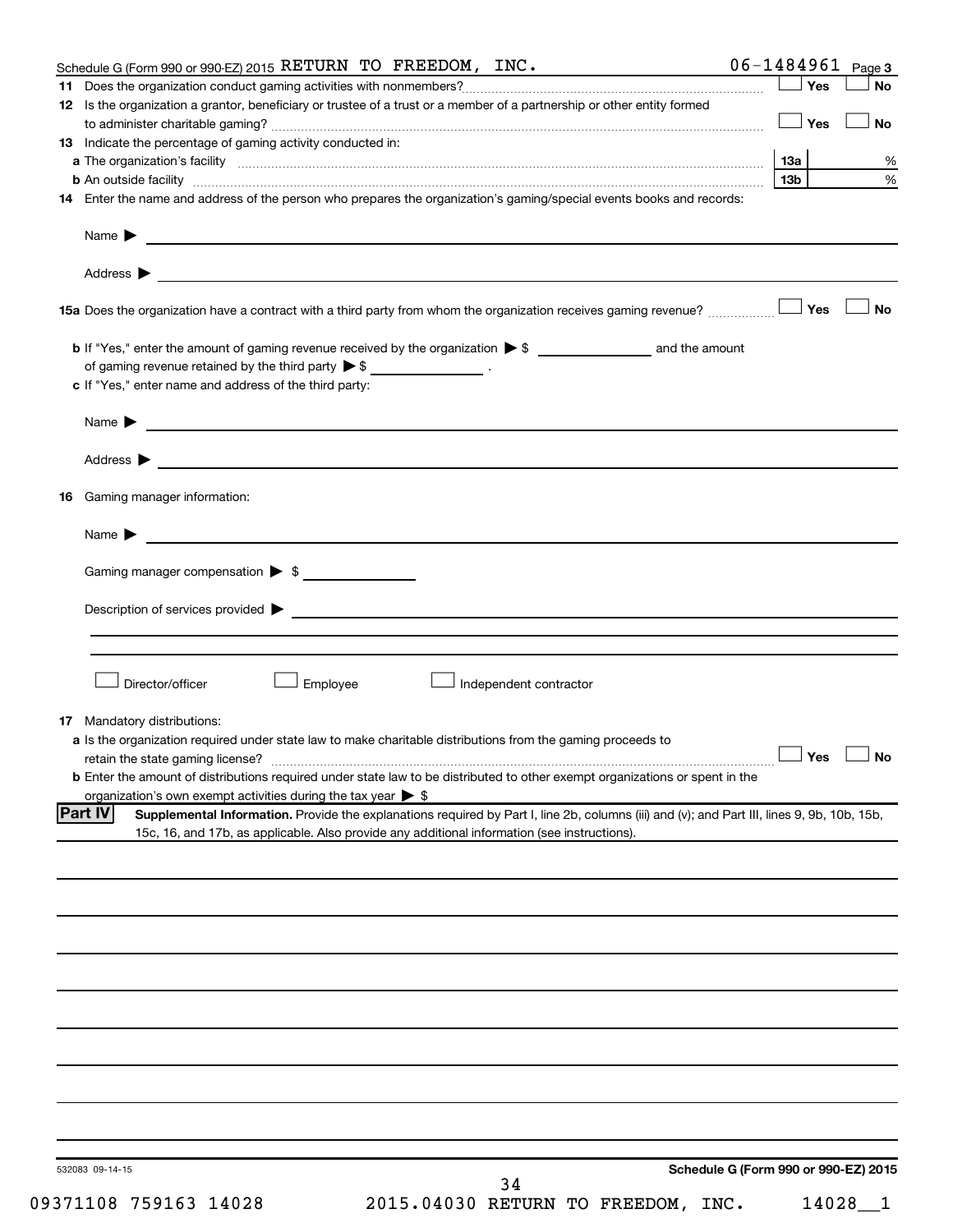Schedule G (Form 990 or 990-EZ) 2015 RETURN TO FREEDOM, INC. 06-1484961 Page 3

**11** Does the organization conduct gaming activities with nonmembers? ☐ Yes ☐ No

**12** Is the organization a grantor, beneficiary or trustee of a trust or a member of a partnership or other entity formed to administer charitable gaming? ☐ Yes ☐ No

**13** Indicate the percentage of gaming activity conducted in:

**a** The organization's facility **13a** %

**b** An outside facility **13b** %

**14** Enter the name and address of the person who prepares the organization's gaming/special events books and records:

Name ▶

Address ▶

**15a** Does the organization have a contract with a third party from whom the organization receives gaming revenue? ☐ Yes ☐ No

**b** If "Yes," enter the amount of gaming revenue received by the organization ▶ $ ____________ and the amount of gaming revenue retained by the third party ▶ $ ____________ .

**c** If "Yes," enter name and address of the third party:

Name ▶

Address ▶

**16** Gaming manager information:

Name ▶

Gaming manager compensation ▶ $

Description of services provided ▶

☐ Director/officer ☐ Employee ☐ Independent contractor

**17** Mandatory distributions:

**a** Is the organization required under state law to make charitable distributions from the gaming proceeds to retain the state gaming license? ☐ Yes ☐ No

**b** Enter the amount of distributions required under state law to be distributed to other exempt organizations or spent in the organization's own exempt activities during the tax year ▶ $

**Part IV** **Supplemental Information.** Provide the explanations required by Part I, line 2b, columns (iii) and (v); and Part III, lines 9, 9b, 10b, 15b, 15c, 16, and 17b, as applicable. Also provide any additional information (see instructions).

532083 09-14-15 **Schedule G (Form 990 or 990-EZ) 2015**

09371108 759163 14028 2015.04030 RETURN TO FREEDOM, INC. 14028__1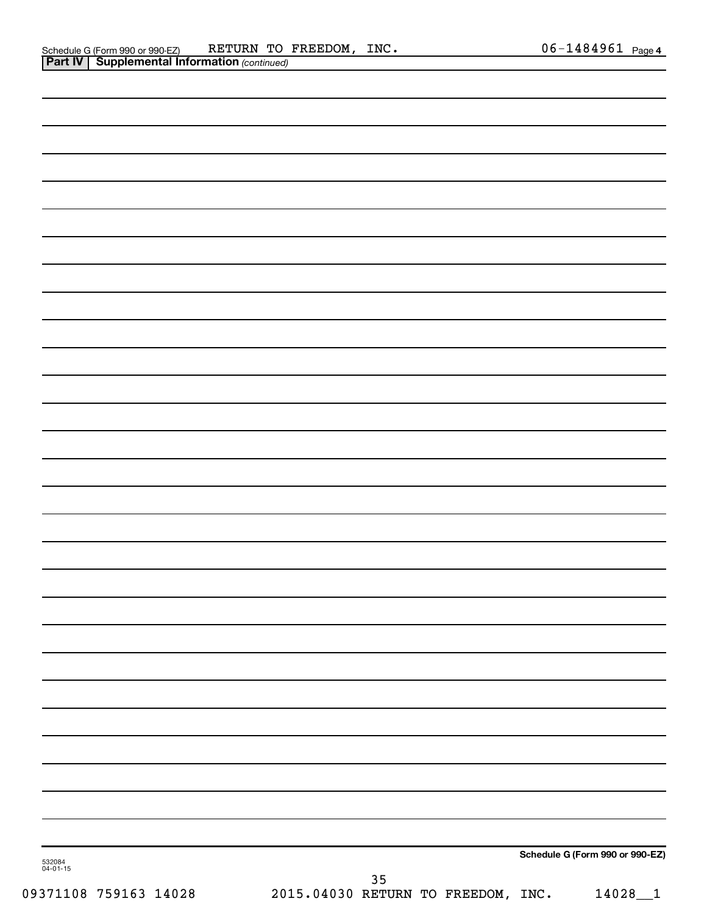Schedule G (Form 990 or 990-EZ) RETURN TO FREEDOM, INC. 06-1484961 Page 4

**Part IV | Supplemental Information** *(continued)*

**Schedule G (Form 990 or 990-EZ)**

532084
04-01-15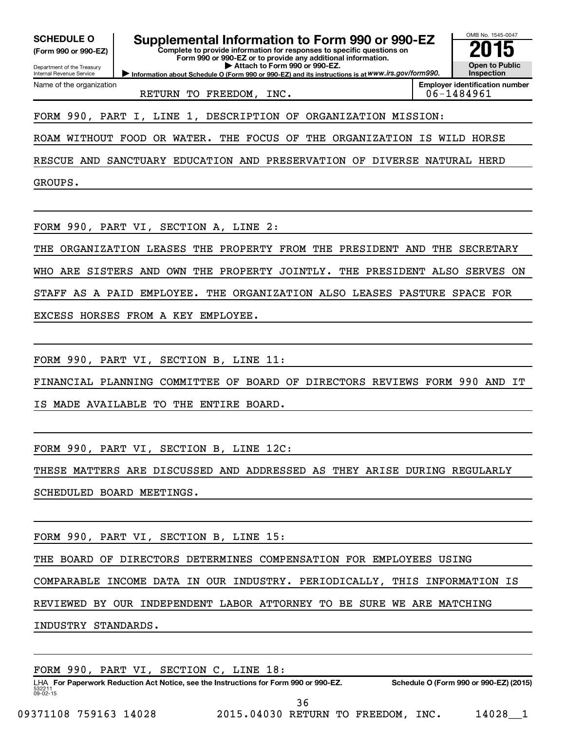**SCHEDULE O**
**(Form 990 or 990-EZ)**

Department of the Treasury
Internal Revenue Service

# Supplemental Information to Form 990 or 990-EZ

**Complete to provide information for responses to specific questions on Form 990 or 990-EZ or to provide any additional information.**
**▶ Attach to Form 990 or 990-EZ.**
**▶ Information about Schedule O (Form 990 or 990-EZ) and its instructions is at** *www.irs.gov/form990.*

OMB No. 1545-0047
**2015**
**Open to Public Inspection**

| Name of the organization | Employer identification number |
|---|---|
| RETURN TO FREEDOM, INC. | 06-1484961 |

FORM 990, PART I, LINE 1, DESCRIPTION OF ORGANIZATION MISSION:

ROAM WITHOUT FOOD OR WATER. THE FOCUS OF THE ORGANIZATION IS WILD HORSE RESCUE AND SANCTUARY EDUCATION AND PRESERVATION OF DIVERSE NATURAL HERD GROUPS.

FORM 990, PART VI, SECTION A, LINE 2:

THE ORGANIZATION LEASES THE PROPERTY FROM THE PRESIDENT AND THE SECRETARY WHO ARE SISTERS AND OWN THE PROPERTY JOINTLY. THE PRESIDENT ALSO SERVES ON STAFF AS A PAID EMPLOYEE. THE ORGANIZATION ALSO LEASES PASTURE SPACE FOR EXCESS HORSES FROM A KEY EMPLOYEE.

FORM 990, PART VI, SECTION B, LINE 11:

FINANCIAL PLANNING COMMITTEE OF BOARD OF DIRECTORS REVIEWS FORM 990 AND IT IS MADE AVAILABLE TO THE ENTIRE BOARD.

FORM 990, PART VI, SECTION B, LINE 12C:

THESE MATTERS ARE DISCUSSED AND ADDRESSED AS THEY ARISE DURING REGULARLY SCHEDULED BOARD MEETINGS.

FORM 990, PART VI, SECTION B, LINE 15:

THE BOARD OF DIRECTORS DETERMINES COMPENSATION FOR EMPLOYEES USING COMPARABLE INCOME DATA IN OUR INDUSTRY. PERIODICALLY, THIS INFORMATION IS REVIEWED BY OUR INDEPENDENT LABOR ATTORNEY TO BE SURE WE ARE MATCHING INDUSTRY STANDARDS.

FORM 990, PART VI, SECTION C, LINE 18:

LHA **For Paperwork Reduction Act Notice, see the Instructions for Form 990 or 990-EZ.** **Schedule O (Form 990 or 990-EZ) (2015)**
532211
09-02-15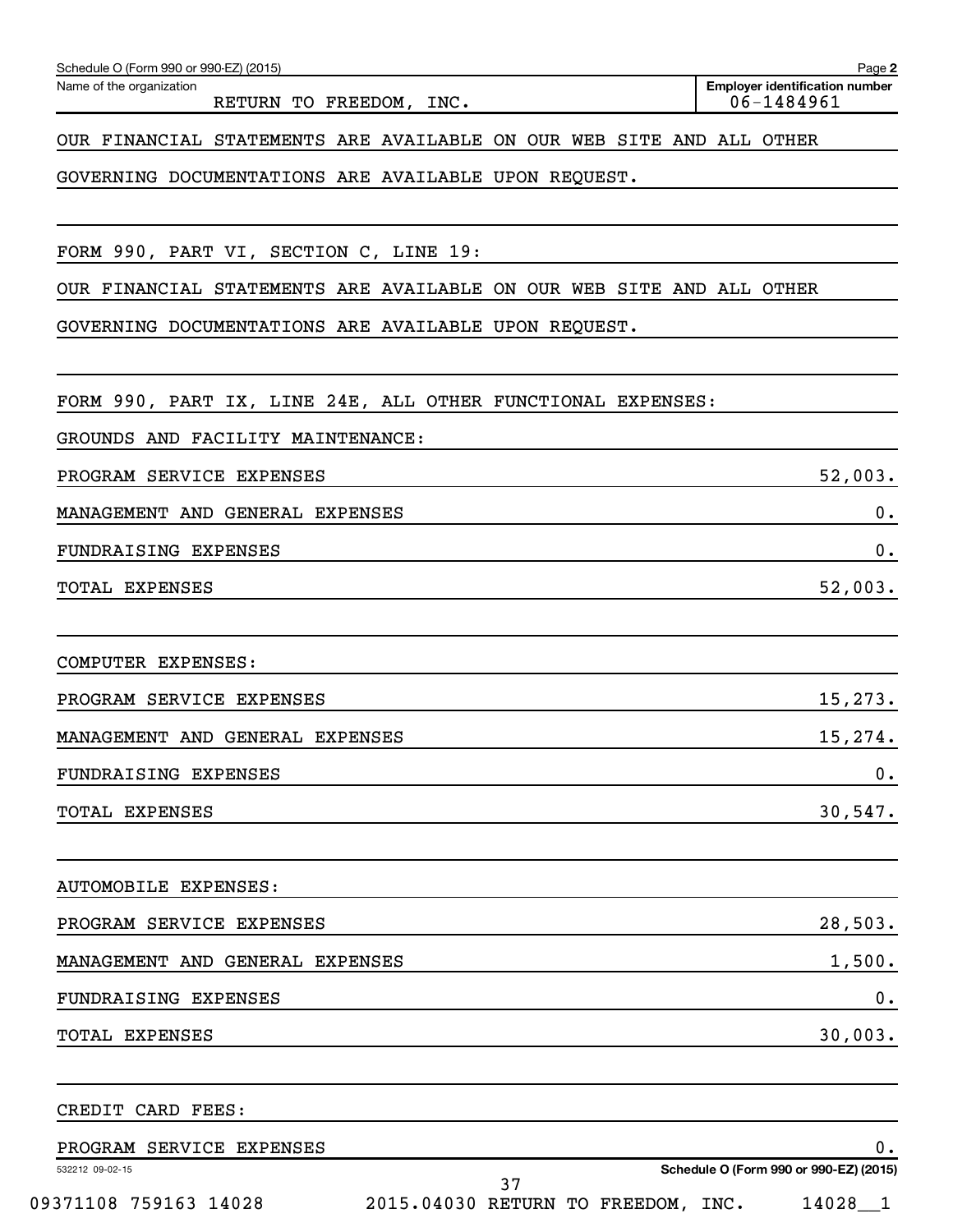Schedule O (Form 990 or 990-EZ) (2015)

Name of the organization: RETURN TO FREEDOM, INC.

Employer identification number: 06-1484961

OUR FINANCIAL STATEMENTS ARE AVAILABLE ON OUR WEB SITE AND ALL OTHER GOVERNING DOCUMENTATIONS ARE AVAILABLE UPON REQUEST.

FORM 990, PART VI, SECTION C, LINE 19:

OUR FINANCIAL STATEMENTS ARE AVAILABLE ON OUR WEB SITE AND ALL OTHER GOVERNING DOCUMENTATIONS ARE AVAILABLE UPON REQUEST.

FORM 990, PART IX, LINE 24E, ALL OTHER FUNCTIONAL EXPENSES:

GROUNDS AND FACILITY MAINTENANCE:

| | |
|---|---|
| PROGRAM SERVICE EXPENSES | 52,003. |
| MANAGEMENT AND GENERAL EXPENSES | 0. |
| FUNDRAISING EXPENSES | 0. |
| TOTAL EXPENSES | 52,003. |

COMPUTER EXPENSES:

| | |
|---|---|
| PROGRAM SERVICE EXPENSES | 15,273. |
| MANAGEMENT AND GENERAL EXPENSES | 15,274. |
| FUNDRAISING EXPENSES | 0. |
| TOTAL EXPENSES | 30,547. |

AUTOMOBILE EXPENSES:

| | |
|---|---|
| PROGRAM SERVICE EXPENSES | 28,503. |
| MANAGEMENT AND GENERAL EXPENSES | 1,500. |
| FUNDRAISING EXPENSES | 0. |
| TOTAL EXPENSES | 30,003. |

CREDIT CARD FEES:

| | |
|---|---|
| PROGRAM SERVICE EXPENSES | 0. |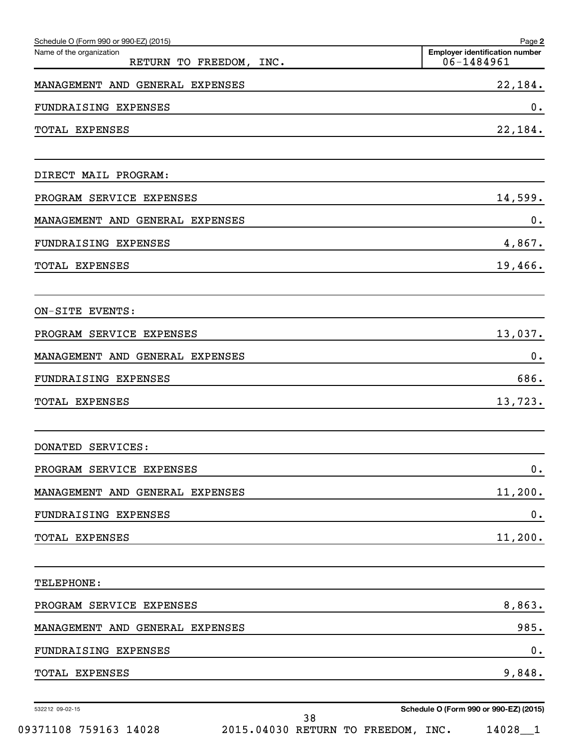Schedule O (Form 990 or 990-EZ) (2015)

| Name of the organization | Employer identification number |
|---|---|
| RETURN TO FREEDOM, INC. | 06-1484961 |

| | |
|---|---|
| MANAGEMENT AND GENERAL EXPENSES | 22,184. |
| FUNDRAISING EXPENSES | 0. |
| TOTAL EXPENSES | 22,184. |
| | |
| DIRECT MAIL PROGRAM: | |
| PROGRAM SERVICE EXPENSES | 14,599. |
| MANAGEMENT AND GENERAL EXPENSES | 0. |
| FUNDRAISING EXPENSES | 4,867. |
| TOTAL EXPENSES | 19,466. |
| | |
| ON-SITE EVENTS: | |
| PROGRAM SERVICE EXPENSES | 13,037. |
| MANAGEMENT AND GENERAL EXPENSES | 0. |
| FUNDRAISING EXPENSES | 686. |
| TOTAL EXPENSES | 13,723. |
| | |
| DONATED SERVICES: | |
| PROGRAM SERVICE EXPENSES | 0. |
| MANAGEMENT AND GENERAL EXPENSES | 11,200. |
| FUNDRAISING EXPENSES | 0. |
| TOTAL EXPENSES | 11,200. |
| | |
| TELEPHONE: | |
| PROGRAM SERVICE EXPENSES | 8,863. |
| MANAGEMENT AND GENERAL EXPENSES | 985. |
| FUNDRAISING EXPENSES | 0. |
| TOTAL EXPENSES | 9,848. |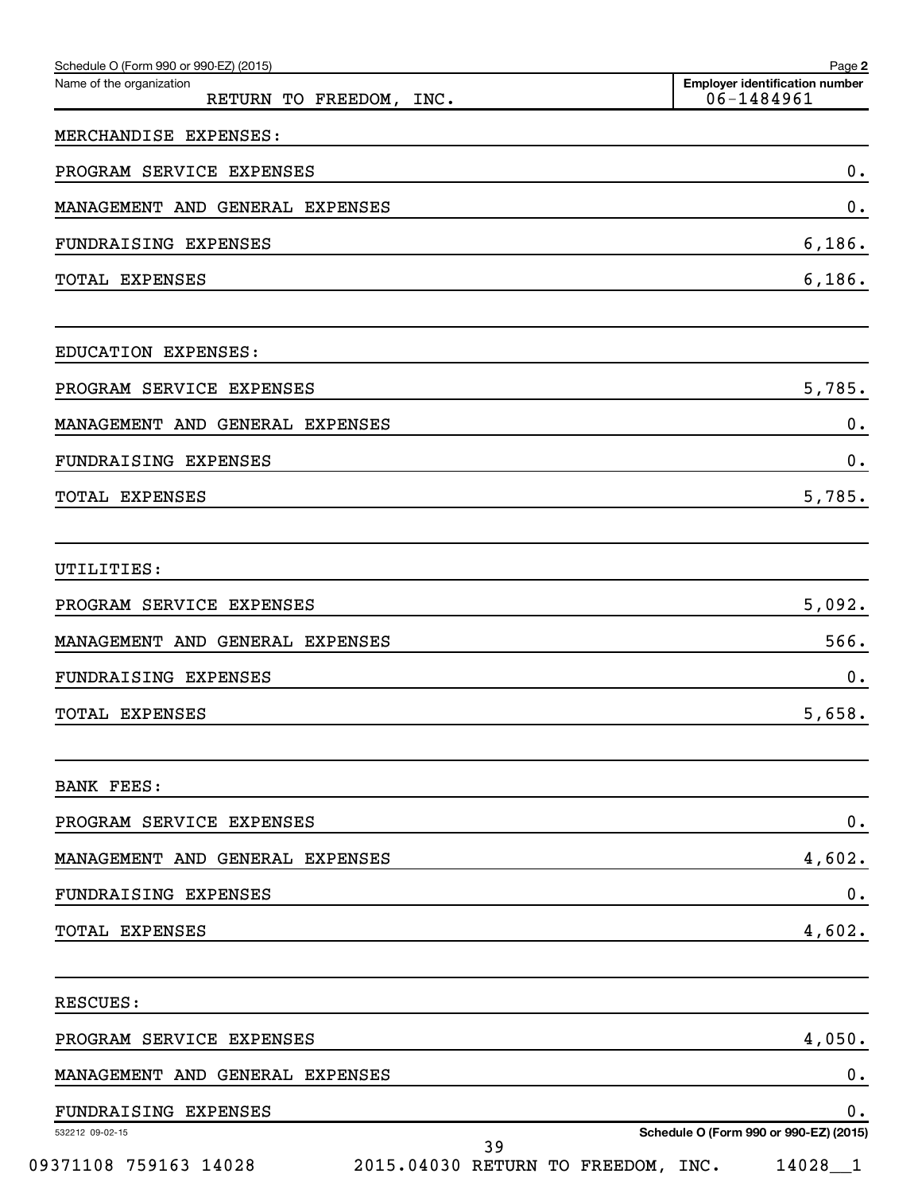Schedule O (Form 990 or 990-EZ) (2015) Page 2

Name of the organization: RETURN TO FREEDOM, INC.

Employer identification number: 06-1484961

| | |
|---|---|
| MERCHANDISE EXPENSES: | |
| PROGRAM SERVICE EXPENSES | 0. |
| MANAGEMENT AND GENERAL EXPENSES | 0. |
| FUNDRAISING EXPENSES | 6,186. |
| TOTAL EXPENSES | 6,186. |
| | |
| EDUCATION EXPENSES: | |
| PROGRAM SERVICE EXPENSES | 5,785. |
| MANAGEMENT AND GENERAL EXPENSES | 0. |
| FUNDRAISING EXPENSES | 0. |
| TOTAL EXPENSES | 5,785. |
| | |
| UTILITIES: | |
| PROGRAM SERVICE EXPENSES | 5,092. |
| MANAGEMENT AND GENERAL EXPENSES | 566. |
| FUNDRAISING EXPENSES | 0. |
| TOTAL EXPENSES | 5,658. |
| | |
| BANK FEES: | |
| PROGRAM SERVICE EXPENSES | 0. |
| MANAGEMENT AND GENERAL EXPENSES | 4,602. |
| FUNDRAISING EXPENSES | 0. |
| TOTAL EXPENSES | 4,602. |
| | |
| RESCUES: | |
| PROGRAM SERVICE EXPENSES | 4,050. |
| MANAGEMENT AND GENERAL EXPENSES | 0. |
| FUNDRAISING EXPENSES | 0. |

532212 09-02-15 Schedule O (Form 990 or 990-EZ) (2015)

09371108 759163 14028 2015.04030 RETURN TO FREEDOM, INC. 14028__1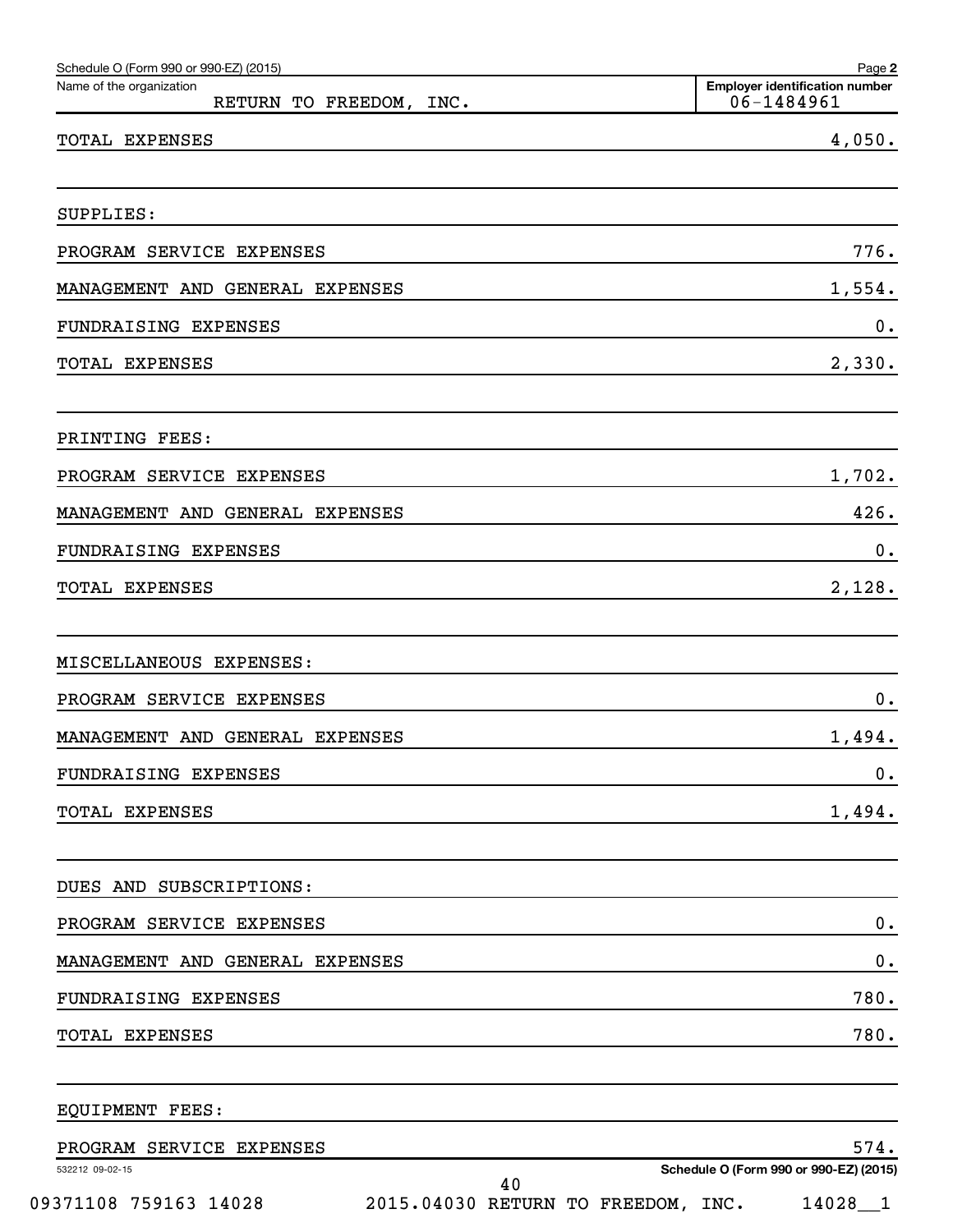Schedule O (Form 990 or 990-EZ) (2015)

| Name of the organization | Employer identification number |
|---|---|
| RETURN TO FREEDOM, INC. | 06-1484961 |

| | |
|---|---|
| TOTAL EXPENSES | 4,050. |
| | |
| SUPPLIES: | |
| PROGRAM SERVICE EXPENSES | 776. |
| MANAGEMENT AND GENERAL EXPENSES | 1,554. |
| FUNDRAISING EXPENSES | 0. |
| TOTAL EXPENSES | 2,330. |
| | |
| PRINTING FEES: | |
| PROGRAM SERVICE EXPENSES | 1,702. |
| MANAGEMENT AND GENERAL EXPENSES | 426. |
| FUNDRAISING EXPENSES | 0. |
| TOTAL EXPENSES | 2,128. |
| | |
| MISCELLANEOUS EXPENSES: | |
| PROGRAM SERVICE EXPENSES | 0. |
| MANAGEMENT AND GENERAL EXPENSES | 1,494. |
| FUNDRAISING EXPENSES | 0. |
| TOTAL EXPENSES | 1,494. |
| | |
| DUES AND SUBSCRIPTIONS: | |
| PROGRAM SERVICE EXPENSES | 0. |
| MANAGEMENT AND GENERAL EXPENSES | 0. |
| FUNDRAISING EXPENSES | 780. |
| TOTAL EXPENSES | 780. |
| | |
| EQUIPMENT FEES: | |
| PROGRAM SERVICE EXPENSES | 574. |

532212 09-02-15

Schedule O (Form 990 or 990-EZ) (2015)

09371108 759163 14028 2015.04030 RETURN TO FREEDOM, INC. 14028__1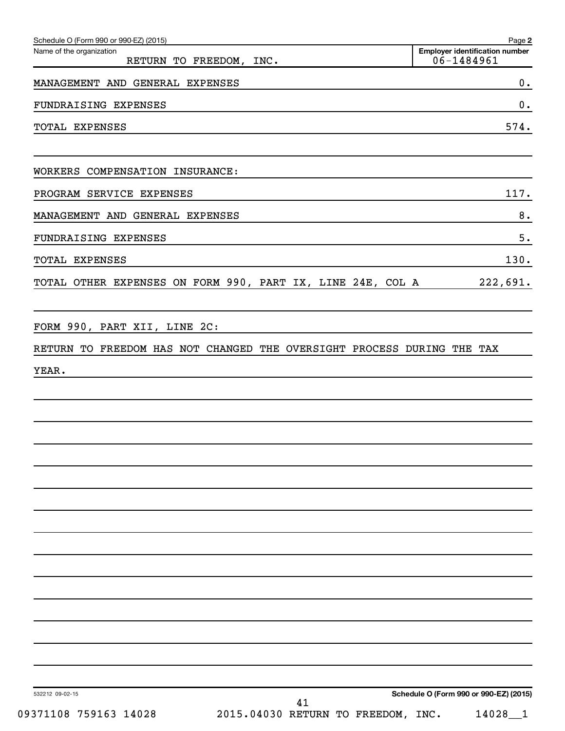Schedule O (Form 990 or 990-EZ) (2015)

Name of the organization: RETURN TO FREEDOM, INC.

Employer identification number: 06-1484961

| | |
|---|---|
| MANAGEMENT AND GENERAL EXPENSES | 0. |
| FUNDRAISING EXPENSES | 0. |
| TOTAL EXPENSES | 574. |

WORKERS COMPENSATION INSURANCE:

| | |
|---|---|
| PROGRAM SERVICE EXPENSES | 117. |
| MANAGEMENT AND GENERAL EXPENSES | 8. |
| FUNDRAISING EXPENSES | 5. |
| TOTAL EXPENSES | 130. |
| TOTAL OTHER EXPENSES ON FORM 990, PART IX, LINE 24E, COL A | 222,691. |

FORM 990, PART XII, LINE 2C:

RETURN TO FREEDOM HAS NOT CHANGED THE OVERSIGHT PROCESS DURING THE TAX YEAR.

532212 09-02-15

Schedule O (Form 990 or 990-EZ) (2015)

09371108 759163 14028 2015.04030 RETURN TO FREEDOM, INC. 14028__1